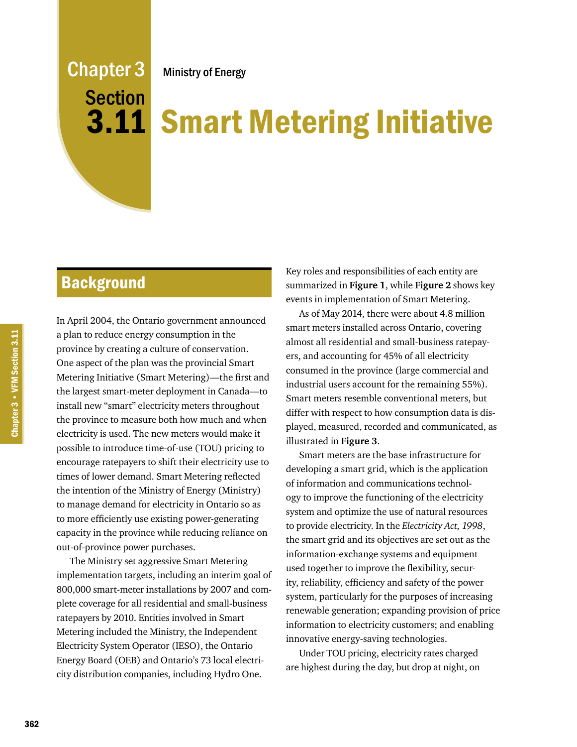# Chapter 3 Section 3.11

Ministry of Energy

# Smart Metering Initiative

## Background

In April 2004, the Ontario government announced a plan to reduce energy consumption in the province by creating a culture of conservation. One aspect of the plan was the provincial Smart Metering Initiative (Smart Metering)—the first and the largest smart-meter deployment in Canada—to install new "smart" electricity meters throughout the province to measure both how much and when electricity is used. The new meters would make it possible to introduce time-of-use (TOU) pricing to encourage ratepayers to shift their electricity use to times of lower demand. Smart Metering reflected the intention of the Ministry of Energy (Ministry) to manage demand for electricity in Ontario so as to more efficiently use existing power-generating capacity in the province while reducing reliance on out-of-province power purchases.

The Ministry set aggressive Smart Metering implementation targets, including an interim goal of 800,000 smart-meter installations by 2007 and complete coverage for all residential and small-business ratepayers by 2010. Entities involved in Smart Metering included the Ministry, the Independent Electricity System Operator (IESO), the Ontario Energy Board (OEB) and Ontario's 73 local electricity distribution companies, including Hydro One. Key roles and responsibilities of each entity are summarized in **Figure 1**, while **Figure 2** shows key events in implementation of Smart Metering.

As of May 2014, there were about 4.8 million smart meters installed across Ontario, covering almost all residential and small-business ratepayers, and accounting for 45% of all electricity consumed in the province (large commercial and industrial users account for the remaining 55%). Smart meters resemble conventional meters, but differ with respect to how consumption data is displayed, measured, recorded and communicated, as illustrated in **Figure 3**.

Smart meters are the base infrastructure for developing a smart grid, which is the application of information and communications technology to improve the functioning of the electricity system and optimize the use of natural resources to provide electricity. In the *Electricity Act, 1998*, the smart grid and its objectives are set out as the information-exchange systems and equipment used together to improve the flexibility, security, reliability, efficiency and safety of the power system, particularly for the purposes of increasing renewable generation; expanding provision of price information to electricity customers; and enabling innovative energy-saving technologies.

Under TOU pricing, electricity rates charged are highest during the day, but drop at night, on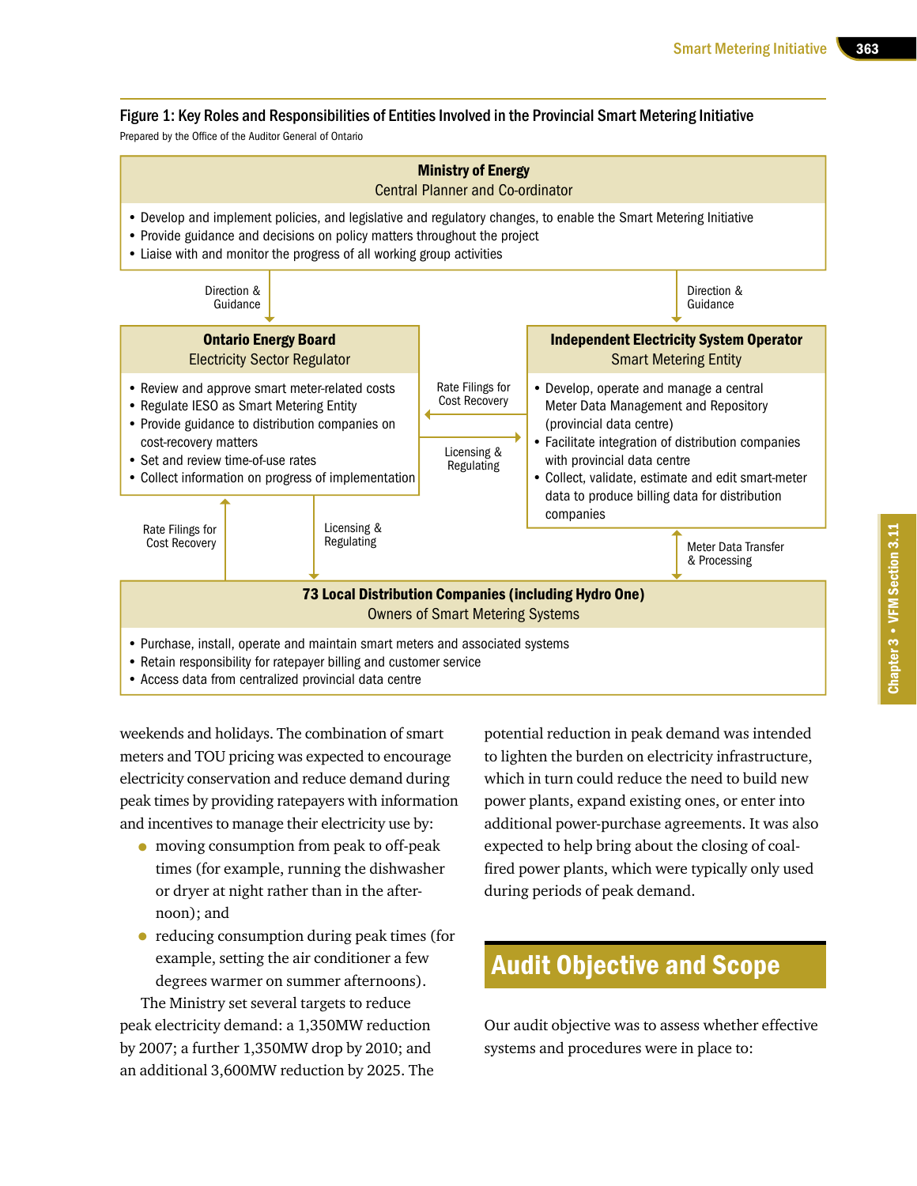**Figure 1: Key Roles and Responsibilities of Entities Involved in the Provincial Smart Metering Initiative**

Prepared by the Office of the Auditor General of Ontario

**Ministry of Energy**
Central Planner and Co-ordinator

- Develop and implement policies, and legislative and regulatory changes, to enable the Smart Metering Initiative
- Provide guidance and decisions on policy matters throughout the project
- Liaise with and monitor the progress of all working group activities

Direction & Guidance (Ministry of Energy → Ontario Energy Board)

Direction & Guidance (Ministry of Energy → Independent Electricity System Operator)

**Ontario Energy Board**
Electricity Sector Regulator

- Review and approve smart meter-related costs
- Regulate IESO as Smart Metering Entity
- Provide guidance to distribution companies on cost-recovery matters
- Set and review time-of-use rates
- Collect information on progress of implementation

Rate Filings for Cost Recovery (Independent Electricity System Operator → Ontario Energy Board)

Licensing & Regulating (Ontario Energy Board → Independent Electricity System Operator)

**Independent Electricity System Operator**
Smart Metering Entity

- Develop, operate and manage a central Meter Data Management and Repository (provincial data centre)
- Facilitate integration of distribution companies with provincial data centre
- Collect, validate, estimate and edit smart-meter data to produce billing data for distribution companies

Rate Filings for Cost Recovery (Local Distribution Companies → Ontario Energy Board)

Licensing & Regulating (Ontario Energy Board → Local Distribution Companies)

Meter Data Transfer & Processing (Independent Electricity System Operator ↔ Local Distribution Companies)

**73 Local Distribution Companies (including Hydro One)**
Owners of Smart Metering Systems

- Purchase, install, operate and maintain smart meters and associated systems
- Retain responsibility for ratepayer billing and customer service
- Access data from centralized provincial data centre

weekends and holidays. The combination of smart meters and TOU pricing was expected to encourage electricity conservation and reduce demand during peak times by providing ratepayers with information and incentives to manage their electricity use by:

- moving consumption from peak to off-peak times (for example, running the dishwasher or dryer at night rather than in the afternoon); and
- reducing consumption during peak times (for example, setting the air conditioner a few degrees warmer on summer afternoons).

The Ministry set several targets to reduce peak electricity demand: a 1,350MW reduction by 2007; a further 1,350MW drop by 2010; and an additional 3,600MW reduction by 2025. The potential reduction in peak demand was intended to lighten the burden on electricity infrastructure, which in turn could reduce the need to build new power plants, expand existing ones, or enter into additional power-purchase agreements. It was also expected to help bring about the closing of coal-fired power plants, which were typically only used during periods of peak demand.

## Audit Objective and Scope

Our audit objective was to assess whether effective systems and procedures were in place to: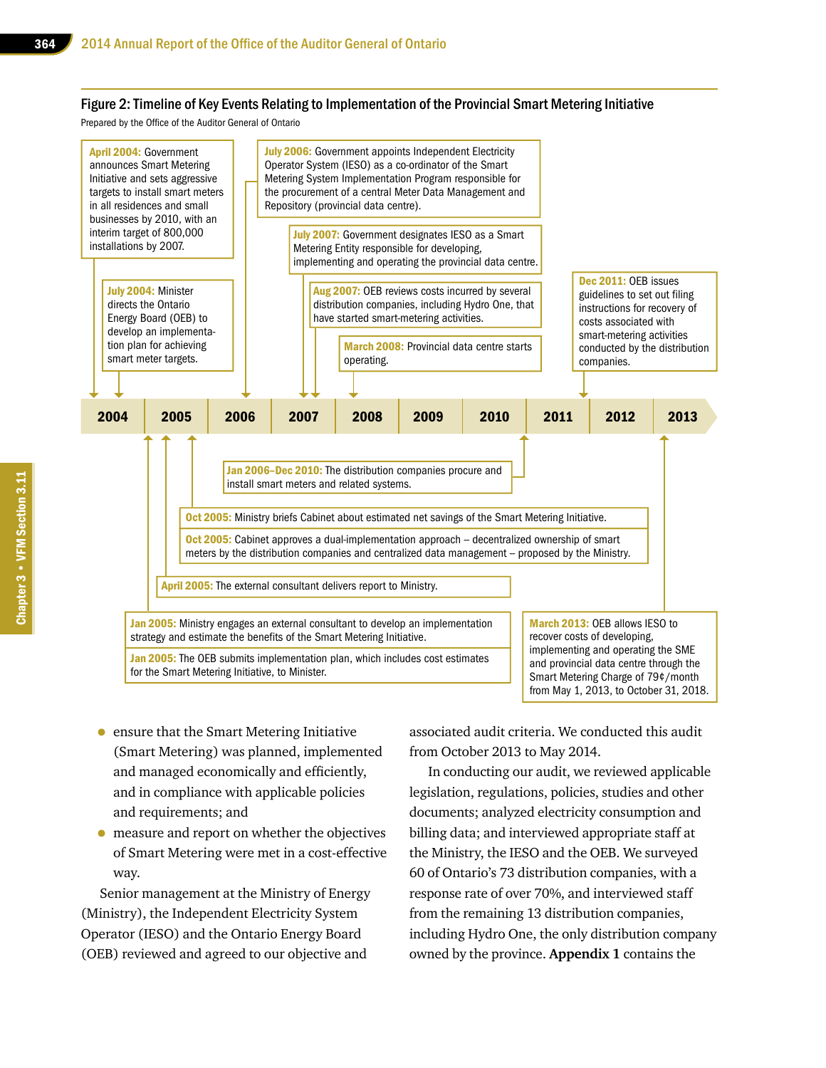### Figure 2: Timeline of Key Events Relating to Implementation of the Provincial Smart Metering Initiative

Prepared by the Office of the Auditor General of Ontario

**April 2004:** Government announces Smart Metering Initiative and sets aggressive targets to install smart meters in all residences and small businesses by 2010, with an interim target of 800,000 installations by 2007.

**July 2004:** Minister directs the Ontario Energy Board (OEB) to develop an implementation plan for achieving smart meter targets.

**Jan 2005:** Ministry engages an external consultant to develop an implementation strategy and estimate the benefits of the Smart Metering Initiative.

**Jan 2005:** The OEB submits implementation plan, which includes cost estimates for the Smart Metering Initiative, to Minister.

**April 2005:** The external consultant delivers report to Ministry.

**Oct 2005:** Ministry briefs Cabinet about estimated net savings of the Smart Metering Initiative.

**Oct 2005:** Cabinet approves a dual-implementation approach – decentralized ownership of smart meters by the distribution companies and centralized data management – proposed by the Ministry.

**Jan 2006–Dec 2010:** The distribution companies procure and install smart meters and related systems.

**July 2006:** Government appoints Independent Electricity Operator System (IESO) as a co-ordinator of the Smart Metering System Implementation Program responsible for the procurement of a central Meter Data Management and Repository (provincial data centre).

**July 2007:** Government designates IESO as a Smart Metering Entity responsible for developing, implementing and operating the provincial data centre.

**Aug 2007:** OEB reviews costs incurred by several distribution companies, including Hydro One, that have started smart-metering activities.

**March 2008:** Provincial data centre starts operating.

**Dec 2011:** OEB issues guidelines to set out filing instructions for recovery of costs associated with smart-metering activities conducted by the distribution companies.

**March 2013:** OEB allows IESO to recover costs of developing, implementing and operating the SME and provincial data centre through the Smart Metering Charge of 79¢/month from May 1, 2013, to October 31, 2018.

- ensure that the Smart Metering Initiative (Smart Metering) was planned, implemented and managed economically and efficiently, and in compliance with applicable policies and requirements; and
- measure and report on whether the objectives of Smart Metering were met in a cost-effective way.

Senior management at the Ministry of Energy (Ministry), the Independent Electricity System Operator (IESO) and the Ontario Energy Board (OEB) reviewed and agreed to our objective and associated audit criteria. We conducted this audit from October 2013 to May 2014.

In conducting our audit, we reviewed applicable legislation, regulations, policies, studies and other documents; analyzed electricity consumption and billing data; and interviewed appropriate staff at the Ministry, the IESO and the OEB. We surveyed 60 of Ontario's 73 distribution companies, with a response rate of over 70%, and interviewed staff from the remaining 13 distribution companies, including Hydro One, the only distribution company owned by the province. **Appendix 1** contains the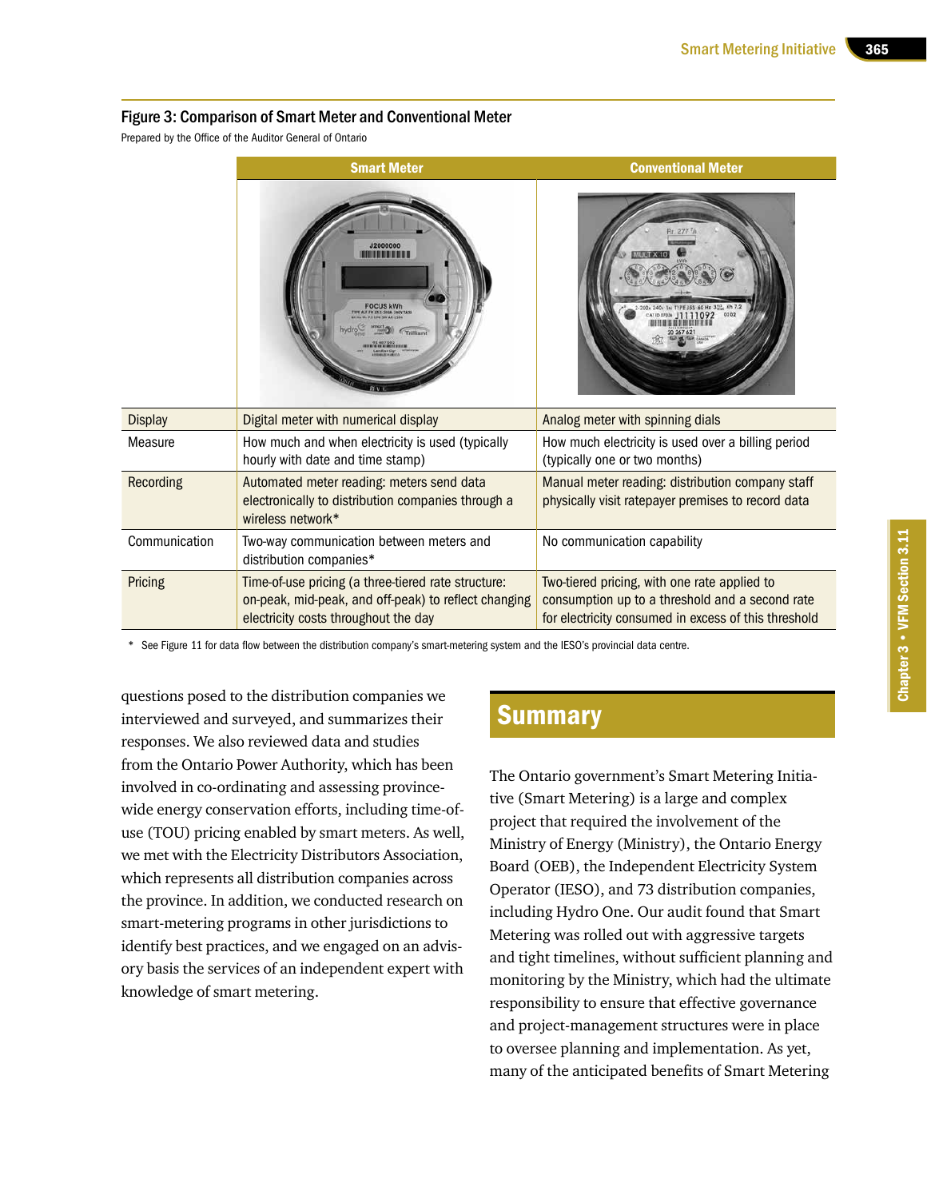### Figure 3: Comparison of Smart Meter and Conventional Meter

Prepared by the Office of the Auditor General of Ontario

| | Smart Meter | Conventional Meter |
|---|---|---|
| Display | Digital meter with numerical display | Analog meter with spinning dials |
| Measure | How much and when electricity is used (typically hourly with date and time stamp) | How much electricity is used over a billing period (typically one or two months) |
| Recording | Automated meter reading: meters send data electronically to distribution companies through a wireless network* | Manual meter reading: distribution company staff physically visit ratepayer premises to record data |
| Communication | Two-way communication between meters and distribution companies* | No communication capability |
| Pricing | Time-of-use pricing (a three-tiered rate structure: on-peak, mid-peak, and off-peak) to reflect changing electricity costs throughout the day | Two-tiered pricing, with one rate applied to consumption up to a threshold and a second rate for electricity consumed in excess of this threshold |

\* See Figure 11 for data flow between the distribution company's smart-metering system and the IESO's provincial data centre.

questions posed to the distribution companies we interviewed and surveyed, and summarizes their responses. We also reviewed data and studies from the Ontario Power Authority, which has been involved in co-ordinating and assessing province-wide energy conservation efforts, including time-of-use (TOU) pricing enabled by smart meters. As well, we met with the Electricity Distributors Association, which represents all distribution companies across the province. In addition, we conducted research on smart-metering programs in other jurisdictions to identify best practices, and we engaged on an advisory basis the services of an independent expert with knowledge of smart metering.

## Summary

The Ontario government's Smart Metering Initiative (Smart Metering) is a large and complex project that required the involvement of the Ministry of Energy (Ministry), the Ontario Energy Board (OEB), the Independent Electricity System Operator (IESO), and 73 distribution companies, including Hydro One. Our audit found that Smart Metering was rolled out with aggressive targets and tight timelines, without sufficient planning and monitoring by the Ministry, which had the ultimate responsibility to ensure that effective governance and project-management structures were in place to oversee planning and implementation. As yet, many of the anticipated benefits of Smart Metering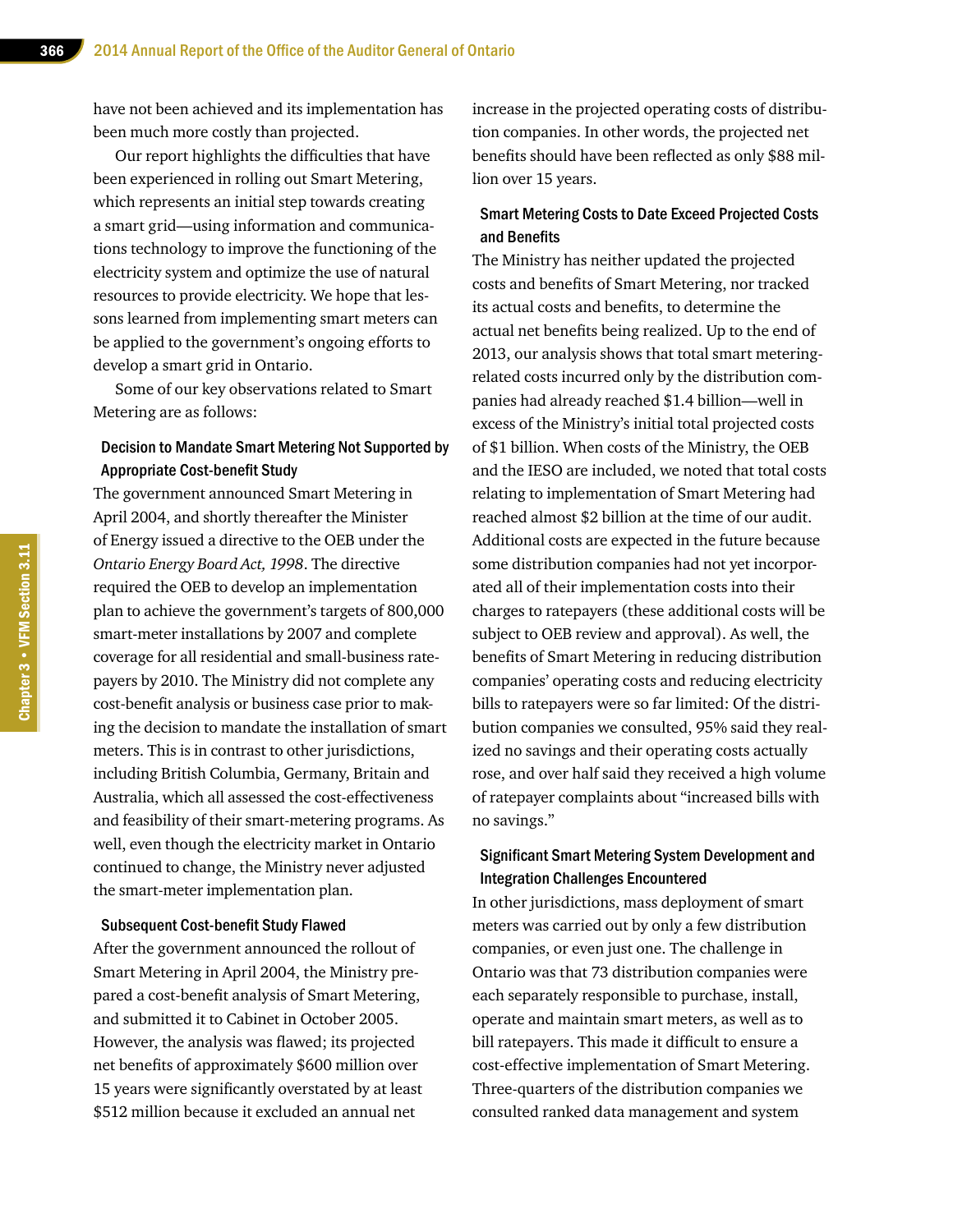have not been achieved and its implementation has been much more costly than projected.

Our report highlights the difficulties that have been experienced in rolling out Smart Metering, which represents an initial step towards creating a smart grid—using information and communications technology to improve the functioning of the electricity system and optimize the use of natural resources to provide electricity. We hope that lessons learned from implementing smart meters can be applied to the government's ongoing efforts to develop a smart grid in Ontario.

Some of our key observations related to Smart Metering are as follows:

### Decision to Mandate Smart Metering Not Supported by Appropriate Cost-benefit Study

The government announced Smart Metering in April 2004, and shortly thereafter the Minister of Energy issued a directive to the OEB under the *Ontario Energy Board Act, 1998*. The directive required the OEB to develop an implementation plan to achieve the government's targets of 800,000 smart-meter installations by 2007 and complete coverage for all residential and small-business ratepayers by 2010. The Ministry did not complete any cost-benefit analysis or business case prior to making the decision to mandate the installation of smart meters. This is in contrast to other jurisdictions, including British Columbia, Germany, Britain and Australia, which all assessed the cost-effectiveness and feasibility of their smart-metering programs. As well, even though the electricity market in Ontario continued to change, the Ministry never adjusted the smart-meter implementation plan.

### Subsequent Cost-benefit Study Flawed

After the government announced the rollout of Smart Metering in April 2004, the Ministry prepared a cost-benefit analysis of Smart Metering, and submitted it to Cabinet in October 2005. However, the analysis was flawed; its projected net benefits of approximately $600 million over 15 years were significantly overstated by at least $512 million because it excluded an annual net increase in the projected operating costs of distribution companies. In other words, the projected net benefits should have been reflected as only $88 million over 15 years.

### Smart Metering Costs to Date Exceed Projected Costs and Benefits

The Ministry has neither updated the projected costs and benefits of Smart Metering, nor tracked its actual costs and benefits, to determine the actual net benefits being realized. Up to the end of 2013, our analysis shows that total smart metering-related costs incurred only by the distribution companies had already reached $1.4 billion—well in excess of the Ministry's initial total projected costs of $1 billion. When costs of the Ministry, the OEB and the IESO are included, we noted that total costs relating to implementation of Smart Metering had reached almost $2 billion at the time of our audit. Additional costs are expected in the future because some distribution companies had not yet incorporated all of their implementation costs into their charges to ratepayers (these additional costs will be subject to OEB review and approval). As well, the benefits of Smart Metering in reducing distribution companies' operating costs and reducing electricity bills to ratepayers were so far limited: Of the distribution companies we consulted, 95% said they realized no savings and their operating costs actually rose, and over half said they received a high volume of ratepayer complaints about "increased bills with no savings."

### Significant Smart Metering System Development and Integration Challenges Encountered

In other jurisdictions, mass deployment of smart meters was carried out by only a few distribution companies, or even just one. The challenge in Ontario was that 73 distribution companies were each separately responsible to purchase, install, operate and maintain smart meters, as well as to bill ratepayers. This made it difficult to ensure a cost-effective implementation of Smart Metering. Three-quarters of the distribution companies we consulted ranked data management and system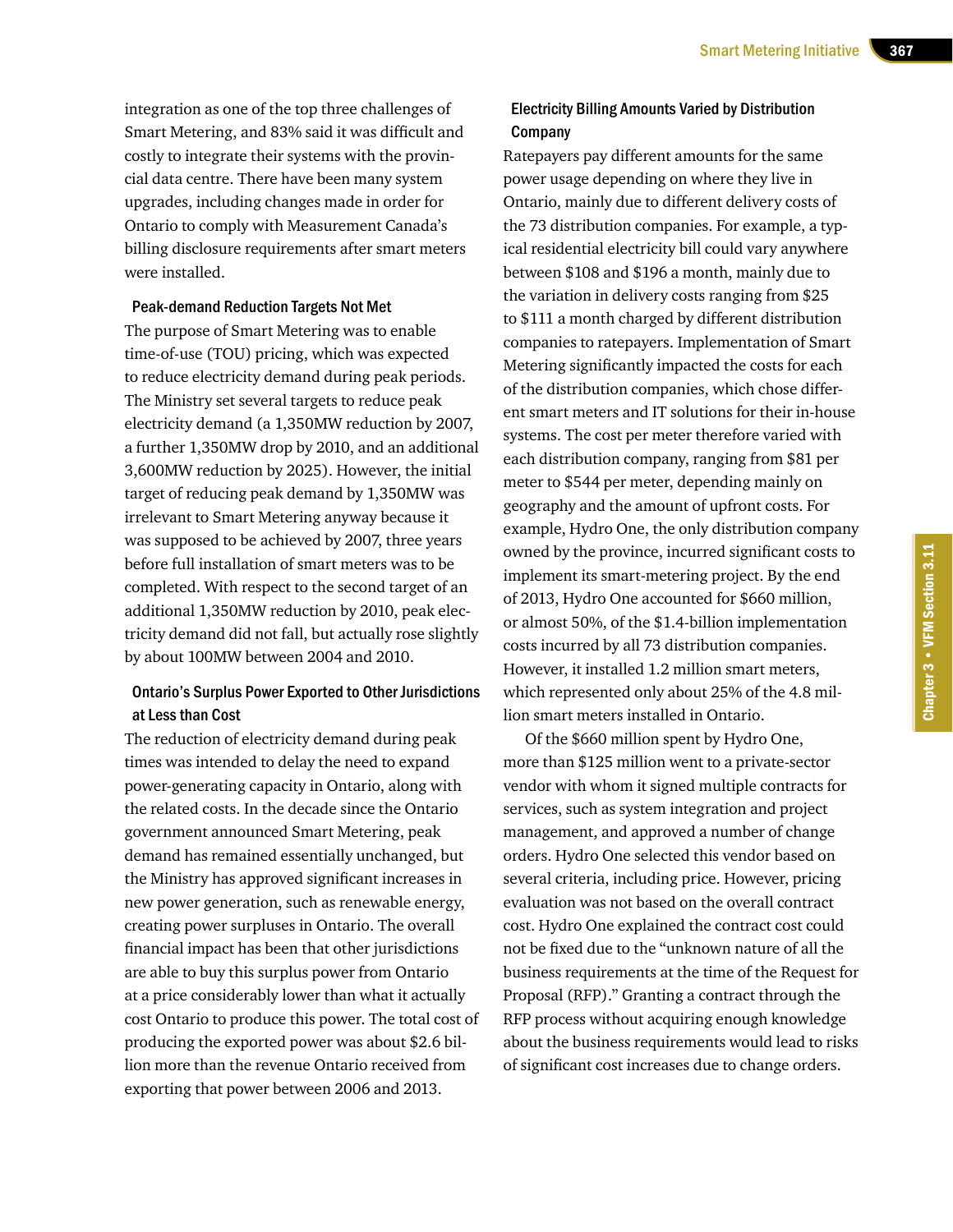integration as one of the top three challenges of Smart Metering, and 83% said it was difficult and costly to integrate their systems with the provincial data centre. There have been many system upgrades, including changes made in order for Ontario to comply with Measurement Canada's billing disclosure requirements after smart meters were installed.

### Peak-demand Reduction Targets Not Met

The purpose of Smart Metering was to enable time-of-use (TOU) pricing, which was expected to reduce electricity demand during peak periods. The Ministry set several targets to reduce peak electricity demand (a 1,350MW reduction by 2007, a further 1,350MW drop by 2010, and an additional 3,600MW reduction by 2025). However, the initial target of reducing peak demand by 1,350MW was irrelevant to Smart Metering anyway because it was supposed to be achieved by 2007, three years before full installation of smart meters was to be completed. With respect to the second target of an additional 1,350MW reduction by 2010, peak electricity demand did not fall, but actually rose slightly by about 100MW between 2004 and 2010.

### Ontario's Surplus Power Exported to Other Jurisdictions at Less than Cost

The reduction of electricity demand during peak times was intended to delay the need to expand power-generating capacity in Ontario, along with the related costs. In the decade since the Ontario government announced Smart Metering, peak demand has remained essentially unchanged, but the Ministry has approved significant increases in new power generation, such as renewable energy, creating power surpluses in Ontario. The overall financial impact has been that other jurisdictions are able to buy this surplus power from Ontario at a price considerably lower than what it actually cost Ontario to produce this power. The total cost of producing the exported power was about $2.6 billion more than the revenue Ontario received from exporting that power between 2006 and 2013.

### Electricity Billing Amounts Varied by Distribution Company

Ratepayers pay different amounts for the same power usage depending on where they live in Ontario, mainly due to different delivery costs of the 73 distribution companies. For example, a typical residential electricity bill could vary anywhere between $108 and $196 a month, mainly due to the variation in delivery costs ranging from $25 to $111 a month charged by different distribution companies to ratepayers. Implementation of Smart Metering significantly impacted the costs for each of the distribution companies, which chose different smart meters and IT solutions for their in-house systems. The cost per meter therefore varied with each distribution company, ranging from $81 per meter to $544 per meter, depending mainly on geography and the amount of upfront costs. For example, Hydro One, the only distribution company owned by the province, incurred significant costs to implement its smart-metering project. By the end of 2013, Hydro One accounted for $660 million, or almost 50%, of the $1.4-billion implementation costs incurred by all 73 distribution companies. However, it installed 1.2 million smart meters, which represented only about 25% of the 4.8 million smart meters installed in Ontario.

Of the $660 million spent by Hydro One, more than $125 million went to a private-sector vendor with whom it signed multiple contracts for services, such as system integration and project management, and approved a number of change orders. Hydro One selected this vendor based on several criteria, including price. However, pricing evaluation was not based on the overall contract cost. Hydro One explained the contract cost could not be fixed due to the "unknown nature of all the business requirements at the time of the Request for Proposal (RFP)." Granting a contract through the RFP process without acquiring enough knowledge about the business requirements would lead to risks of significant cost increases due to change orders.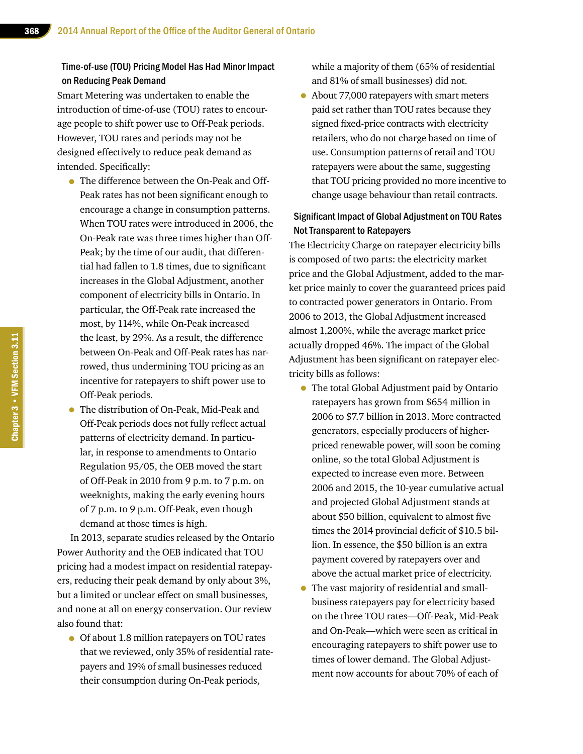### Time-of-use (TOU) Pricing Model Has Had Minor Impact on Reducing Peak Demand

Smart Metering was undertaken to enable the introduction of time-of-use (TOU) rates to encourage people to shift power use to Off-Peak periods. However, TOU rates and periods may not be designed effectively to reduce peak demand as intended. Specifically:

- The difference between the On-Peak and Off-Peak rates has not been significant enough to encourage a change in consumption patterns. When TOU rates were introduced in 2006, the On-Peak rate was three times higher than Off-Peak; by the time of our audit, that differential had fallen to 1.8 times, due to significant increases in the Global Adjustment, another component of electricity bills in Ontario. In particular, the Off-Peak rate increased the most, by 114%, while On-Peak increased the least, by 29%. As a result, the difference between On-Peak and Off-Peak rates has narrowed, thus undermining TOU pricing as an incentive for ratepayers to shift power use to Off-Peak periods.
- The distribution of On-Peak, Mid-Peak and Off-Peak periods does not fully reflect actual patterns of electricity demand. In particular, in response to amendments to Ontario Regulation 95/05, the OEB moved the start of Off-Peak in 2010 from 9 p.m. to 7 p.m. on weeknights, making the early evening hours of 7 p.m. to 9 p.m. Off-Peak, even though demand at those times is high.

In 2013, separate studies released by the Ontario Power Authority and the OEB indicated that TOU pricing had a modest impact on residential ratepayers, reducing their peak demand by only about 3%, but a limited or unclear effect on small businesses, and none at all on energy conservation. Our review also found that:

- Of about 1.8 million ratepayers on TOU rates that we reviewed, only 35% of residential ratepayers and 19% of small businesses reduced their consumption during On-Peak periods, while a majority of them (65% of residential and 81% of small businesses) did not.
- About 77,000 ratepayers with smart meters paid set rather than TOU rates because they signed fixed-price contracts with electricity retailers, who do not charge based on time of use. Consumption patterns of retail and TOU ratepayers were about the same, suggesting that TOU pricing provided no more incentive to change usage behaviour than retail contracts.

### Significant Impact of Global Adjustment on TOU Rates Not Transparent to Ratepayers

The Electricity Charge on ratepayer electricity bills is composed of two parts: the electricity market price and the Global Adjustment, added to the market price mainly to cover the guaranteed prices paid to contracted power generators in Ontario. From 2006 to 2013, the Global Adjustment increased almost 1,200%, while the average market price actually dropped 46%. The impact of the Global Adjustment has been significant on ratepayer electricity bills as follows:

- The total Global Adjustment paid by Ontario ratepayers has grown from $654 million in 2006 to $7.7 billion in 2013. More contracted generators, especially producers of higher-priced renewable power, will soon be coming online, so the total Global Adjustment is expected to increase even more. Between 2006 and 2015, the 10-year cumulative actual and projected Global Adjustment stands at about $50 billion, equivalent to almost five times the 2014 provincial deficit of $10.5 billion. In essence, the $50 billion is an extra payment covered by ratepayers over and above the actual market price of electricity.
- The vast majority of residential and small-business ratepayers pay for electricity based on the three TOU rates—Off-Peak, Mid-Peak and On-Peak—which were seen as critical in encouraging ratepayers to shift power use to times of lower demand. The Global Adjustment now accounts for about 70% of each of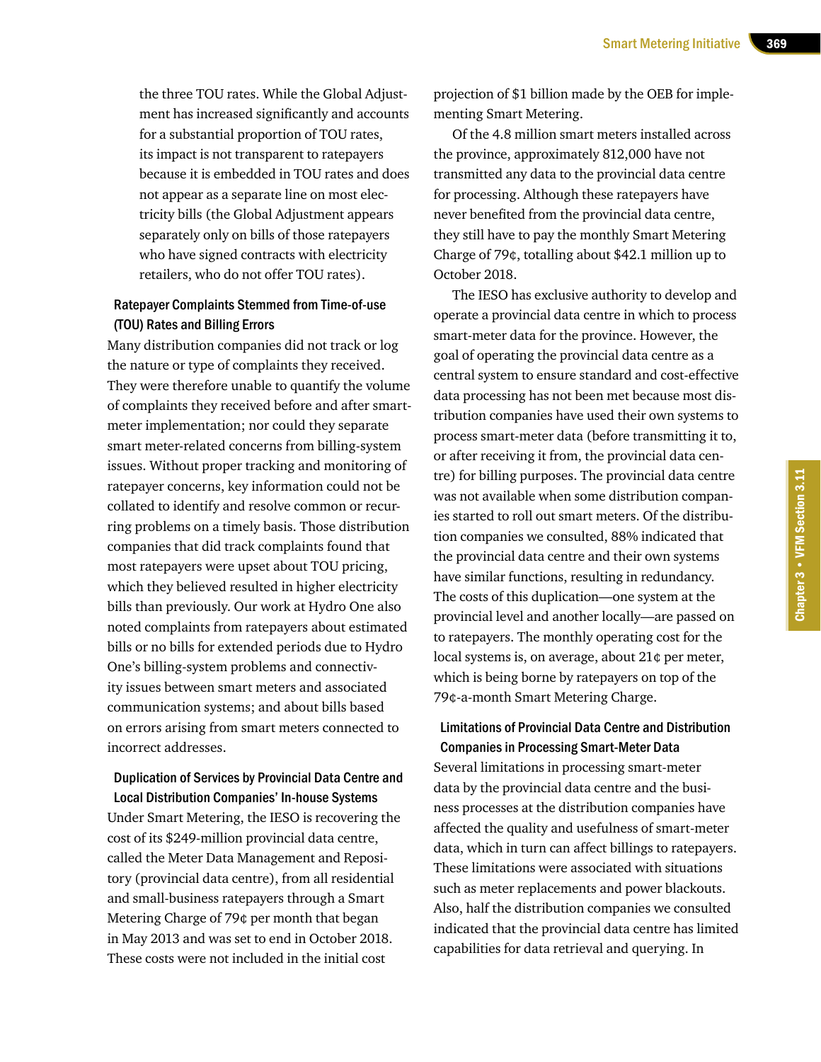the three TOU rates. While the Global Adjustment has increased significantly and accounts for a substantial proportion of TOU rates, its impact is not transparent to ratepayers because it is embedded in TOU rates and does not appear as a separate line on most electricity bills (the Global Adjustment appears separately only on bills of those ratepayers who have signed contracts with electricity retailers, who do not offer TOU rates).

#### Ratepayer Complaints Stemmed from Time-of-use (TOU) Rates and Billing Errors

Many distribution companies did not track or log the nature or type of complaints they received. They were therefore unable to quantify the volume of complaints they received before and after smart-meter implementation; nor could they separate smart meter-related concerns from billing-system issues. Without proper tracking and monitoring of ratepayer concerns, key information could not be collated to identify and resolve common or recurring problems on a timely basis. Those distribution companies that did track complaints found that most ratepayers were upset about TOU pricing, which they believed resulted in higher electricity bills than previously. Our work at Hydro One also noted complaints from ratepayers about estimated bills or no bills for extended periods due to Hydro One's billing-system problems and connectivity issues between smart meters and associated communication systems; and about bills based on errors arising from smart meters connected to incorrect addresses.

#### Duplication of Services by Provincial Data Centre and Local Distribution Companies' In-house Systems

Under Smart Metering, the IESO is recovering the cost of its $249-million provincial data centre, called the Meter Data Management and Repository (provincial data centre), from all residential and small-business ratepayers through a Smart Metering Charge of 79¢ per month that began in May 2013 and was set to end in October 2018. These costs were not included in the initial cost projection of $1 billion made by the OEB for implementing Smart Metering.

Of the 4.8 million smart meters installed across the province, approximately 812,000 have not transmitted any data to the provincial data centre for processing. Although these ratepayers have never benefited from the provincial data centre, they still have to pay the monthly Smart Metering Charge of 79¢, totalling about $42.1 million up to October 2018.

The IESO has exclusive authority to develop and operate a provincial data centre in which to process smart-meter data for the province. However, the goal of operating the provincial data centre as a central system to ensure standard and cost-effective data processing has not been met because most distribution companies have used their own systems to process smart-meter data (before transmitting it to, or after receiving it from, the provincial data centre) for billing purposes. The provincial data centre was not available when some distribution companies started to roll out smart meters. Of the distribution companies we consulted, 88% indicated that the provincial data centre and their own systems have similar functions, resulting in redundancy. The costs of this duplication—one system at the provincial level and another locally—are passed on to ratepayers. The monthly operating cost for the local systems is, on average, about 21¢ per meter, which is being borne by ratepayers on top of the 79¢-a-month Smart Metering Charge.

#### Limitations of Provincial Data Centre and Distribution Companies in Processing Smart-Meter Data

Several limitations in processing smart-meter data by the provincial data centre and the business processes at the distribution companies have affected the quality and usefulness of smart-meter data, which in turn can affect billings to ratepayers. These limitations were associated with situations such as meter replacements and power blackouts. Also, half the distribution companies we consulted indicated that the provincial data centre has limited capabilities for data retrieval and querying. In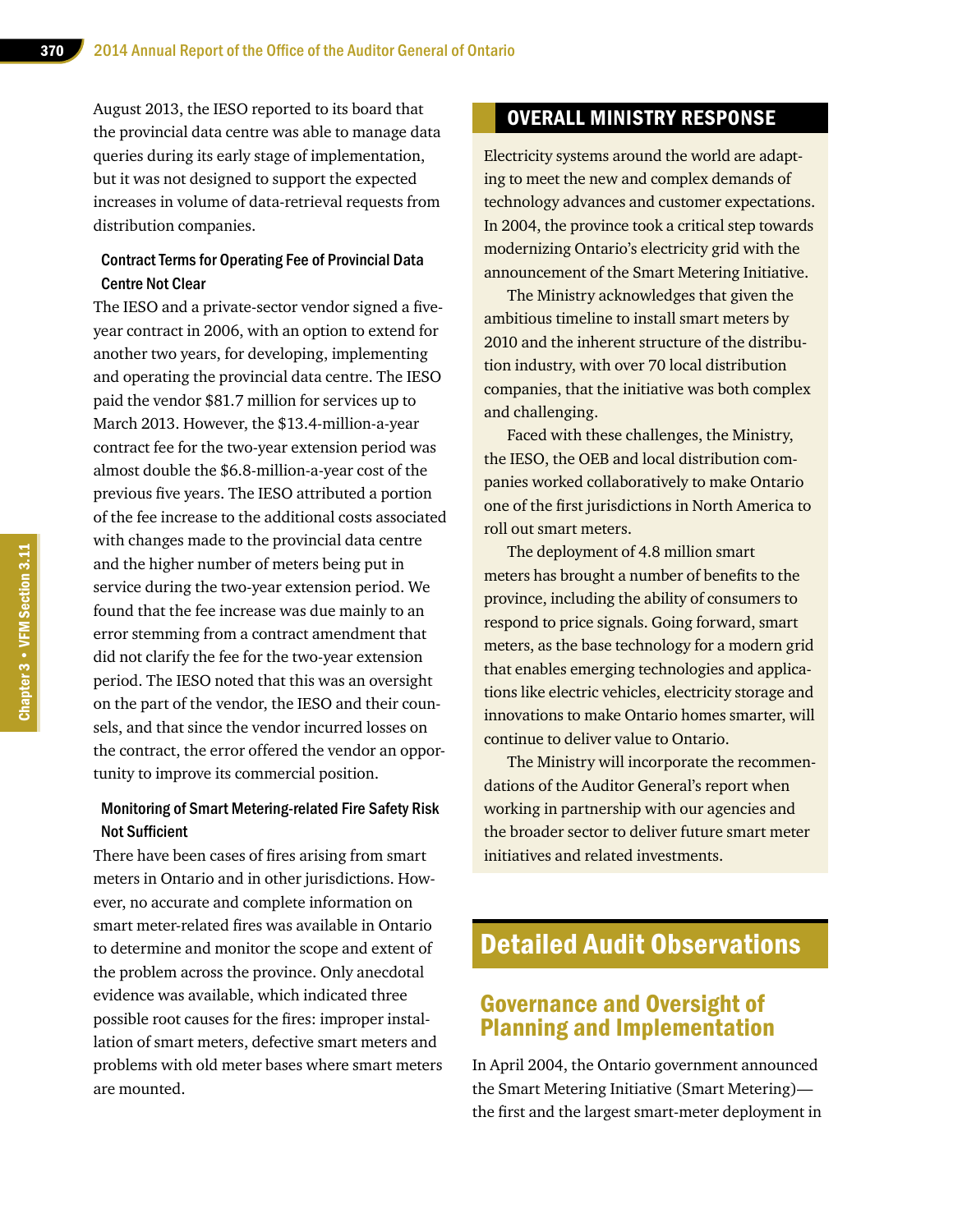August 2013, the IESO reported to its board that the provincial data centre was able to manage data queries during its early stage of implementation, but it was not designed to support the expected increases in volume of data-retrieval requests from distribution companies.

#### Contract Terms for Operating Fee of Provincial Data Centre Not Clear

The IESO and a private-sector vendor signed a five-year contract in 2006, with an option to extend for another two years, for developing, implementing and operating the provincial data centre. The IESO paid the vendor $81.7 million for services up to March 2013. However, the $13.4-million-a-year contract fee for the two-year extension period was almost double the $6.8-million-a-year cost of the previous five years. The IESO attributed a portion of the fee increase to the additional costs associated with changes made to the provincial data centre and the higher number of meters being put in service during the two-year extension period. We found that the fee increase was due mainly to an error stemming from a contract amendment that did not clarify the fee for the two-year extension period. The IESO noted that this was an oversight on the part of the vendor, the IESO and their counsels, and that since the vendor incurred losses on the contract, the error offered the vendor an opportunity to improve its commercial position.

#### Monitoring of Smart Metering-related Fire Safety Risk Not Sufficient

There have been cases of fires arising from smart meters in Ontario and in other jurisdictions. However, no accurate and complete information on smart meter-related fires was available in Ontario to determine and monitor the scope and extent of the problem across the province. Only anecdotal evidence was available, which indicated three possible root causes for the fires: improper installation of smart meters, defective smart meters and problems with old meter bases where smart meters are mounted.

## OVERALL MINISTRY RESPONSE

Electricity systems around the world are adapting to meet the new and complex demands of technology advances and customer expectations. In 2004, the province took a critical step towards modernizing Ontario's electricity grid with the announcement of the Smart Metering Initiative.

The Ministry acknowledges that given the ambitious timeline to install smart meters by 2010 and the inherent structure of the distribution industry, with over 70 local distribution companies, that the initiative was both complex and challenging.

Faced with these challenges, the Ministry, the IESO, the OEB and local distribution companies worked collaboratively to make Ontario one of the first jurisdictions in North America to roll out smart meters.

The deployment of 4.8 million smart meters has brought a number of benefits to the province, including the ability of consumers to respond to price signals. Going forward, smart meters, as the base technology for a modern grid that enables emerging technologies and applications like electric vehicles, electricity storage and innovations to make Ontario homes smarter, will continue to deliver value to Ontario.

The Ministry will incorporate the recommendations of the Auditor General's report when working in partnership with our agencies and the broader sector to deliver future smart meter initiatives and related investments.

# Detailed Audit Observations

## Governance and Oversight of Planning and Implementation

In April 2004, the Ontario government announced the Smart Metering Initiative (Smart Metering)—the first and the largest smart-meter deployment in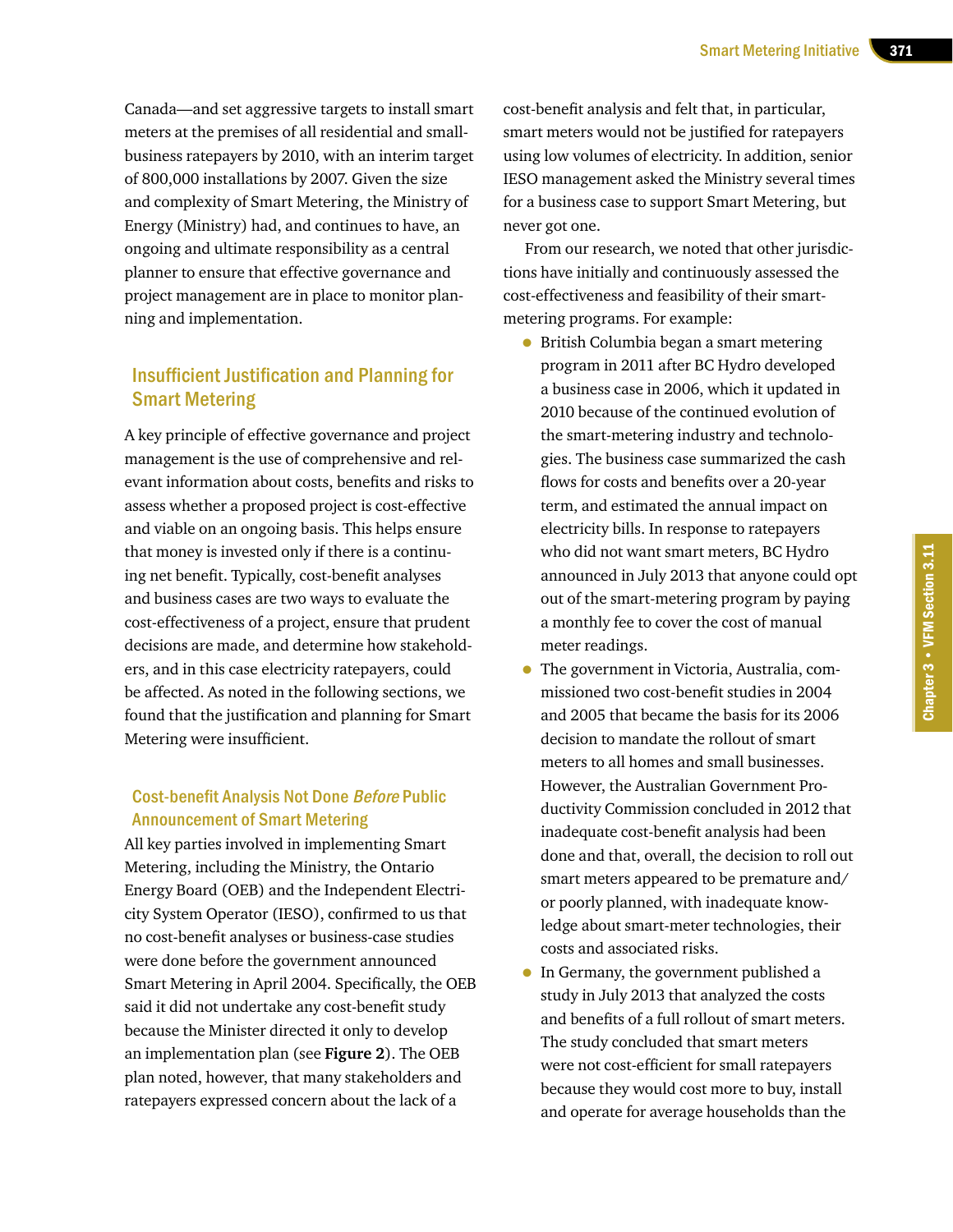Canada—and set aggressive targets to install smart meters at the premises of all residential and small-business ratepayers by 2010, with an interim target of 800,000 installations by 2007. Given the size and complexity of Smart Metering, the Ministry of Energy (Ministry) had, and continues to have, an ongoing and ultimate responsibility as a central planner to ensure that effective governance and project management are in place to monitor planning and implementation.

## Insufficient Justification and Planning for Smart Metering

A key principle of effective governance and project management is the use of comprehensive and relevant information about costs, benefits and risks to assess whether a proposed project is cost-effective and viable on an ongoing basis. This helps ensure that money is invested only if there is a continuing net benefit. Typically, cost-benefit analyses and business cases are two ways to evaluate the cost-effectiveness of a project, ensure that prudent decisions are made, and determine how stakeholders, and in this case electricity ratepayers, could be affected. As noted in the following sections, we found that the justification and planning for Smart Metering were insufficient.

### Cost-benefit Analysis Not Done *Before* Public Announcement of Smart Metering

All key parties involved in implementing Smart Metering, including the Ministry, the Ontario Energy Board (OEB) and the Independent Electricity System Operator (IESO), confirmed to us that no cost-benefit analyses or business-case studies were done before the government announced Smart Metering in April 2004. Specifically, the OEB said it did not undertake any cost-benefit study because the Minister directed it only to develop an implementation plan (see **Figure 2**). The OEB plan noted, however, that many stakeholders and ratepayers expressed concern about the lack of a cost-benefit analysis and felt that, in particular, smart meters would not be justified for ratepayers using low volumes of electricity. In addition, senior IESO management asked the Ministry several times for a business case to support Smart Metering, but never got one.

From our research, we noted that other jurisdictions have initially and continuously assessed the cost-effectiveness and feasibility of their smart-metering programs. For example:

- British Columbia began a smart metering program in 2011 after BC Hydro developed a business case in 2006, which it updated in 2010 because of the continued evolution of the smart-metering industry and technologies. The business case summarized the cash flows for costs and benefits over a 20-year term, and estimated the annual impact on electricity bills. In response to ratepayers who did not want smart meters, BC Hydro announced in July 2013 that anyone could opt out of the smart-metering program by paying a monthly fee to cover the cost of manual meter readings.
- The government in Victoria, Australia, commissioned two cost-benefit studies in 2004 and 2005 that became the basis for its 2006 decision to mandate the rollout of smart meters to all homes and small businesses. However, the Australian Government Productivity Commission concluded in 2012 that inadequate cost-benefit analysis had been done and that, overall, the decision to roll out smart meters appeared to be premature and/or poorly planned, with inadequate knowledge about smart-meter technologies, their costs and associated risks.
- In Germany, the government published a study in July 2013 that analyzed the costs and benefits of a full rollout of smart meters. The study concluded that smart meters were not cost-efficient for small ratepayers because they would cost more to buy, install and operate for average households than the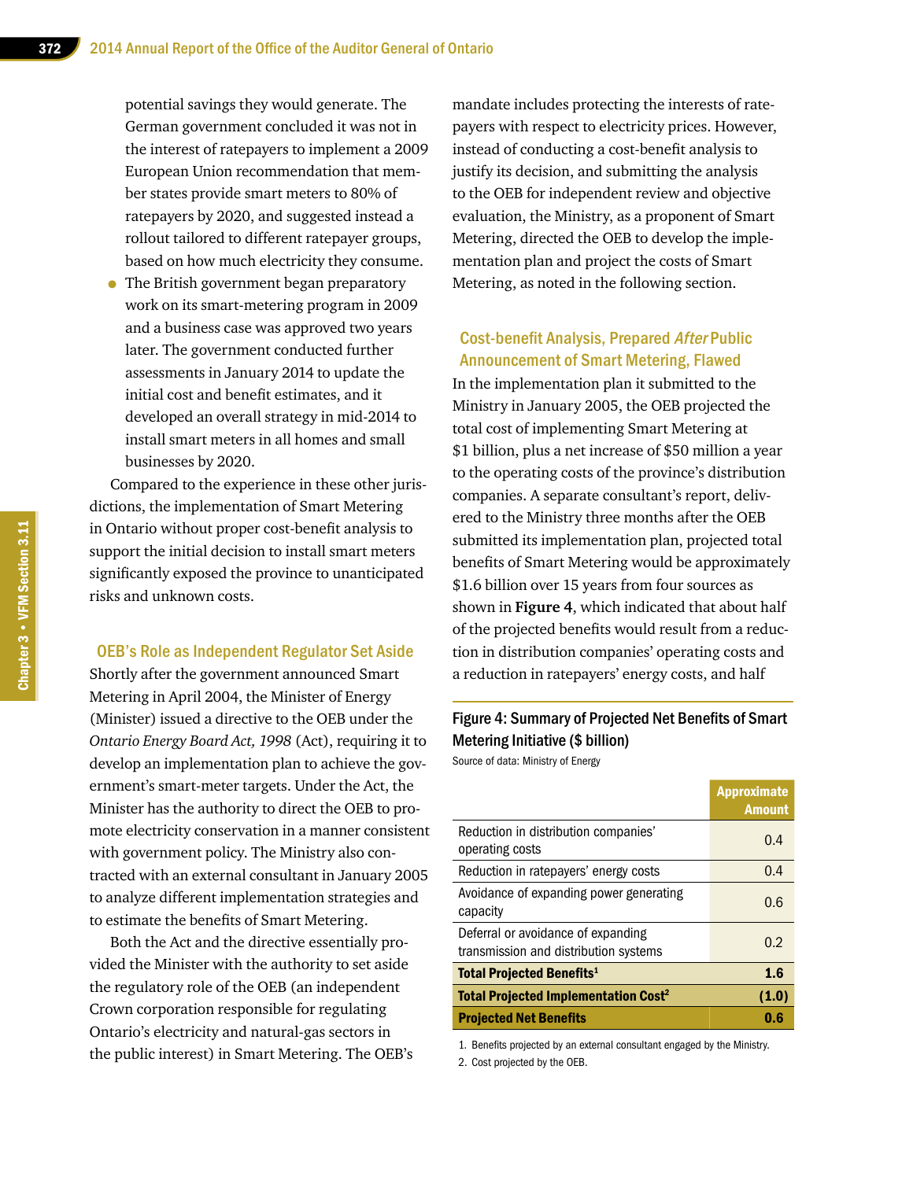potential savings they would generate. The German government concluded it was not in the interest of ratepayers to implement a 2009 European Union recommendation that member states provide smart meters to 80% of ratepayers by 2020, and suggested instead a rollout tailored to different ratepayer groups, based on how much electricity they consume.

- The British government began preparatory work on its smart-metering program in 2009 and a business case was approved two years later. The government conducted further assessments in January 2014 to update the initial cost and benefit estimates, and it developed an overall strategy in mid-2014 to install smart meters in all homes and small businesses by 2020.

Compared to the experience in these other jurisdictions, the implementation of Smart Metering in Ontario without proper cost-benefit analysis to support the initial decision to install smart meters significantly exposed the province to unanticipated risks and unknown costs.

### OEB's Role as Independent Regulator Set Aside

Shortly after the government announced Smart Metering in April 2004, the Minister of Energy (Minister) issued a directive to the OEB under the *Ontario Energy Board Act, 1998* (Act), requiring it to develop an implementation plan to achieve the government's smart-meter targets. Under the Act, the Minister has the authority to direct the OEB to promote electricity conservation in a manner consistent with government policy. The Ministry also contracted with an external consultant in January 2005 to analyze different implementation strategies and to estimate the benefits of Smart Metering.

Both the Act and the directive essentially provided the Minister with the authority to set aside the regulatory role of the OEB (an independent Crown corporation responsible for regulating Ontario's electricity and natural-gas sectors in the public interest) in Smart Metering. The OEB's mandate includes protecting the interests of ratepayers with respect to electricity prices. However, instead of conducting a cost-benefit analysis to justify its decision, and submitting the analysis to the OEB for independent review and objective evaluation, the Ministry, as a proponent of Smart Metering, directed the OEB to develop the implementation plan and project the costs of Smart Metering, as noted in the following section.

### Cost-benefit Analysis, Prepared *After* Public Announcement of Smart Metering, Flawed

In the implementation plan it submitted to the Ministry in January 2005, the OEB projected the total cost of implementing Smart Metering at $1 billion, plus a net increase of $50 million a year to the operating costs of the province's distribution companies. A separate consultant's report, delivered to the Ministry three months after the OEB submitted its implementation plan, projected total benefits of Smart Metering would be approximately $1.6 billion over 15 years from four sources as shown in **Figure 4**, which indicated that about half of the projected benefits would result from a reduction in distribution companies' operating costs and a reduction in ratepayers' energy costs, and half

**Figure 4: Summary of Projected Net Benefits of Smart Metering Initiative ($ billion)**
Source of data: Ministry of Energy

| | Approximate Amount |
|---|---|
| Reduction in distribution companies' operating costs | 0.4 |
| Reduction in ratepayers' energy costs | 0.4 |
| Avoidance of expanding power generating capacity | 0.6 |
| Deferral or avoidance of expanding transmission and distribution systems | 0.2 |
| **Total Projected Benefits[1]** | **1.6** |
| **Total Projected Implementation Cost[2]** | **(1.0)** |
| **Projected Net Benefits** | **0.6** |

1. Benefits projected by an external consultant engaged by the Ministry.
2. Cost projected by the OEB.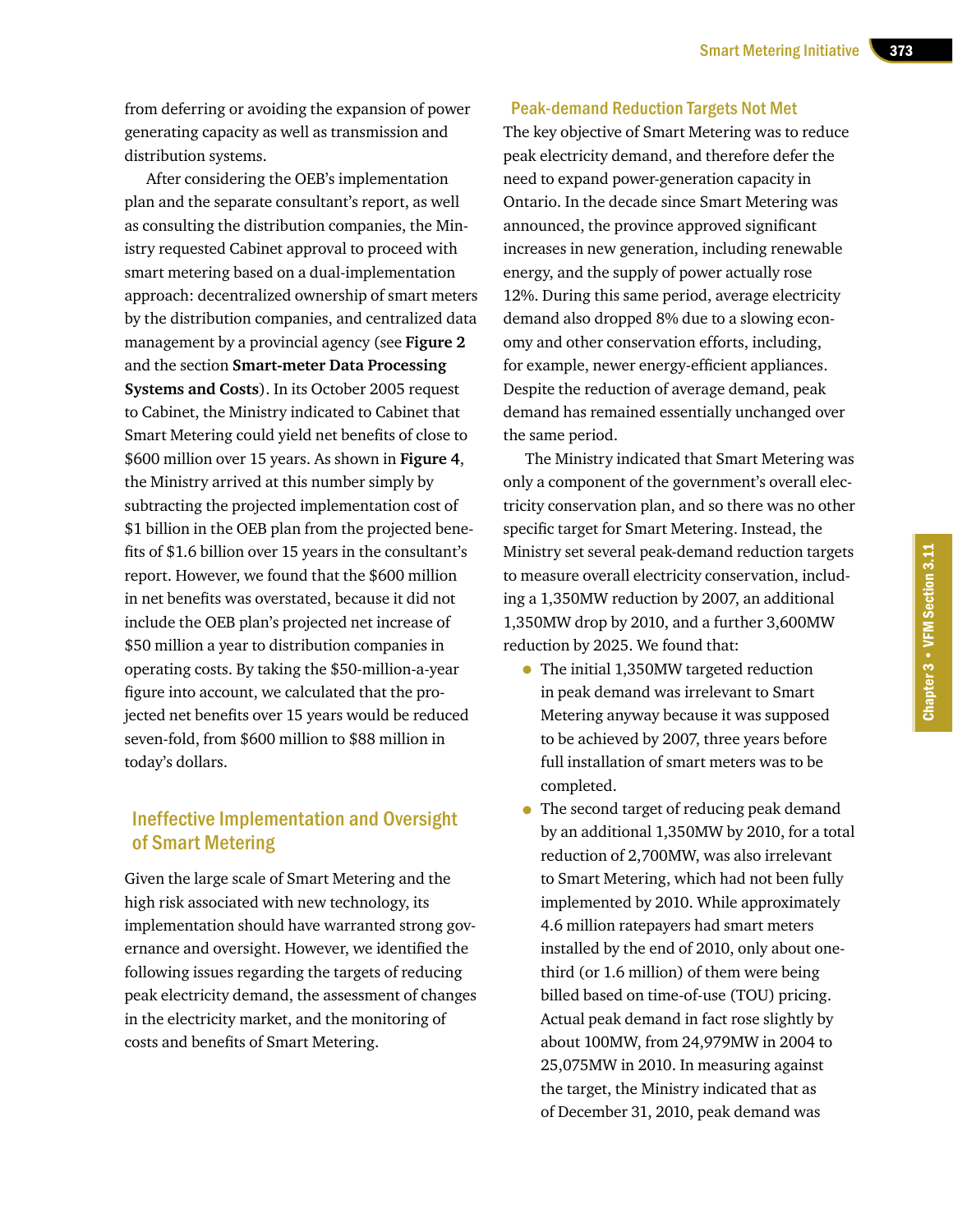from deferring or avoiding the expansion of power generating capacity as well as transmission and distribution systems.

After considering the OEB's implementation plan and the separate consultant's report, as well as consulting the distribution companies, the Ministry requested Cabinet approval to proceed with smart metering based on a dual-implementation approach: decentralized ownership of smart meters by the distribution companies, and centralized data management by a provincial agency (see **Figure 2** and the section **Smart-meter Data Processing Systems and Costs**). In its October 2005 request to Cabinet, the Ministry indicated to Cabinet that Smart Metering could yield net benefits of close to $600 million over 15 years. As shown in **Figure 4**, the Ministry arrived at this number simply by subtracting the projected implementation cost of $1 billion in the OEB plan from the projected benefits of $1.6 billion over 15 years in the consultant's report. However, we found that the $600 million in net benefits was overstated, because it did not include the OEB plan's projected net increase of $50 million a year to distribution companies in operating costs. By taking the $50-million-a-year figure into account, we calculated that the projected net benefits over 15 years would be reduced seven-fold, from $600 million to $88 million in today's dollars.

## Ineffective Implementation and Oversight of Smart Metering

Given the large scale of Smart Metering and the high risk associated with new technology, its implementation should have warranted strong governance and oversight. However, we identified the following issues regarding the targets of reducing peak electricity demand, the assessment of changes in the electricity market, and the monitoring of costs and benefits of Smart Metering.

### Peak-demand Reduction Targets Not Met

The key objective of Smart Metering was to reduce peak electricity demand, and therefore defer the need to expand power-generation capacity in Ontario. In the decade since Smart Metering was announced, the province approved significant increases in new generation, including renewable energy, and the supply of power actually rose 12%. During this same period, average electricity demand also dropped 8% due to a slowing economy and other conservation efforts, including, for example, newer energy-efficient appliances. Despite the reduction of average demand, peak demand has remained essentially unchanged over the same period.

The Ministry indicated that Smart Metering was only a component of the government's overall electricity conservation plan, and so there was no other specific target for Smart Metering. Instead, the Ministry set several peak-demand reduction targets to measure overall electricity conservation, including a 1,350MW reduction by 2007, an additional 1,350MW drop by 2010, and a further 3,600MW reduction by 2025. We found that:

- The initial 1,350MW targeted reduction in peak demand was irrelevant to Smart Metering anyway because it was supposed to be achieved by 2007, three years before full installation of smart meters was to be completed.
- The second target of reducing peak demand by an additional 1,350MW by 2010, for a total reduction of 2,700MW, was also irrelevant to Smart Metering, which had not been fully implemented by 2010. While approximately 4.6 million ratepayers had smart meters installed by the end of 2010, only about one-third (or 1.6 million) of them were being billed based on time-of-use (TOU) pricing. Actual peak demand in fact rose slightly by about 100MW, from 24,979MW in 2004 to 25,075MW in 2010. In measuring against the target, the Ministry indicated that as of December 31, 2010, peak demand was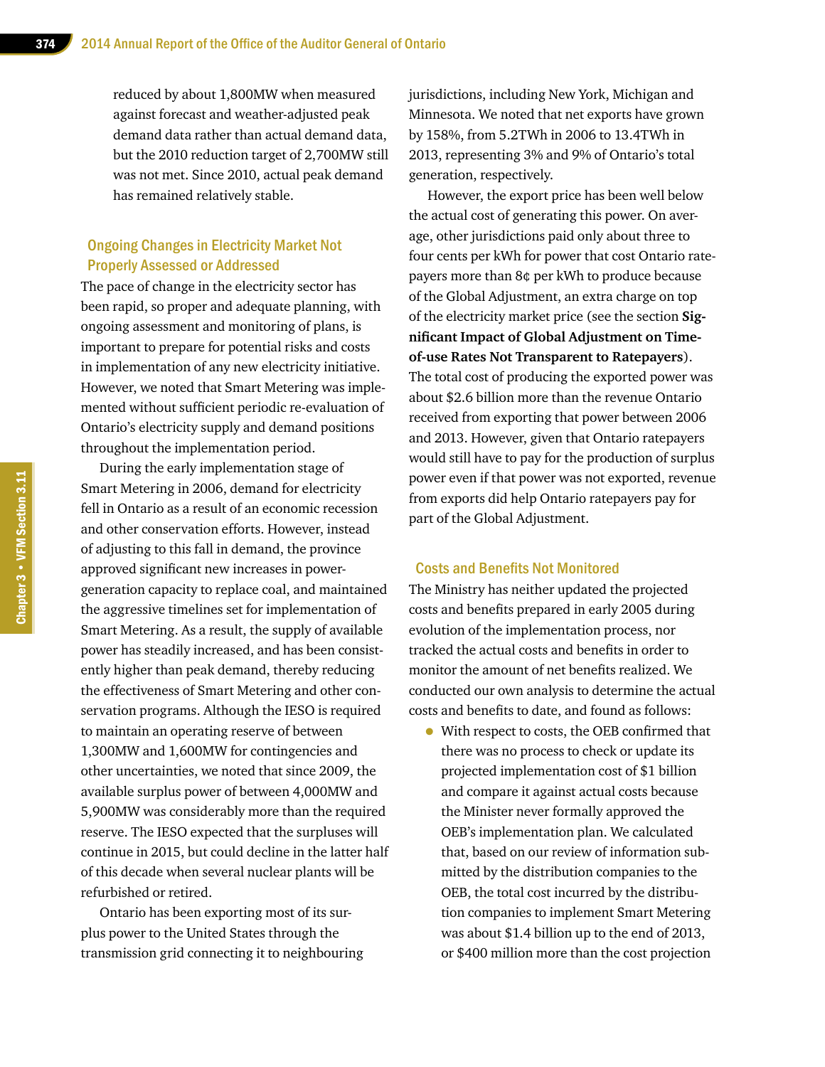reduced by about 1,800MW when measured against forecast and weather-adjusted peak demand data rather than actual demand data, but the 2010 reduction target of 2,700MW still was not met. Since 2010, actual peak demand has remained relatively stable.

### Ongoing Changes in Electricity Market Not Properly Assessed or Addressed

The pace of change in the electricity sector has been rapid, so proper and adequate planning, with ongoing assessment and monitoring of plans, is important to prepare for potential risks and costs in implementation of any new electricity initiative. However, we noted that Smart Metering was implemented without sufficient periodic re-evaluation of Ontario's electricity supply and demand positions throughout the implementation period.

During the early implementation stage of Smart Metering in 2006, demand for electricity fell in Ontario as a result of an economic recession and other conservation efforts. However, instead of adjusting to this fall in demand, the province approved significant new increases in power-generation capacity to replace coal, and maintained the aggressive timelines set for implementation of Smart Metering. As a result, the supply of available power has steadily increased, and has been consistently higher than peak demand, thereby reducing the effectiveness of Smart Metering and other conservation programs. Although the IESO is required to maintain an operating reserve of between 1,300MW and 1,600MW for contingencies and other uncertainties, we noted that since 2009, the available surplus power of between 4,000MW and 5,900MW was considerably more than the required reserve. The IESO expected that the surpluses will continue in 2015, but could decline in the latter half of this decade when several nuclear plants will be refurbished or retired.

Ontario has been exporting most of its surplus power to the United States through the transmission grid connecting it to neighbouring jurisdictions, including New York, Michigan and Minnesota. We noted that net exports have grown by 158%, from 5.2TWh in 2006 to 13.4TWh in 2013, representing 3% and 9% of Ontario's total generation, respectively.

However, the export price has been well below the actual cost of generating this power. On average, other jurisdictions paid only about three to four cents per kWh for power that cost Ontario ratepayers more than 8¢ per kWh to produce because of the Global Adjustment, an extra charge on top of the electricity market price (see the section **Significant Impact of Global Adjustment on Time-of-use Rates Not Transparent to Ratepayers**). The total cost of producing the exported power was about $2.6 billion more than the revenue Ontario received from exporting that power between 2006 and 2013. However, given that Ontario ratepayers would still have to pay for the production of surplus power even if that power was not exported, revenue from exports did help Ontario ratepayers pay for part of the Global Adjustment.

### Costs and Benefits Not Monitored

The Ministry has neither updated the projected costs and benefits prepared in early 2005 during evolution of the implementation process, nor tracked the actual costs and benefits in order to monitor the amount of net benefits realized. We conducted our own analysis to determine the actual costs and benefits to date, and found as follows:

- With respect to costs, the OEB confirmed that there was no process to check or update its projected implementation cost of $1 billion and compare it against actual costs because the Minister never formally approved the OEB's implementation plan. We calculated that, based on our review of information submitted by the distribution companies to the OEB, the total cost incurred by the distribution companies to implement Smart Metering was about $1.4 billion up to the end of 2013, or $400 million more than the cost projection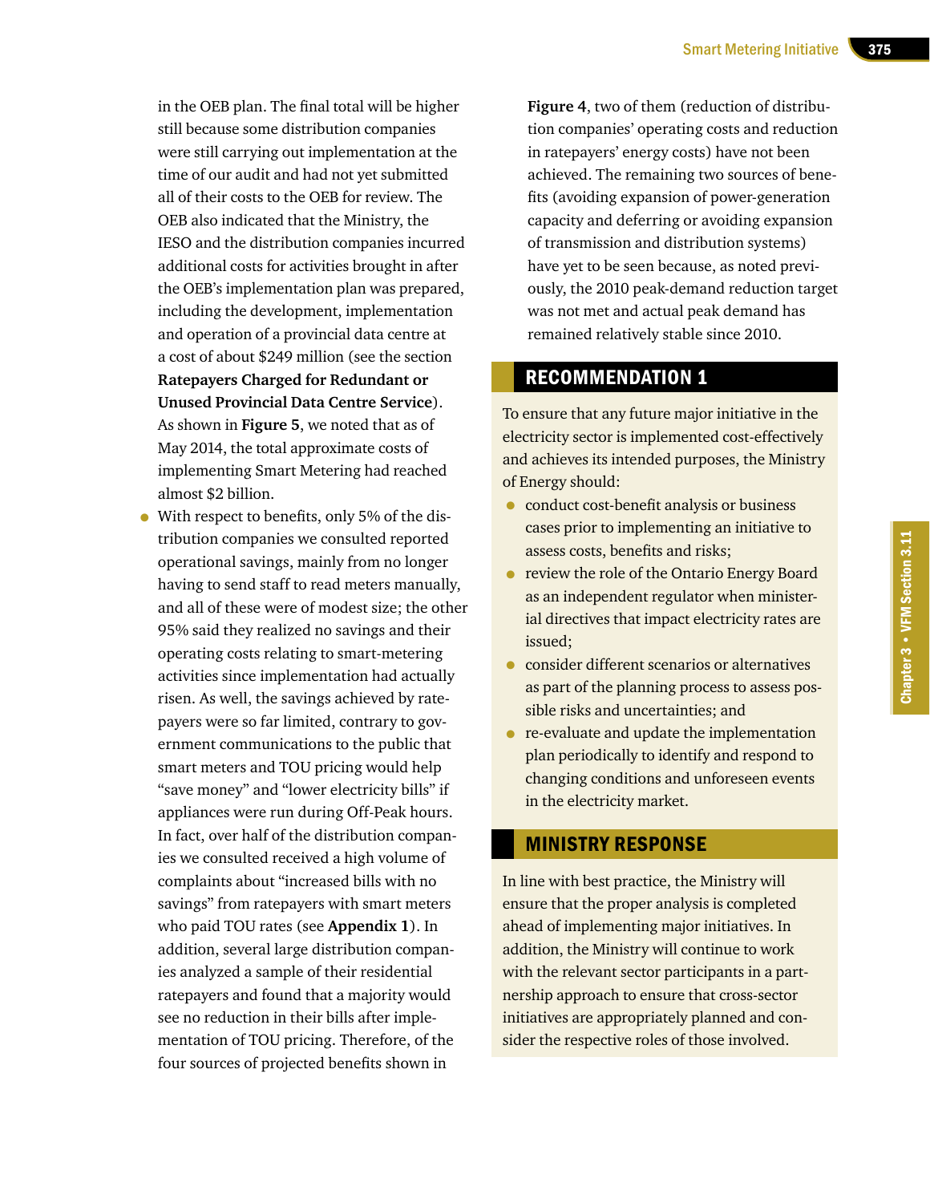in the OEB plan. The final total will be higher still because some distribution companies were still carrying out implementation at the time of our audit and had not yet submitted all of their costs to the OEB for review. The OEB also indicated that the Ministry, the IESO and the distribution companies incurred additional costs for activities brought in after the OEB's implementation plan was prepared, including the development, implementation and operation of a provincial data centre at a cost of about $249 million (see the section **Ratepayers Charged for Redundant or Unused Provincial Data Centre Service**). As shown in **Figure 5**, we noted that as of May 2014, the total approximate costs of implementing Smart Metering had reached almost $2 billion.

- With respect to benefits, only 5% of the distribution companies we consulted reported operational savings, mainly from no longer having to send staff to read meters manually, and all of these were of modest size; the other 95% said they realized no savings and their operating costs relating to smart-metering activities since implementation had actually risen. As well, the savings achieved by ratepayers were so far limited, contrary to government communications to the public that smart meters and TOU pricing would help "save money" and "lower electricity bills" if appliances were run during Off-Peak hours. In fact, over half of the distribution companies we consulted received a high volume of complaints about "increased bills with no savings" from ratepayers with smart meters who paid TOU rates (see **Appendix 1**). In addition, several large distribution companies analyzed a sample of their residential ratepayers and found that a majority would see no reduction in their bills after implementation of TOU pricing. Therefore, of the four sources of projected benefits shown in **Figure 4**, two of them (reduction of distribution companies' operating costs and reduction in ratepayers' energy costs) have not been achieved. The remaining two sources of benefits (avoiding expansion of power-generation capacity and deferring or avoiding expansion of transmission and distribution systems) have yet to be seen because, as noted previously, the 2010 peak-demand reduction target was not met and actual peak demand has remained relatively stable since 2010.

## RECOMMENDATION 1

To ensure that any future major initiative in the electricity sector is implemented cost-effectively and achieves its intended purposes, the Ministry of Energy should:

- conduct cost-benefit analysis or business cases prior to implementing an initiative to assess costs, benefits and risks;
- review the role of the Ontario Energy Board as an independent regulator when ministerial directives that impact electricity rates are issued;
- consider different scenarios or alternatives as part of the planning process to assess possible risks and uncertainties; and
- re-evaluate and update the implementation plan periodically to identify and respond to changing conditions and unforeseen events in the electricity market.

## MINISTRY RESPONSE

In line with best practice, the Ministry will ensure that the proper analysis is completed ahead of implementing major initiatives. In addition, the Ministry will continue to work with the relevant sector participants in a partnership approach to ensure that cross-sector initiatives are appropriately planned and consider the respective roles of those involved.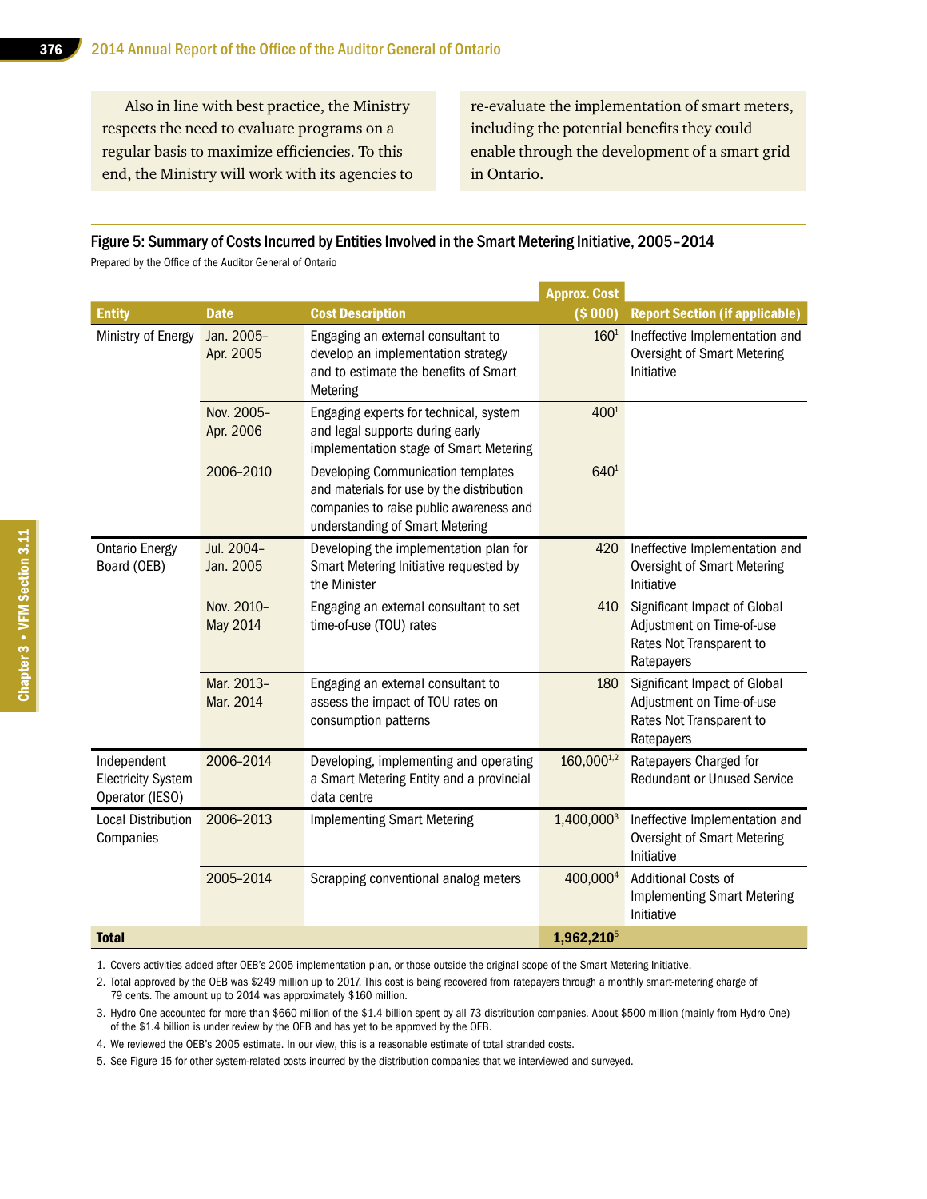Also in line with best practice, the Ministry respects the need to evaluate programs on a regular basis to maximize efficiencies. To this end, the Ministry will work with its agencies to re-evaluate the implementation of smart meters, including the potential benefits they could enable through the development of a smart grid in Ontario.

### Figure 5: Summary of Costs Incurred by Entities Involved in the Smart Metering Initiative, 2005–2014

Prepared by the Office of the Auditor General of Ontario

| Entity | Date | Cost Description | Approx. Cost ($ 000) | Report Section (if applicable) |
|---|---|---|---|---|
| Ministry of Energy | Jan. 2005–Apr. 2005 | Engaging an external consultant to develop an implementation strategy and to estimate the benefits of Smart Metering | 160[1] | Ineffective Implementation and Oversight of Smart Metering Initiative |
| | Nov. 2005–Apr. 2006 | Engaging experts for technical, system and legal supports during early implementation stage of Smart Metering | 400[1] | |
| | 2006–2010 | Developing Communication templates and materials for use by the distribution companies to raise public awareness and understanding of Smart Metering | 640[1] | |
| Ontario Energy Board (OEB) | Jul. 2004–Jan. 2005 | Developing the implementation plan for Smart Metering Initiative requested by the Minister | 420 | Ineffective Implementation and Oversight of Smart Metering Initiative |
| | Nov. 2010–May 2014 | Engaging an external consultant to set time-of-use (TOU) rates | 410 | Significant Impact of Global Adjustment on Time-of-use Rates Not Transparent to Ratepayers |
| | Mar. 2013–Mar. 2014 | Engaging an external consultant to assess the impact of TOU rates on consumption patterns | 180 | Significant Impact of Global Adjustment on Time-of-use Rates Not Transparent to Ratepayers |
| Independent Electricity System Operator (IESO) | 2006–2014 | Developing, implementing and operating a Smart Metering Entity and a provincial data centre | 160,000[1,2] | Ratepayers Charged for Redundant or Unused Service |
| Local Distribution Companies | 2006–2013 | Implementing Smart Metering | 1,400,000[3] | Ineffective Implementation and Oversight of Smart Metering Initiative |
| | 2005–2014 | Scrapping conventional analog meters | 400,000[4] | Additional Costs of Implementing Smart Metering Initiative |
| **Total** | | | **1,962,210**[5] | |

1. Covers activities added after OEB's 2005 implementation plan, or those outside the original scope of the Smart Metering Initiative.
2. Total approved by the OEB was $249 million up to 2017. This cost is being recovered from ratepayers through a monthly smart-metering charge of 79 cents. The amount up to 2014 was approximately $160 million.
3. Hydro One accounted for more than $660 million of the $1.4 billion spent by all 73 distribution companies. About $500 million (mainly from Hydro One) of the $1.4 billion is under review by the OEB and has yet to be approved by the OEB.
4. We reviewed the OEB's 2005 estimate. In our view, this is a reasonable estimate of total stranded costs.
5. See Figure 15 for other system-related costs incurred by the distribution companies that we interviewed and surveyed.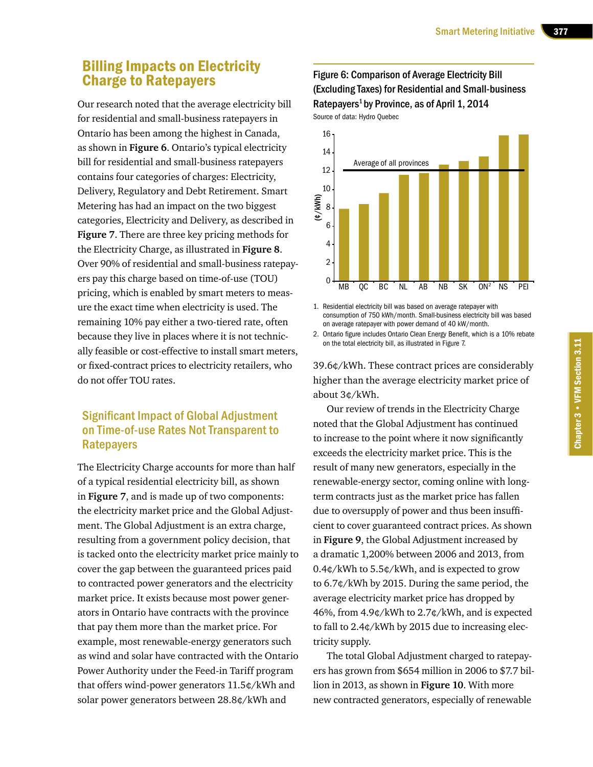## Billing Impacts on Electricity Charge to Ratepayers

Our research noted that the average electricity bill for residential and small-business ratepayers in Ontario has been among the highest in Canada, as shown in **Figure 6**. Ontario's typical electricity bill for residential and small-business ratepayers contains four categories of charges: Electricity, Delivery, Regulatory and Debt Retirement. Smart Metering has had an impact on the two biggest categories, Electricity and Delivery, as described in **Figure 7**. There are three key pricing methods for the Electricity Charge, as illustrated in **Figure 8**. Over 90% of residential and small-business ratepayers pay this charge based on time-of-use (TOU) pricing, which is enabled by smart meters to measure the exact time when electricity is used. The remaining 10% pay either a two-tiered rate, often because they live in places where it is not technically feasible or cost-effective to install smart meters, or fixed-contract prices to electricity retailers, who do not offer TOU rates.

### Significant Impact of Global Adjustment on Time-of-use Rates Not Transparent to Ratepayers

The Electricity Charge accounts for more than half of a typical residential electricity bill, as shown in **Figure 7**, and is made up of two components: the electricity market price and the Global Adjustment. The Global Adjustment is an extra charge, resulting from a government policy decision, that is tacked onto the electricity market price mainly to cover the gap between the guaranteed prices paid to contracted power generators and the electricity market price. It exists because most power generators in Ontario have contracts with the province that pay them more than the market price. For example, most renewable-energy generators such as wind and solar have contracted with the Ontario Power Authority under the Feed-in Tariff program that offers wind-power generators 11.5¢/kWh and solar power generators between 28.8¢/kWh and 39.6¢/kWh. These contract prices are considerably higher than the average electricity market price of about 3¢/kWh.

Figure 6: Comparison of Average Electricity Bill (Excluding Taxes) for Residential and Small-business Ratepayers[1] by Province, as of April 1, 2014

Source of data: Hydro Quebec

(Bar chart, ¢/kWh: MB, QC, BC, NL, AB, NB, SK, ON[2], NS, PEI; Average of all provinces ≈ 12)

1. Residential electricity bill was based on average ratepayer with consumption of 750 kWh/month. Small-business electricity bill was based on average ratepayer with power demand of 40 kW/month.
2. Ontario figure includes Ontario Clean Energy Benefit, which is a 10% rebate on the total electricity bill, as illustrated in Figure 7.

Our review of trends in the Electricity Charge noted that the Global Adjustment has continued to increase to the point where it now significantly exceeds the electricity market price. This is the result of many new generators, especially in the renewable-energy sector, coming online with long-term contracts just as the market price has fallen due to oversupply of power and thus been insufficient to cover guaranteed contract prices. As shown in **Figure 9**, the Global Adjustment increased by a dramatic 1,200% between 2006 and 2013, from 0.4¢/kWh to 5.5¢/kWh, and is expected to grow to 6.7¢/kWh by 2015. During the same period, the average electricity market price has dropped by 46%, from 4.9¢/kWh to 2.7¢/kWh, and is expected to fall to 2.4¢/kWh by 2015 due to increasing electricity supply.

The total Global Adjustment charged to ratepayers has grown from $654 million in 2006 to $7.7 billion in 2013, as shown in **Figure 10**. With more new contracted generators, especially of renewable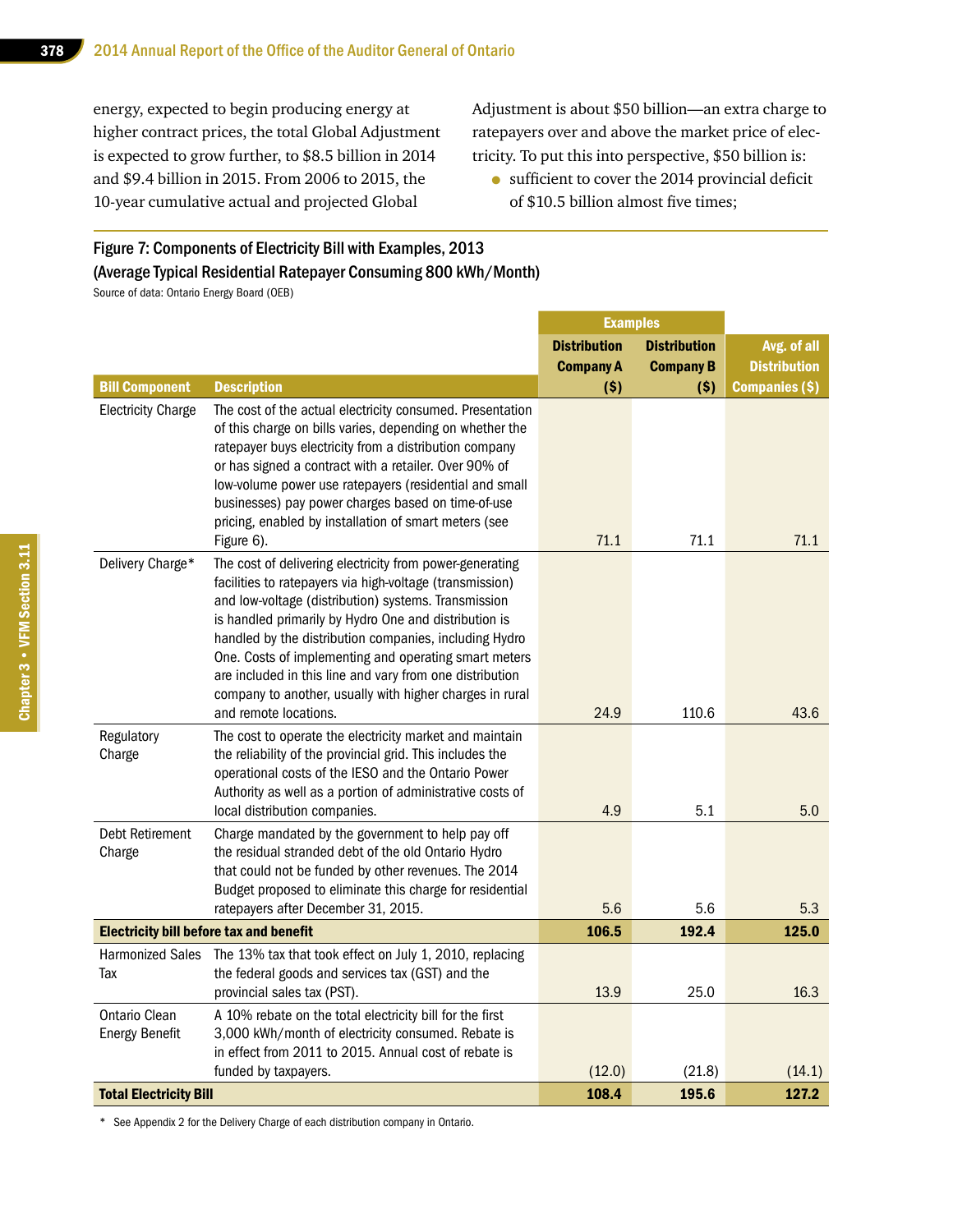energy, expected to begin producing energy at higher contract prices, the total Global Adjustment is expected to grow further, to $8.5 billion in 2014 and $9.4 billion in 2015. From 2006 to 2015, the 10-year cumulative actual and projected Global Adjustment is about $50 billion—an extra charge to ratepayers over and above the market price of electricity. To put this into perspective, $50 billion is:

- sufficient to cover the 2014 provincial deficit of $10.5 billion almost five times;

### Figure 7: Components of Electricity Bill with Examples, 2013 (Average Typical Residential Ratepayer Consuming 800 kWh/Month)

Source of data: Ontario Energy Board (OEB)

| | | Examples | | |
|---|---|---|---|---|
| **Bill Component** | **Description** | **Distribution Company A ($)** | **Distribution Company B ($)** | **Avg. of all Distribution Companies ($)** |
| Electricity Charge | The cost of the actual electricity consumed. Presentation of this charge on bills varies, depending on whether the ratepayer buys electricity from a distribution company or has signed a contract with a retailer. Over 90% of low-volume power use ratepayers (residential and small businesses) pay power charges based on time-of-use pricing, enabled by installation of smart meters (see Figure 6). | 71.1 | 71.1 | 71.1 |
| Delivery Charge* | The cost of delivering electricity from power-generating facilities to ratepayers via high-voltage (transmission) and low-voltage (distribution) systems. Transmission is handled primarily by Hydro One and distribution is handled by the distribution companies, including Hydro One. Costs of implementing and operating smart meters are included in this line and vary from one distribution company to another, usually with higher charges in rural and remote locations. | 24.9 | 110.6 | 43.6 |
| Regulatory Charge | The cost to operate the electricity market and maintain the reliability of the provincial grid. This includes the operational costs of the IESO and the Ontario Power Authority as well as a portion of administrative costs of local distribution companies. | 4.9 | 5.1 | 5.0 |
| Debt Retirement Charge | Charge mandated by the government to help pay off the residual stranded debt of the old Ontario Hydro that could not be funded by other revenues. The 2014 Budget proposed to eliminate this charge for residential ratepayers after December 31, 2015. | 5.6 | 5.6 | 5.3 |
| **Electricity bill before tax and benefit** | | **106.5** | **192.4** | **125.0** |
| Harmonized Sales Tax | The 13% tax that took effect on July 1, 2010, replacing the federal goods and services tax (GST) and the provincial sales tax (PST). | 13.9 | 25.0 | 16.3 |
| Ontario Clean Energy Benefit | A 10% rebate on the total electricity bill for the first 3,000 kWh/month of electricity consumed. Rebate is in effect from 2011 to 2015. Annual cost of rebate is funded by taxpayers. | (12.0) | (21.8) | (14.1) |
| **Total Electricity Bill** | | **108.4** | **195.6** | **127.2** |

\* See Appendix 2 for the Delivery Charge of each distribution company in Ontario.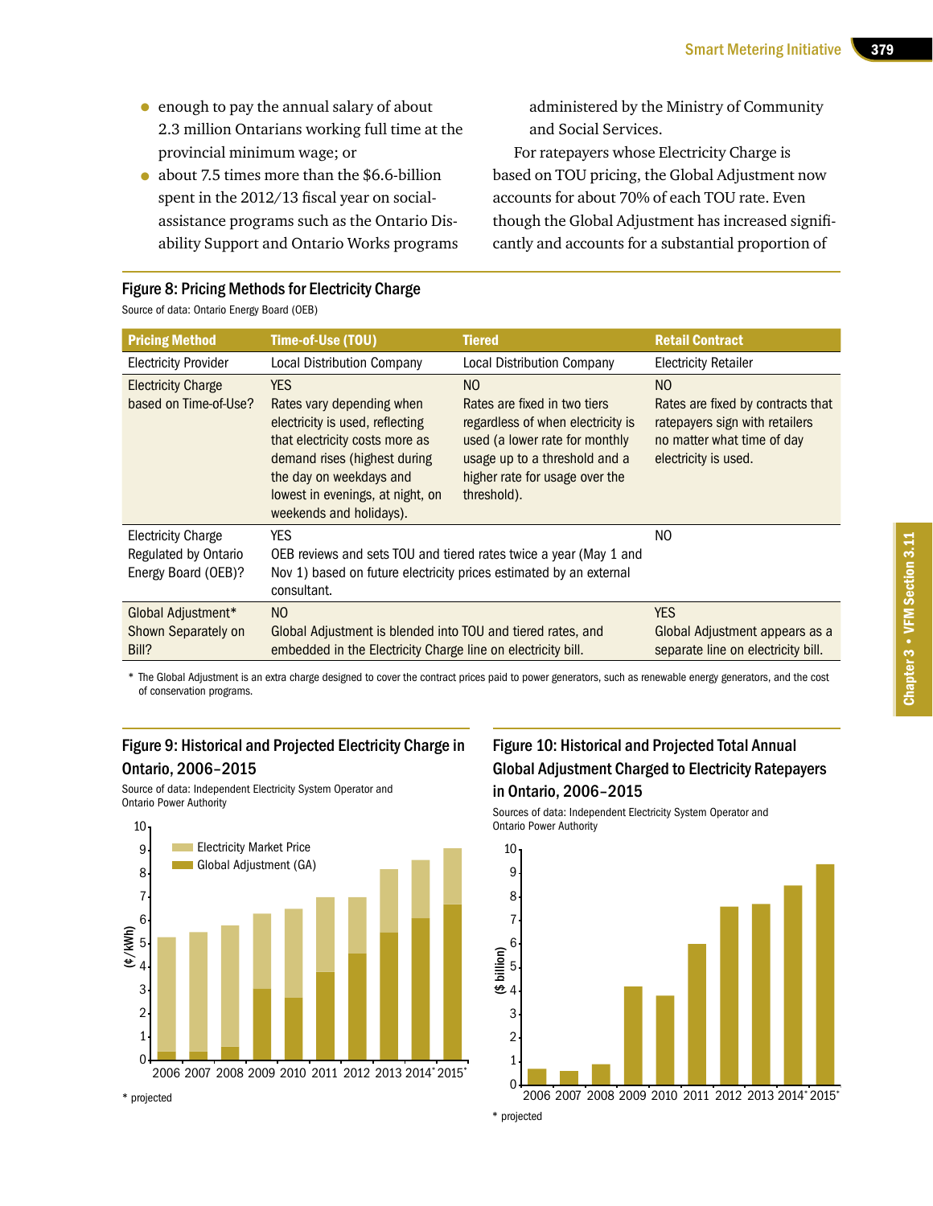- enough to pay the annual salary of about 2.3 million Ontarians working full time at the provincial minimum wage; or
- about 7.5 times more than the $6.6-billion spent in the 2012/13 fiscal year on social-assistance programs such as the Ontario Disability Support and Ontario Works programs administered by the Ministry of Community and Social Services.

For ratepayers whose Electricity Charge is based on TOU pricing, the Global Adjustment now accounts for about 70% of each TOU rate. Even though the Global Adjustment has increased significantly and accounts for a substantial proportion of

### Figure 8: Pricing Methods for Electricity Charge

Source of data: Ontario Energy Board (OEB)

| Pricing Method | Time-of-Use (TOU) | Tiered | Retail Contract |
|---|---|---|---|
| Electricity Provider | Local Distribution Company | Local Distribution Company | Electricity Retailer |
| Electricity Charge based on Time-of-Use? | YES<br>Rates vary depending when electricity is used, reflecting that electricity costs more as demand rises (highest during the day on weekdays and lowest in evenings, at night, on weekends and holidays). | NO<br>Rates are fixed in two tiers regardless of when electricity is used (a lower rate for monthly usage up to a threshold and a higher rate for usage over the threshold). | NO<br>Rates are fixed by contracts that ratepayers sign with retailers no matter what time of day electricity is used. |
| Electricity Charge Regulated by Ontario Energy Board (OEB)? | YES<br>OEB reviews and sets TOU and tiered rates twice a year (May 1 and Nov 1) based on future electricity prices estimated by an external consultant. | | NO |
| Global Adjustment* Shown Separately on Bill? | NO<br>Global Adjustment is blended into TOU and tiered rates, and embedded in the Electricity Charge line on electricity bill. | | YES<br>Global Adjustment appears as a separate line on electricity bill. |

\* The Global Adjustment is an extra charge designed to cover the contract prices paid to power generators, such as renewable energy generators, and the cost of conservation programs.

### Figure 9: Historical and Projected Electricity Charge in Ontario, 2006–2015

Source of data: Independent Electricity System Operator and Ontario Power Authority

\* projected

### Figure 10: Historical and Projected Total Annual Global Adjustment Charged to Electricity Ratepayers in Ontario, 2006–2015

Sources of data: Independent Electricity System Operator and Ontario Power Authority

\* projected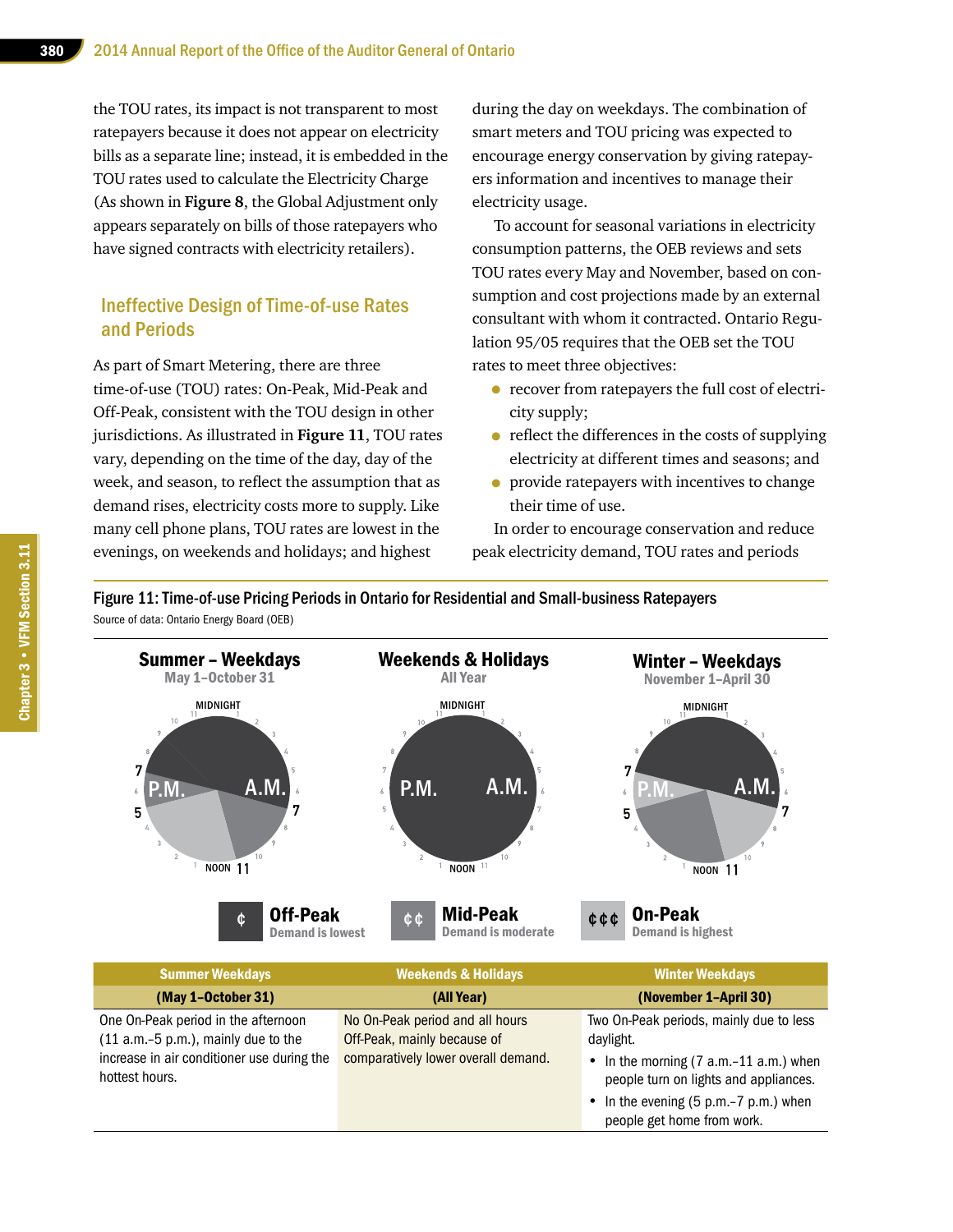the TOU rates, its impact is not transparent to most ratepayers because it does not appear on electricity bills as a separate line; instead, it is embedded in the TOU rates used to calculate the Electricity Charge (As shown in **Figure 8**, the Global Adjustment only appears separately on bills of those ratepayers who have signed contracts with electricity retailers).

## Ineffective Design of Time-of-use Rates and Periods

As part of Smart Metering, there are three time-of-use (TOU) rates: On-Peak, Mid-Peak and Off-Peak, consistent with the TOU design in other jurisdictions. As illustrated in **Figure 11**, TOU rates vary, depending on the time of the day, day of the week, and season, to reflect the assumption that as demand rises, electricity costs more to supply. Like many cell phone plans, TOU rates are lowest in the evenings, on weekends and holidays; and highest during the day on weekdays. The combination of smart meters and TOU pricing was expected to encourage energy conservation by giving ratepayers information and incentives to manage their electricity usage.

To account for seasonal variations in electricity consumption patterns, the OEB reviews and sets TOU rates every May and November, based on consumption and cost projections made by an external consultant with whom it contracted. Ontario Regulation 95/05 requires that the OEB set the TOU rates to meet three objectives:

- recover from ratepayers the full cost of electricity supply;
- reflect the differences in the costs of supplying electricity at different times and seasons; and
- provide ratepayers with incentives to change their time of use.

In order to encourage conservation and reduce peak electricity demand, TOU rates and periods

**Figure 11: Time-of-use Pricing Periods in Ontario for Residential and Small-business Ratepayers**

Source of data: Ontario Energy Board (OEB)

**Summer – Weekdays** May 1–October 31

**Weekends & Holidays** All Year

**Winter – Weekdays** November 1–April 30

¢ **Off-Peak** Demand is lowest

¢¢ **Mid-Peak** Demand is moderate

¢¢¢ **On-Peak** Demand is highest

| Summer Weekdays (May 1–October 31) | Weekends & Holidays (All Year) | Winter Weekdays (November 1–April 30) |
|---|---|---|
| One On-Peak period in the afternoon (11 a.m.–5 p.m.), mainly due to the increase in air conditioner use during the hottest hours. | No On-Peak period and all hours Off-Peak, mainly because of comparatively lower overall demand. | Two On-Peak periods, mainly due to less daylight.<br>• In the morning (7 a.m.–11 a.m.) when people turn on lights and appliances.<br>• In the evening (5 p.m.–7 p.m.) when people get home from work. |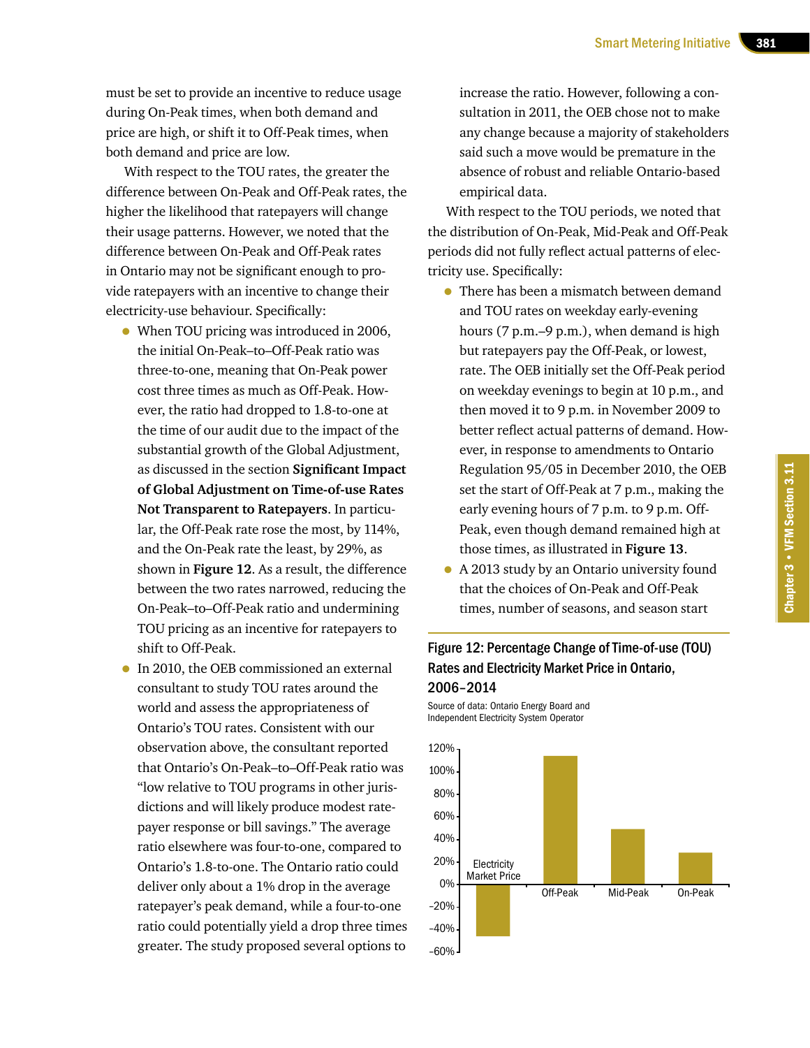must be set to provide an incentive to reduce usage during On-Peak times, when both demand and price are high, or shift it to Off-Peak times, when both demand and price are low.

With respect to the TOU rates, the greater the difference between On-Peak and Off-Peak rates, the higher the likelihood that ratepayers will change their usage patterns. However, we noted that the difference between On-Peak and Off-Peak rates in Ontario may not be significant enough to provide ratepayers with an incentive to change their electricity-use behaviour. Specifically:

- When TOU pricing was introduced in 2006, the initial On-Peak–to–Off-Peak ratio was three-to-one, meaning that On-Peak power cost three times as much as Off-Peak. However, the ratio had dropped to 1.8-to-one at the time of our audit due to the impact of the substantial growth of the Global Adjustment, as discussed in the section **Significant Impact of Global Adjustment on Time-of-use Rates Not Transparent to Ratepayers**. In particular, the Off-Peak rate rose the most, by 114%, and the On-Peak rate the least, by 29%, as shown in **Figure 12**. As a result, the difference between the two rates narrowed, reducing the On-Peak–to–Off-Peak ratio and undermining TOU pricing as an incentive for ratepayers to shift to Off-Peak.
- In 2010, the OEB commissioned an external consultant to study TOU rates around the world and assess the appropriateness of Ontario's TOU rates. Consistent with our observation above, the consultant reported that Ontario's On-Peak–to–Off-Peak ratio was "low relative to TOU programs in other jurisdictions and will likely produce modest ratepayer response or bill savings." The average ratio elsewhere was four-to-one, compared to Ontario's 1.8-to-one. The Ontario ratio could deliver only about a 1% drop in the average ratepayer's peak demand, while a four-to-one ratio could potentially yield a drop three times greater. The study proposed several options to increase the ratio. However, following a consultation in 2011, the OEB chose not to make any change because a majority of stakeholders said such a move would be premature in the absence of robust and reliable Ontario-based empirical data.

With respect to the TOU periods, we noted that the distribution of On-Peak, Mid-Peak and Off-Peak periods did not fully reflect actual patterns of electricity use. Specifically:

- There has been a mismatch between demand and TOU rates on weekday early-evening hours (7 p.m.–9 p.m.), when demand is high but ratepayers pay the Off-Peak, or lowest, rate. The OEB initially set the Off-Peak period on weekday evenings to begin at 10 p.m., and then moved it to 9 p.m. in November 2009 to better reflect actual patterns of demand. However, in response to amendments to Ontario Regulation 95/05 in December 2010, the OEB set the start of Off-Peak at 7 p.m., making the early evening hours of 7 p.m. to 9 p.m. Off-Peak, even though demand remained high at those times, as illustrated in **Figure 13**.
- A 2013 study by an Ontario university found that the choices of On-Peak and Off-Peak times, number of seasons, and season start

**Figure 12: Percentage Change of Time-of-use (TOU) Rates and Electricity Market Price in Ontario, 2006–2014**

Source of data: Ontario Energy Board and Independent Electricity System Operator

| Category | Approximate percentage change |
|---|---|
| Electricity Market Price | approx. -45% |
| Off-Peak | 114% |
| Mid-Peak | approx. 49% |
| On-Peak | 29% |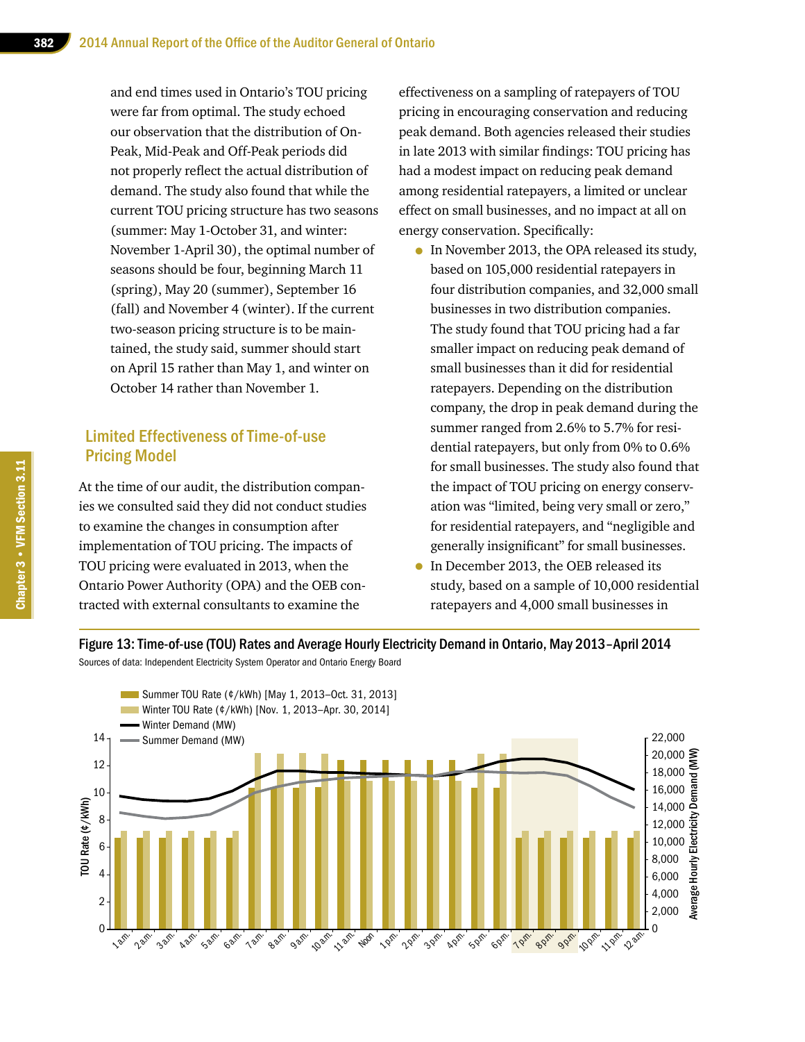and end times used in Ontario's TOU pricing were far from optimal. The study echoed our observation that the distribution of On-Peak, Mid-Peak and Off-Peak periods did not properly reflect the actual distribution of demand. The study also found that while the current TOU pricing structure has two seasons (summer: May 1-October 31, and winter: November 1-April 30), the optimal number of seasons should be four, beginning March 11 (spring), May 20 (summer), September 16 (fall) and November 4 (winter). If the current two-season pricing structure is to be maintained, the study said, summer should start on April 15 rather than May 1, and winter on October 14 rather than November 1.

## Limited Effectiveness of Time-of-use Pricing Model

At the time of our audit, the distribution companies we consulted said they did not conduct studies to examine the changes in consumption after implementation of TOU pricing. The impacts of TOU pricing were evaluated in 2013, when the Ontario Power Authority (OPA) and the OEB contracted with external consultants to examine the effectiveness on a sampling of ratepayers of TOU pricing in encouraging conservation and reducing peak demand. Both agencies released their studies in late 2013 with similar findings: TOU pricing has had a modest impact on reducing peak demand among residential ratepayers, a limited or unclear effect on small businesses, and no impact at all on energy conservation. Specifically:

- In November 2013, the OPA released its study, based on 105,000 residential ratepayers in four distribution companies, and 32,000 small businesses in two distribution companies. The study found that TOU pricing had a far smaller impact on reducing peak demand of small businesses than it did for residential ratepayers. Depending on the distribution company, the drop in peak demand during the summer ranged from 2.6% to 5.7% for residential ratepayers, but only from 0% to 0.6% for small businesses. The study also found that the impact of TOU pricing on energy conservation was "limited, being very small or zero," for residential ratepayers, and "negligible and generally insignificant" for small businesses.
- In December 2013, the OEB released its study, based on a sample of 10,000 residential ratepayers and 4,000 small businesses in

**Figure 13: Time-of-use (TOU) Rates and Average Hourly Electricity Demand in Ontario, May 2013–April 2014**

Sources of data: Independent Electricity System Operator and Ontario Energy Board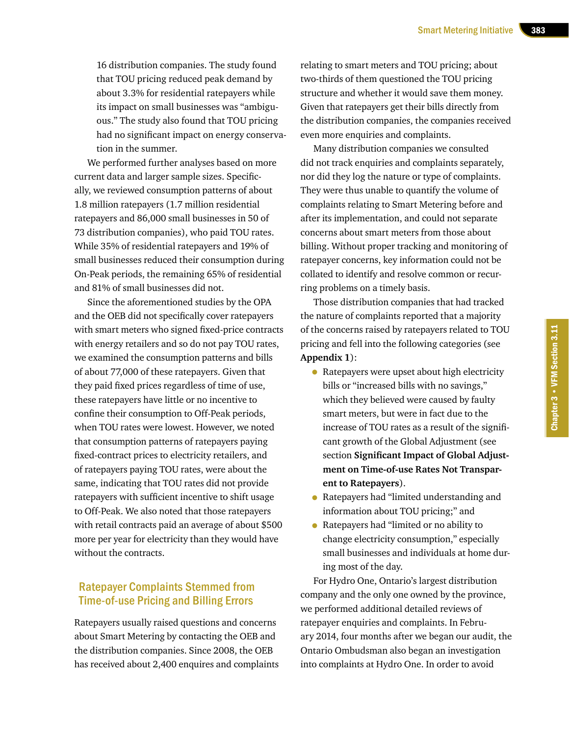16 distribution companies. The study found that TOU pricing reduced peak demand by about 3.3% for residential ratepayers while its impact on small businesses was "ambiguous." The study also found that TOU pricing had no significant impact on energy conservation in the summer.

We performed further analyses based on more current data and larger sample sizes. Specifically, we reviewed consumption patterns of about 1.8 million ratepayers (1.7 million residential ratepayers and 86,000 small businesses in 50 of 73 distribution companies), who paid TOU rates. While 35% of residential ratepayers and 19% of small businesses reduced their consumption during On-Peak periods, the remaining 65% of residential and 81% of small businesses did not.

Since the aforementioned studies by the OPA and the OEB did not specifically cover ratepayers with smart meters who signed fixed-price contracts with energy retailers and so do not pay TOU rates, we examined the consumption patterns and bills of about 77,000 of these ratepayers. Given that they paid fixed prices regardless of time of use, these ratepayers have little or no incentive to confine their consumption to Off-Peak periods, when TOU rates were lowest. However, we noted that consumption patterns of ratepayers paying fixed-contract prices to electricity retailers, and of ratepayers paying TOU rates, were about the same, indicating that TOU rates did not provide ratepayers with sufficient incentive to shift usage to Off-Peak. We also noted that those ratepayers with retail contracts paid an average of about $500 more per year for electricity than they would have without the contracts.

## Ratepayer Complaints Stemmed from Time-of-use Pricing and Billing Errors

Ratepayers usually raised questions and concerns about Smart Metering by contacting the OEB and the distribution companies. Since 2008, the OEB has received about 2,400 enquires and complaints relating to smart meters and TOU pricing; about two-thirds of them questioned the TOU pricing structure and whether it would save them money. Given that ratepayers get their bills directly from the distribution companies, the companies received even more enquiries and complaints.

Many distribution companies we consulted did not track enquiries and complaints separately, nor did they log the nature or type of complaints. They were thus unable to quantify the volume of complaints relating to Smart Metering before and after its implementation, and could not separate concerns about smart meters from those about billing. Without proper tracking and monitoring of ratepayer concerns, key information could not be collated to identify and resolve common or recurring problems on a timely basis.

Those distribution companies that had tracked the nature of complaints reported that a majority of the concerns raised by ratepayers related to TOU pricing and fell into the following categories (see **Appendix 1**):

- Ratepayers were upset about high electricity bills or "increased bills with no savings," which they believed were caused by faulty smart meters, but were in fact due to the increase of TOU rates as a result of the significant growth of the Global Adjustment (see section **Significant Impact of Global Adjustment on Time-of-use Rates Not Transparent to Ratepayers**).
- Ratepayers had "limited understanding and information about TOU pricing;" and
- Ratepayers had "limited or no ability to change electricity consumption," especially small businesses and individuals at home during most of the day.

For Hydro One, Ontario's largest distribution company and the only one owned by the province, we performed additional detailed reviews of ratepayer enquiries and complaints. In February 2014, four months after we began our audit, the Ontario Ombudsman also began an investigation into complaints at Hydro One. In order to avoid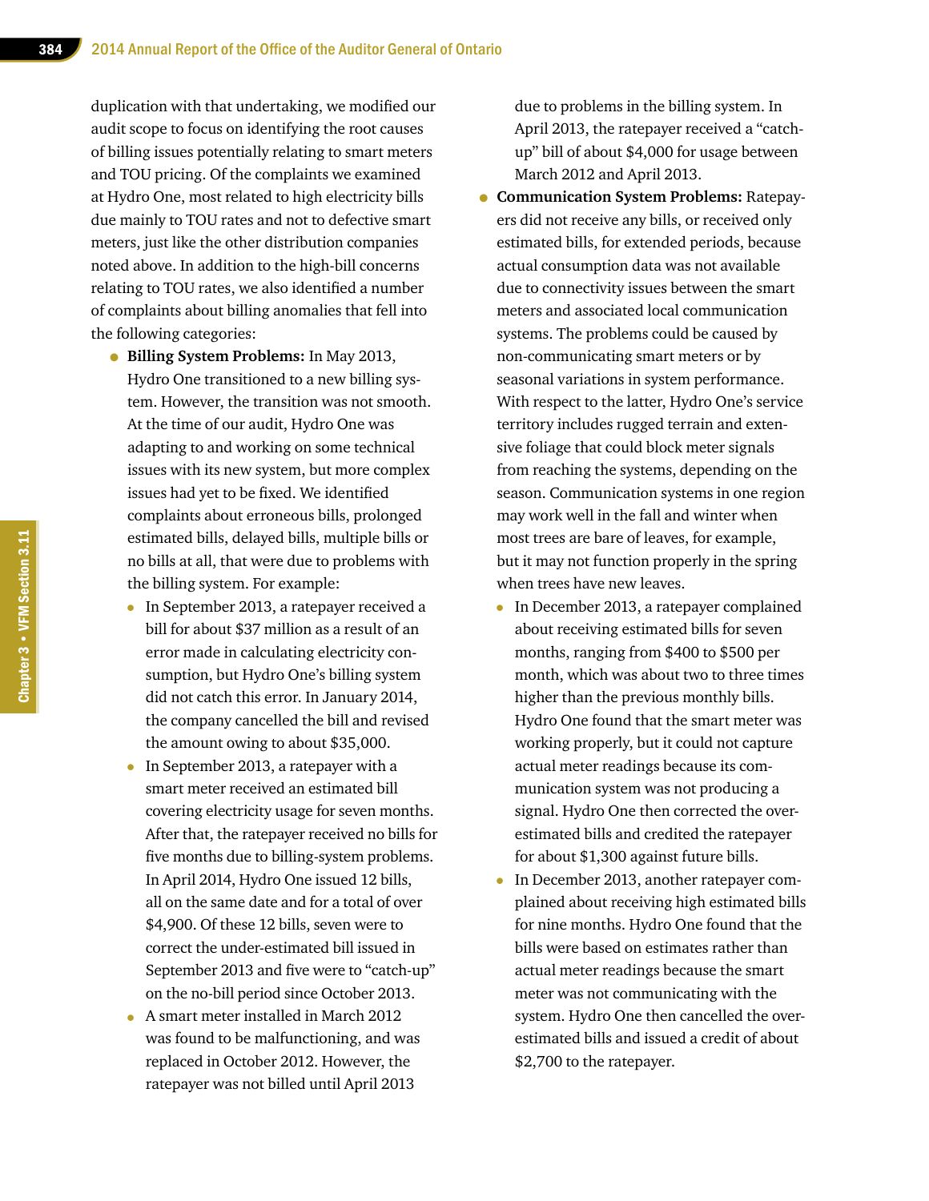duplication with that undertaking, we modified our audit scope to focus on identifying the root causes of billing issues potentially relating to smart meters and TOU pricing. Of the complaints we examined at Hydro One, most related to high electricity bills due mainly to TOU rates and not to defective smart meters, just like the other distribution companies noted above. In addition to the high-bill concerns relating to TOU rates, we also identified a number of complaints about billing anomalies that fell into the following categories:

- **Billing System Problems:** In May 2013, Hydro One transitioned to a new billing system. However, the transition was not smooth. At the time of our audit, Hydro One was adapting to and working on some technical issues with its new system, but more complex issues had yet to be fixed. We identified complaints about erroneous bills, prolonged estimated bills, delayed bills, multiple bills or no bills at all, that were due to problems with the billing system. For example:
  - In September 2013, a ratepayer received a bill for about $37 million as a result of an error made in calculating electricity consumption, but Hydro One's billing system did not catch this error. In January 2014, the company cancelled the bill and revised the amount owing to about $35,000.
  - In September 2013, a ratepayer with a smart meter received an estimated bill covering electricity usage for seven months. After that, the ratepayer received no bills for five months due to billing-system problems. In April 2014, Hydro One issued 12 bills, all on the same date and for a total of over $4,900. Of these 12 bills, seven were to correct the under-estimated bill issued in September 2013 and five were to "catch-up" on the no-bill period since October 2013.
  - A smart meter installed in March 2012 was found to be malfunctioning, and was replaced in October 2012. However, the ratepayer was not billed until April 2013 due to problems in the billing system. In April 2013, the ratepayer received a "catch-up" bill of about $4,000 for usage between March 2012 and April 2013.
- **Communication System Problems:** Ratepayers did not receive any bills, or received only estimated bills, for extended periods, because actual consumption data was not available due to connectivity issues between the smart meters and associated local communication systems. The problems could be caused by non-communicating smart meters or by seasonal variations in system performance. With respect to the latter, Hydro One's service territory includes rugged terrain and extensive foliage that could block meter signals from reaching the systems, depending on the season. Communication systems in one region may work well in the fall and winter when most trees are bare of leaves, for example, but it may not function properly in the spring when trees have new leaves.
  - In December 2013, a ratepayer complained about receiving estimated bills for seven months, ranging from $400 to $500 per month, which was about two to three times higher than the previous monthly bills. Hydro One found that the smart meter was working properly, but it could not capture actual meter readings because its communication system was not producing a signal. Hydro One then corrected the over-estimated bills and credited the ratepayer for about $1,300 against future bills.
  - In December 2013, another ratepayer complained about receiving high estimated bills for nine months. Hydro One found that the bills were based on estimates rather than actual meter readings because the smart meter was not communicating with the system. Hydro One then cancelled the over-estimated bills and issued a credit of about $2,700 to the ratepayer.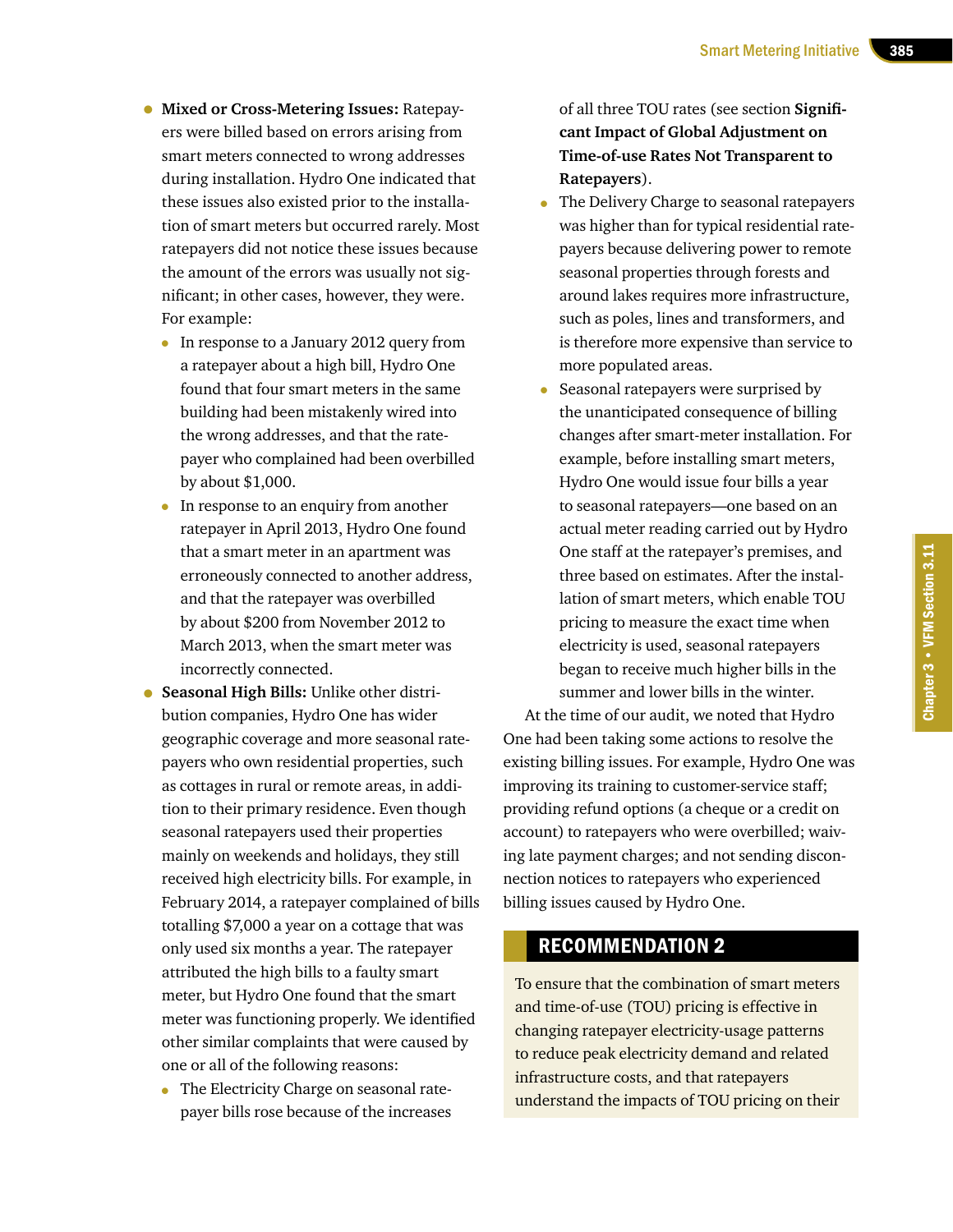- **Mixed or Cross-Metering Issues:** Ratepayers were billed based on errors arising from smart meters connected to wrong addresses during installation. Hydro One indicated that these issues also existed prior to the installation of smart meters but occurred rarely. Most ratepayers did not notice these issues because the amount of the errors was usually not significant; in other cases, however, they were. For example:
  - In response to a January 2012 query from a ratepayer about a high bill, Hydro One found that four smart meters in the same building had been mistakenly wired into the wrong addresses, and that the ratepayer who complained had been overbilled by about $1,000.
  - In response to an enquiry from another ratepayer in April 2013, Hydro One found that a smart meter in an apartment was erroneously connected to another address, and that the ratepayer was overbilled by about $200 from November 2012 to March 2013, when the smart meter was incorrectly connected.
- **Seasonal High Bills:** Unlike other distribution companies, Hydro One has wider geographic coverage and more seasonal ratepayers who own residential properties, such as cottages in rural or remote areas, in addition to their primary residence. Even though seasonal ratepayers used their properties mainly on weekends and holidays, they still received high electricity bills. For example, in February 2014, a ratepayer complained of bills totalling $7,000 a year on a cottage that was only used six months a year. The ratepayer attributed the high bills to a faulty smart meter, but Hydro One found that the smart meter was functioning properly. We identified other similar complaints that were caused by one or all of the following reasons:
  - The Electricity Charge on seasonal ratepayer bills rose because of the increases of all three TOU rates (see section **Significant Impact of Global Adjustment on Time-of-use Rates Not Transparent to Ratepayers**).
  - The Delivery Charge to seasonal ratepayers was higher than for typical residential ratepayers because delivering power to remote seasonal properties through forests and around lakes requires more infrastructure, such as poles, lines and transformers, and is therefore more expensive than service to more populated areas.
  - Seasonal ratepayers were surprised by the unanticipated consequence of billing changes after smart-meter installation. For example, before installing smart meters, Hydro One would issue four bills a year to seasonal ratepayers—one based on an actual meter reading carried out by Hydro One staff at the ratepayer's premises, and three based on estimates. After the installation of smart meters, which enable TOU pricing to measure the exact time when electricity is used, seasonal ratepayers began to receive much higher bills in the summer and lower bills in the winter.

At the time of our audit, we noted that Hydro One had been taking some actions to resolve the existing billing issues. For example, Hydro One was improving its training to customer-service staff; providing refund options (a cheque or a credit on account) to ratepayers who were overbilled; waiving late payment charges; and not sending disconnection notices to ratepayers who experienced billing issues caused by Hydro One.

## RECOMMENDATION 2

To ensure that the combination of smart meters and time-of-use (TOU) pricing is effective in changing ratepayer electricity-usage patterns to reduce peak electricity demand and related infrastructure costs, and that ratepayers understand the impacts of TOU pricing on their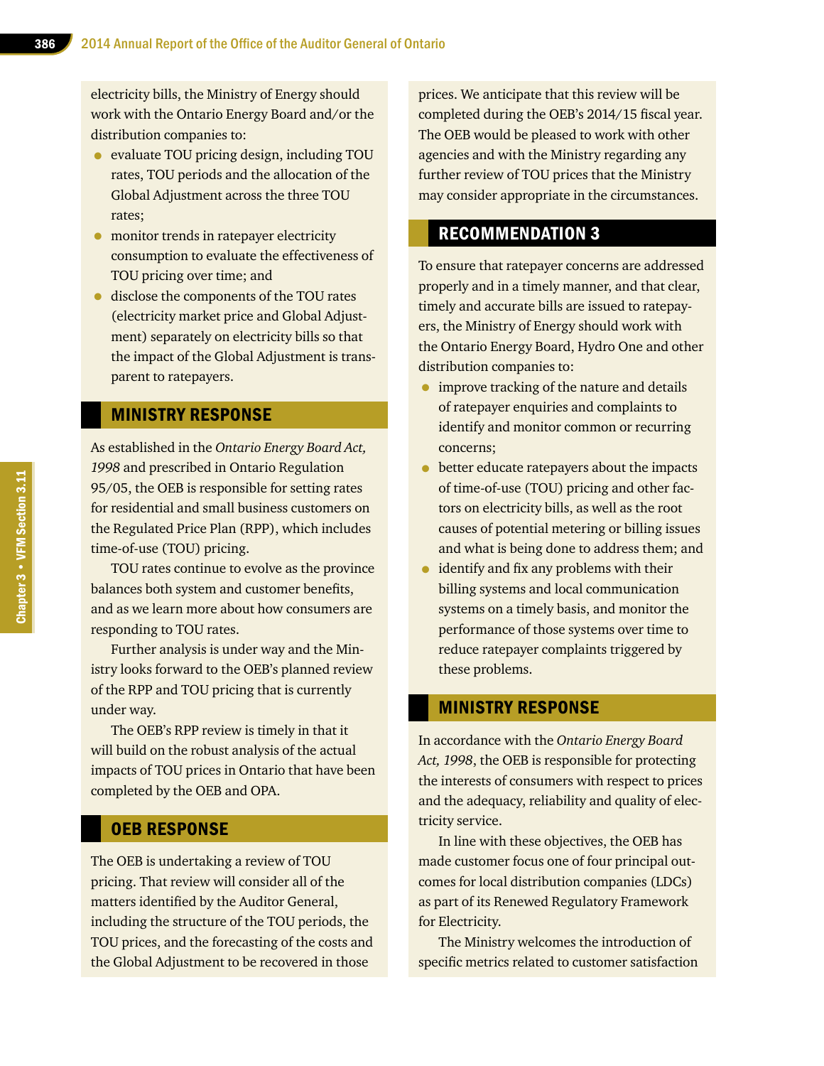electricity bills, the Ministry of Energy should work with the Ontario Energy Board and/or the distribution companies to:

- evaluate TOU pricing design, including TOU rates, TOU periods and the allocation of the Global Adjustment across the three TOU rates;
- monitor trends in ratepayer electricity consumption to evaluate the effectiveness of TOU pricing over time; and
- disclose the components of the TOU rates (electricity market price and Global Adjustment) separately on electricity bills so that the impact of the Global Adjustment is transparent to ratepayers.

## MINISTRY RESPONSE

As established in the *Ontario Energy Board Act, 1998* and prescribed in Ontario Regulation 95/05, the OEB is responsible for setting rates for residential and small business customers on the Regulated Price Plan (RPP), which includes time-of-use (TOU) pricing.

TOU rates continue to evolve as the province balances both system and customer benefits, and as we learn more about how consumers are responding to TOU rates.

Further analysis is under way and the Ministry looks forward to the OEB's planned review of the RPP and TOU pricing that is currently under way.

The OEB's RPP review is timely in that it will build on the robust analysis of the actual impacts of TOU prices in Ontario that have been completed by the OEB and OPA.

## OEB RESPONSE

The OEB is undertaking a review of TOU pricing. That review will consider all of the matters identified by the Auditor General, including the structure of the TOU periods, the TOU prices, and the forecasting of the costs and the Global Adjustment to be recovered in those prices. We anticipate that this review will be completed during the OEB's 2014/15 fiscal year. The OEB would be pleased to work with other agencies and with the Ministry regarding any further review of TOU prices that the Ministry may consider appropriate in the circumstances.

## RECOMMENDATION 3

To ensure that ratepayer concerns are addressed properly and in a timely manner, and that clear, timely and accurate bills are issued to ratepayers, the Ministry of Energy should work with the Ontario Energy Board, Hydro One and other distribution companies to:

- improve tracking of the nature and details of ratepayer enquiries and complaints to identify and monitor common or recurring concerns;
- better educate ratepayers about the impacts of time-of-use (TOU) pricing and other factors on electricity bills, as well as the root causes of potential metering or billing issues and what is being done to address them; and
- identify and fix any problems with their billing systems and local communication systems on a timely basis, and monitor the performance of those systems over time to reduce ratepayer complaints triggered by these problems.

## MINISTRY RESPONSE

In accordance with the *Ontario Energy Board Act, 1998*, the OEB is responsible for protecting the interests of consumers with respect to prices and the adequacy, reliability and quality of electricity service.

In line with these objectives, the OEB has made customer focus one of four principal outcomes for local distribution companies (LDCs) as part of its Renewed Regulatory Framework for Electricity.

The Ministry welcomes the introduction of specific metrics related to customer satisfaction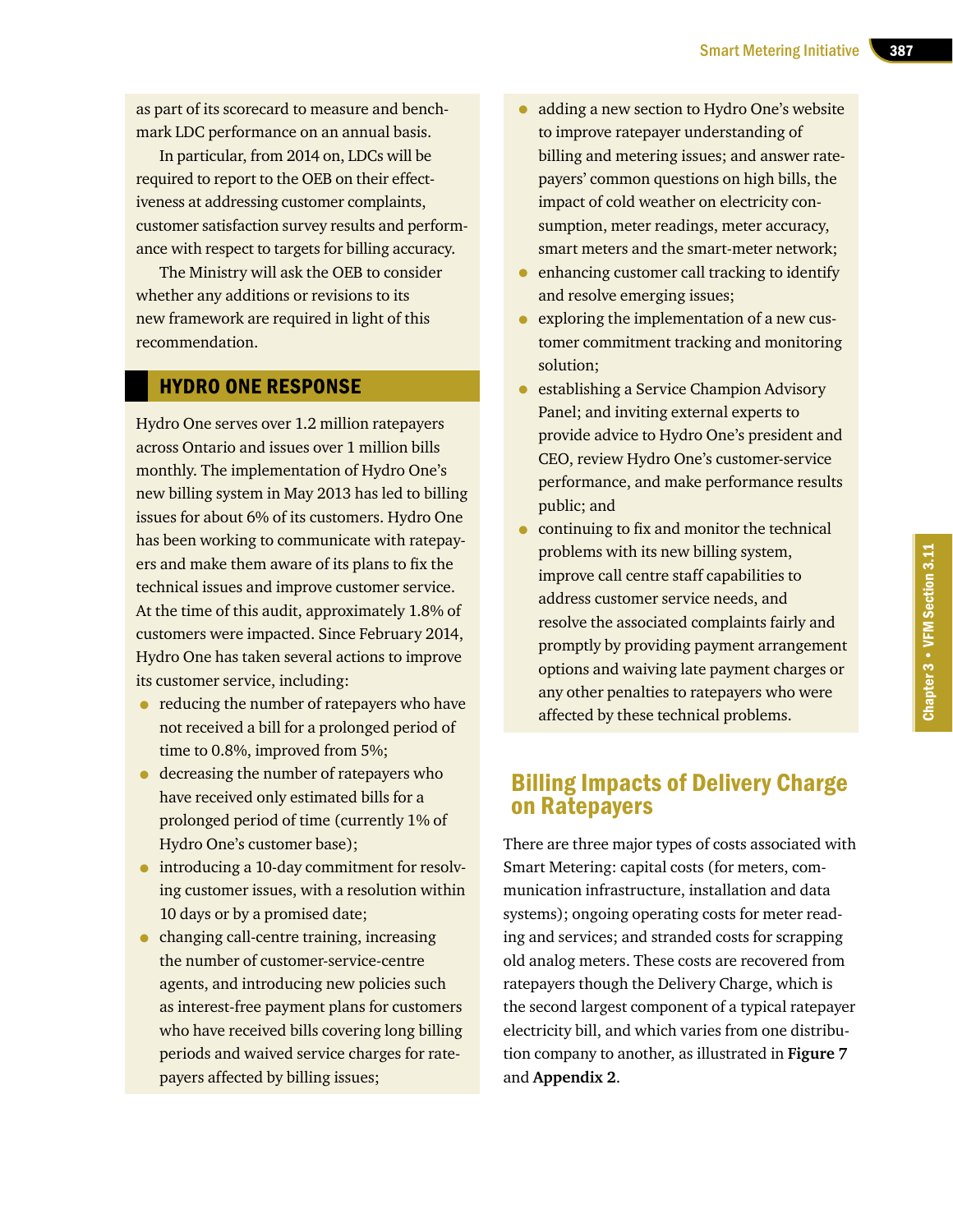as part of its scorecard to measure and benchmark LDC performance on an annual basis.

In particular, from 2014 on, LDCs will be required to report to the OEB on their effectiveness at addressing customer complaints, customer satisfaction survey results and performance with respect to targets for billing accuracy.

The Ministry will ask the OEB to consider whether any additions or revisions to its new framework are required in light of this recommendation.

## HYDRO ONE RESPONSE

Hydro One serves over 1.2 million ratepayers across Ontario and issues over 1 million bills monthly. The implementation of Hydro One's new billing system in May 2013 has led to billing issues for about 6% of its customers. Hydro One has been working to communicate with ratepayers and make them aware of its plans to fix the technical issues and improve customer service. At the time of this audit, approximately 1.8% of customers were impacted. Since February 2014, Hydro One has taken several actions to improve its customer service, including:

- reducing the number of ratepayers who have not received a bill for a prolonged period of time to 0.8%, improved from 5%;
- decreasing the number of ratepayers who have received only estimated bills for a prolonged period of time (currently 1% of Hydro One's customer base);
- introducing a 10-day commitment for resolving customer issues, with a resolution within 10 days or by a promised date;
- changing call-centre training, increasing the number of customer-service-centre agents, and introducing new policies such as interest-free payment plans for customers who have received bills covering long billing periods and waived service charges for ratepayers affected by billing issues;
- adding a new section to Hydro One's website to improve ratepayer understanding of billing and metering issues; and answer ratepayers' common questions on high bills, the impact of cold weather on electricity consumption, meter readings, meter accuracy, smart meters and the smart-meter network;
- enhancing customer call tracking to identify and resolve emerging issues;
- exploring the implementation of a new customer commitment tracking and monitoring solution;
- establishing a Service Champion Advisory Panel; and inviting external experts to provide advice to Hydro One's president and CEO, review Hydro One's customer-service performance, and make performance results public; and
- continuing to fix and monitor the technical problems with its new billing system, improve call centre staff capabilities to address customer service needs, and resolve the associated complaints fairly and promptly by providing payment arrangement options and waiving late payment charges or any other penalties to ratepayers who were affected by these technical problems.

## Billing Impacts of Delivery Charge on Ratepayers

There are three major types of costs associated with Smart Metering: capital costs (for meters, communication infrastructure, installation and data systems); ongoing operating costs for meter reading and services; and stranded costs for scrapping old analog meters. These costs are recovered from ratepayers though the Delivery Charge, which is the second largest component of a typical ratepayer electricity bill, and which varies from one distribution company to another, as illustrated in **Figure 7** and **Appendix 2**.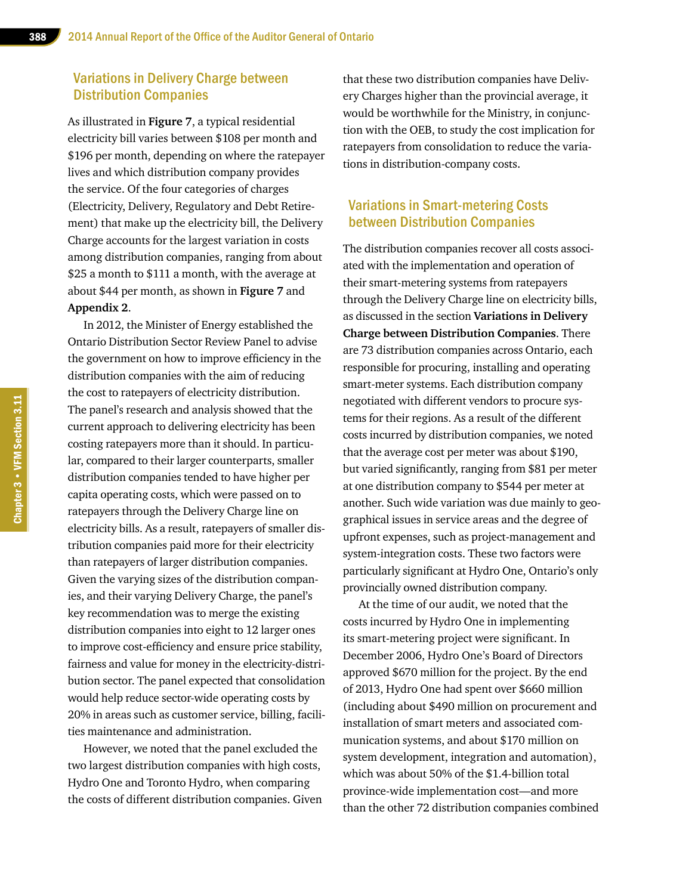## Variations in Delivery Charge between Distribution Companies

As illustrated in **Figure 7**, a typical residential electricity bill varies between $108 per month and $196 per month, depending on where the ratepayer lives and which distribution company provides the service. Of the four categories of charges (Electricity, Delivery, Regulatory and Debt Retirement) that make up the electricity bill, the Delivery Charge accounts for the largest variation in costs among distribution companies, ranging from about $25 a month to $111 a month, with the average at about $44 per month, as shown in **Figure 7** and **Appendix 2**.

In 2012, the Minister of Energy established the Ontario Distribution Sector Review Panel to advise the government on how to improve efficiency in the distribution companies with the aim of reducing the cost to ratepayers of electricity distribution. The panel's research and analysis showed that the current approach to delivering electricity has been costing ratepayers more than it should. In particular, compared to their larger counterparts, smaller distribution companies tended to have higher per capita operating costs, which were passed on to ratepayers through the Delivery Charge line on electricity bills. As a result, ratepayers of smaller distribution companies paid more for their electricity than ratepayers of larger distribution companies. Given the varying sizes of the distribution companies, and their varying Delivery Charge, the panel's key recommendation was to merge the existing distribution companies into eight to 12 larger ones to improve cost-efficiency and ensure price stability, fairness and value for money in the electricity-distribution sector. The panel expected that consolidation would help reduce sector-wide operating costs by 20% in areas such as customer service, billing, facilities maintenance and administration.

However, we noted that the panel excluded the two largest distribution companies with high costs, Hydro One and Toronto Hydro, when comparing the costs of different distribution companies. Given that these two distribution companies have Delivery Charges higher than the provincial average, it would be worthwhile for the Ministry, in conjunction with the OEB, to study the cost implication for ratepayers from consolidation to reduce the variations in distribution-company costs.

## Variations in Smart-metering Costs between Distribution Companies

The distribution companies recover all costs associated with the implementation and operation of their smart-metering systems from ratepayers through the Delivery Charge line on electricity bills, as discussed in the section **Variations in Delivery Charge between Distribution Companies**. There are 73 distribution companies across Ontario, each responsible for procuring, installing and operating smart-meter systems. Each distribution company negotiated with different vendors to procure systems for their regions. As a result of the different costs incurred by distribution companies, we noted that the average cost per meter was about $190, but varied significantly, ranging from $81 per meter at one distribution company to $544 per meter at another. Such wide variation was due mainly to geographical issues in service areas and the degree of upfront expenses, such as project-management and system-integration costs. These two factors were particularly significant at Hydro One, Ontario's only provincially owned distribution company.

At the time of our audit, we noted that the costs incurred by Hydro One in implementing its smart-metering project were significant. In December 2006, Hydro One's Board of Directors approved $670 million for the project. By the end of 2013, Hydro One had spent over $660 million (including about $490 million on procurement and installation of smart meters and associated communication systems, and about $170 million on system development, integration and automation), which was about 50% of the $1.4-billion total province-wide implementation cost—and more than the other 72 distribution companies combined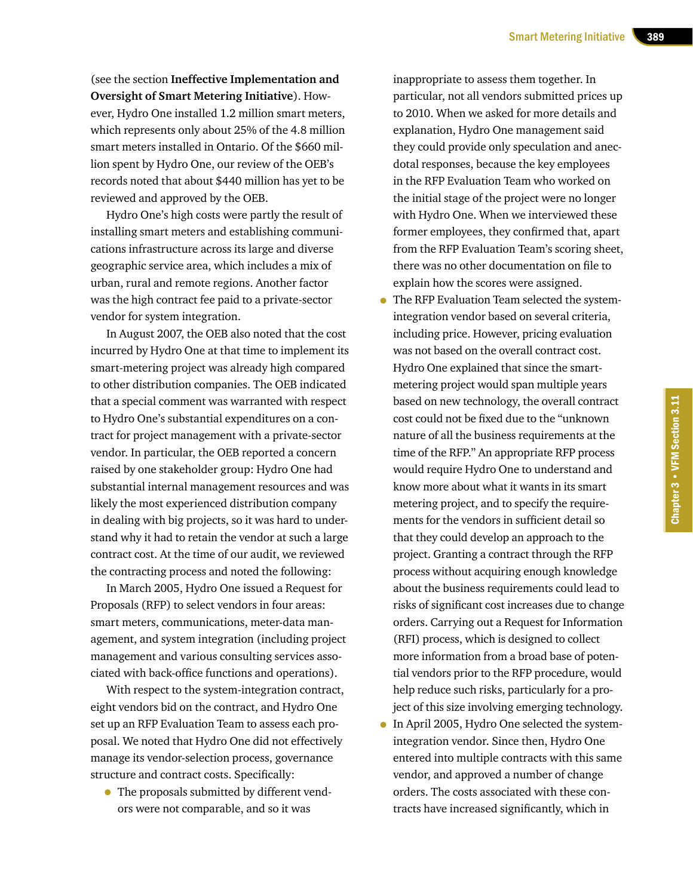(see the section **Ineffective Implementation and Oversight of Smart Metering Initiative**). However, Hydro One installed 1.2 million smart meters, which represents only about 25% of the 4.8 million smart meters installed in Ontario. Of the $660 million spent by Hydro One, our review of the OEB's records noted that about $440 million has yet to be reviewed and approved by the OEB.

Hydro One's high costs were partly the result of installing smart meters and establishing communications infrastructure across its large and diverse geographic service area, which includes a mix of urban, rural and remote regions. Another factor was the high contract fee paid to a private-sector vendor for system integration.

In August 2007, the OEB also noted that the cost incurred by Hydro One at that time to implement its smart-metering project was already high compared to other distribution companies. The OEB indicated that a special comment was warranted with respect to Hydro One's substantial expenditures on a contract for project management with a private-sector vendor. In particular, the OEB reported a concern raised by one stakeholder group: Hydro One had substantial internal management resources and was likely the most experienced distribution company in dealing with big projects, so it was hard to understand why it had to retain the vendor at such a large contract cost. At the time of our audit, we reviewed the contracting process and noted the following:

In March 2005, Hydro One issued a Request for Proposals (RFP) to select vendors in four areas: smart meters, communications, meter-data management, and system integration (including project management and various consulting services associated with back-office functions and operations).

With respect to the system-integration contract, eight vendors bid on the contract, and Hydro One set up an RFP Evaluation Team to assess each proposal. We noted that Hydro One did not effectively manage its vendor-selection process, governance structure and contract costs. Specifically:

- The proposals submitted by different vendors were not comparable, and so it was inappropriate to assess them together. In particular, not all vendors submitted prices up to 2010. When we asked for more details and explanation, Hydro One management said they could provide only speculation and anecdotal responses, because the key employees in the RFP Evaluation Team who worked on the initial stage of the project were no longer with Hydro One. When we interviewed these former employees, they confirmed that, apart from the RFP Evaluation Team's scoring sheet, there was no other documentation on file to explain how the scores were assigned.
- The RFP Evaluation Team selected the system-integration vendor based on several criteria, including price. However, pricing evaluation was not based on the overall contract cost. Hydro One explained that since the smart-metering project would span multiple years based on new technology, the overall contract cost could not be fixed due to the "unknown nature of all the business requirements at the time of the RFP." An appropriate RFP process would require Hydro One to understand and know more about what it wants in its smart metering project, and to specify the requirements for the vendors in sufficient detail so that they could develop an approach to the project. Granting a contract through the RFP process without acquiring enough knowledge about the business requirements could lead to risks of significant cost increases due to change orders. Carrying out a Request for Information (RFI) process, which is designed to collect more information from a broad base of potential vendors prior to the RFP procedure, would help reduce such risks, particularly for a project of this size involving emerging technology.
- In April 2005, Hydro One selected the system-integration vendor. Since then, Hydro One entered into multiple contracts with this same vendor, and approved a number of change orders. The costs associated with these contracts have increased significantly, which in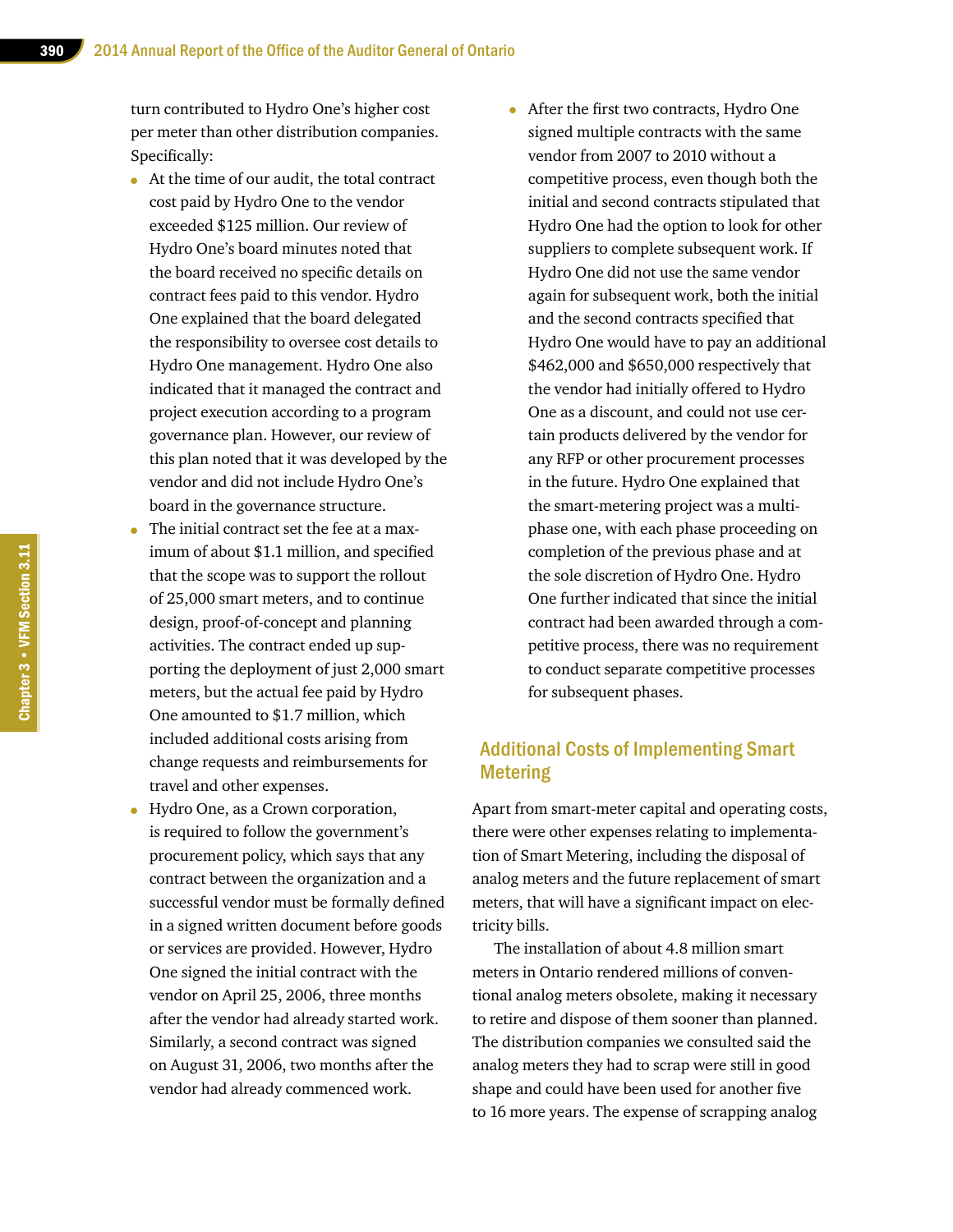turn contributed to Hydro One's higher cost per meter than other distribution companies. Specifically:

- At the time of our audit, the total contract cost paid by Hydro One to the vendor exceeded $125 million. Our review of Hydro One's board minutes noted that the board received no specific details on contract fees paid to this vendor. Hydro One explained that the board delegated the responsibility to oversee cost details to Hydro One management. Hydro One also indicated that it managed the contract and project execution according to a program governance plan. However, our review of this plan noted that it was developed by the vendor and did not include Hydro One's board in the governance structure.
- The initial contract set the fee at a maximum of about $1.1 million, and specified that the scope was to support the rollout of 25,000 smart meters, and to continue design, proof-of-concept and planning activities. The contract ended up supporting the deployment of just 2,000 smart meters, but the actual fee paid by Hydro One amounted to $1.7 million, which included additional costs arising from change requests and reimbursements for travel and other expenses.
- Hydro One, as a Crown corporation, is required to follow the government's procurement policy, which says that any contract between the organization and a successful vendor must be formally defined in a signed written document before goods or services are provided. However, Hydro One signed the initial contract with the vendor on April 25, 2006, three months after the vendor had already started work. Similarly, a second contract was signed on August 31, 2006, two months after the vendor had already commenced work.
- After the first two contracts, Hydro One signed multiple contracts with the same vendor from 2007 to 2010 without a competitive process, even though both the initial and second contracts stipulated that Hydro One had the option to look for other suppliers to complete subsequent work. If Hydro One did not use the same vendor again for subsequent work, both the initial and the second contracts specified that Hydro One would have to pay an additional $462,000 and $650,000 respectively that the vendor had initially offered to Hydro One as a discount, and could not use certain products delivered by the vendor for any RFP or other procurement processes in the future. Hydro One explained that the smart-metering project was a multi-phase one, with each phase proceeding on completion of the previous phase and at the sole discretion of Hydro One. Hydro One further indicated that since the initial contract had been awarded through a competitive process, there was no requirement to conduct separate competitive processes for subsequent phases.

## Additional Costs of Implementing Smart Metering

Apart from smart-meter capital and operating costs, there were other expenses relating to implementation of Smart Metering, including the disposal of analog meters and the future replacement of smart meters, that will have a significant impact on electricity bills.

The installation of about 4.8 million smart meters in Ontario rendered millions of conventional analog meters obsolete, making it necessary to retire and dispose of them sooner than planned. The distribution companies we consulted said the analog meters they had to scrap were still in good shape and could have been used for another five to 16 more years. The expense of scrapping analog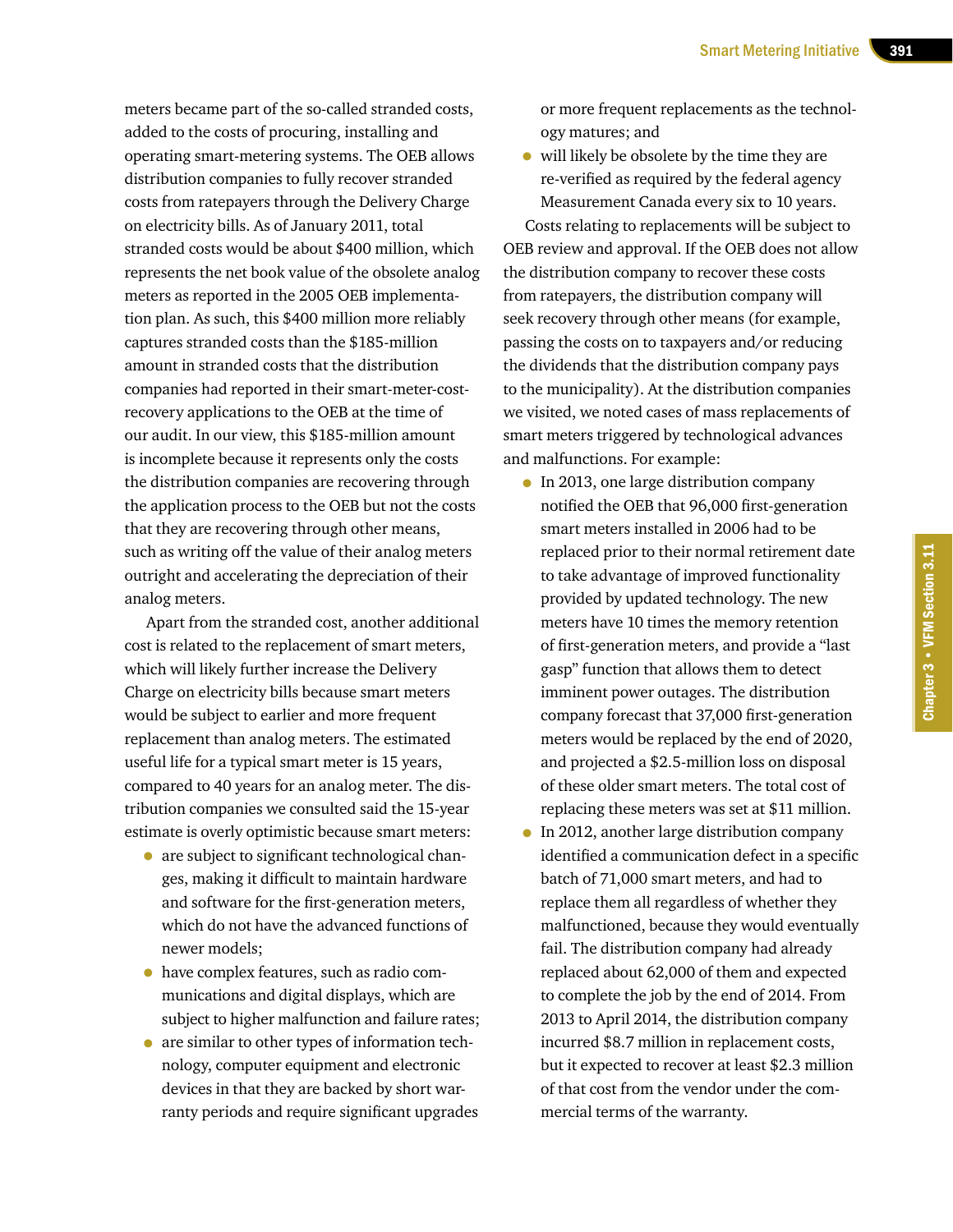meters became part of the so-called stranded costs, added to the costs of procuring, installing and operating smart-metering systems. The OEB allows distribution companies to fully recover stranded costs from ratepayers through the Delivery Charge on electricity bills. As of January 2011, total stranded costs would be about $400 million, which represents the net book value of the obsolete analog meters as reported in the 2005 OEB implementation plan. As such, this $400 million more reliably captures stranded costs than the $185-million amount in stranded costs that the distribution companies had reported in their smart-meter-cost-recovery applications to the OEB at the time of our audit. In our view, this $185-million amount is incomplete because it represents only the costs the distribution companies are recovering through the application process to the OEB but not the costs that they are recovering through other means, such as writing off the value of their analog meters outright and accelerating the depreciation of their analog meters.

Apart from the stranded cost, another additional cost is related to the replacement of smart meters, which will likely further increase the Delivery Charge on electricity bills because smart meters would be subject to earlier and more frequent replacement than analog meters. The estimated useful life for a typical smart meter is 15 years, compared to 40 years for an analog meter. The distribution companies we consulted said the 15-year estimate is overly optimistic because smart meters:

- are subject to significant technological changes, making it difficult to maintain hardware and software for the first-generation meters, which do not have the advanced functions of newer models;
- have complex features, such as radio communications and digital displays, which are subject to higher malfunction and failure rates;
- are similar to other types of information technology, computer equipment and electronic devices in that they are backed by short warranty periods and require significant upgrades or more frequent replacements as the technology matures; and
- will likely be obsolete by the time they are re-verified as required by the federal agency Measurement Canada every six to 10 years.

Costs relating to replacements will be subject to OEB review and approval. If the OEB does not allow the distribution company to recover these costs from ratepayers, the distribution company will seek recovery through other means (for example, passing the costs on to taxpayers and/or reducing the dividends that the distribution company pays to the municipality). At the distribution companies we visited, we noted cases of mass replacements of smart meters triggered by technological advances and malfunctions. For example:

- In 2013, one large distribution company notified the OEB that 96,000 first-generation smart meters installed in 2006 had to be replaced prior to their normal retirement date to take advantage of improved functionality provided by updated technology. The new meters have 10 times the memory retention of first-generation meters, and provide a "last gasp" function that allows them to detect imminent power outages. The distribution company forecast that 37,000 first-generation meters would be replaced by the end of 2020, and projected a $2.5-million loss on disposal of these older smart meters. The total cost of replacing these meters was set at $11 million.
- In 2012, another large distribution company identified a communication defect in a specific batch of 71,000 smart meters, and had to replace them all regardless of whether they malfunctioned, because they would eventually fail. The distribution company had already replaced about 62,000 of them and expected to complete the job by the end of 2014. From 2013 to April 2014, the distribution company incurred $8.7 million in replacement costs, but it expected to recover at least $2.3 million of that cost from the vendor under the commercial terms of the warranty.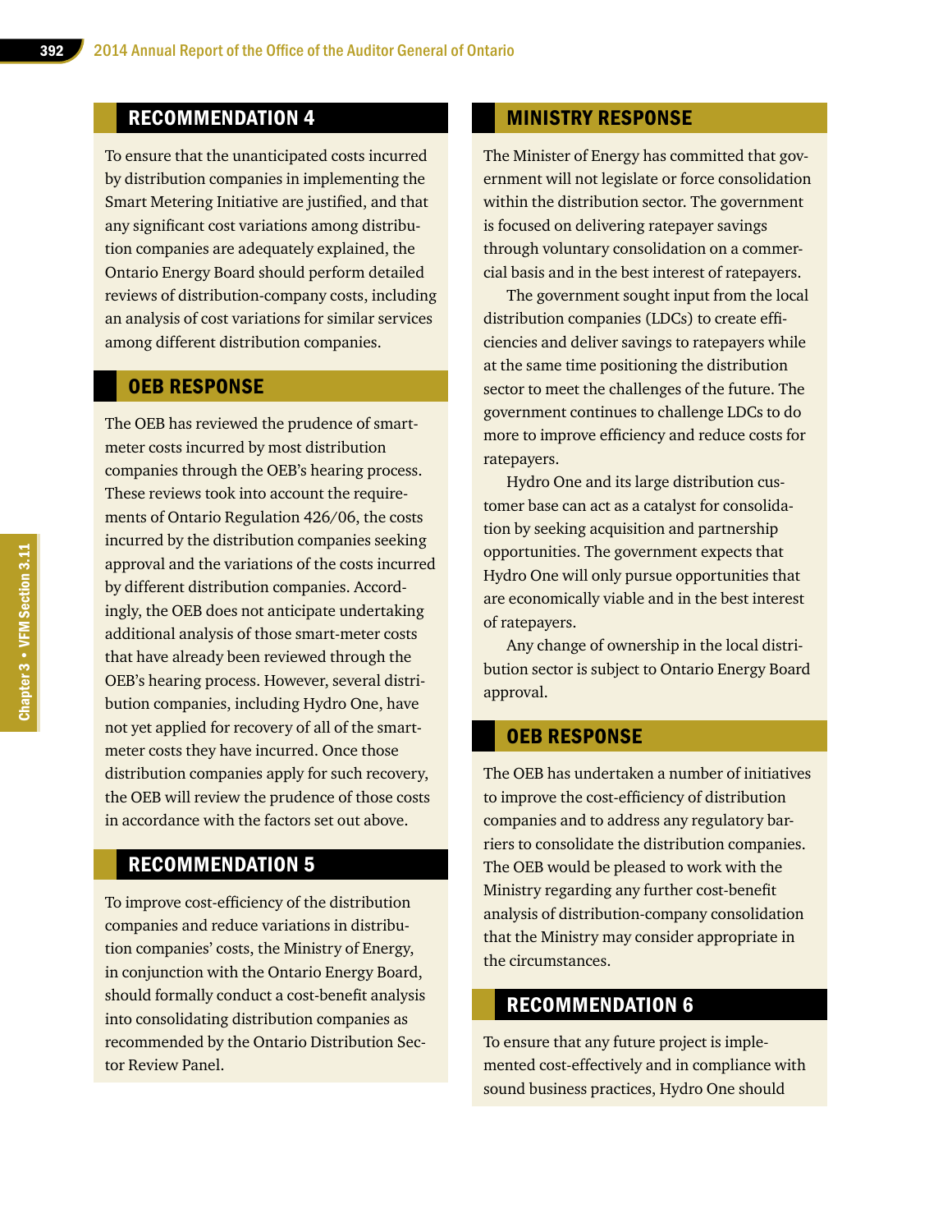## RECOMMENDATION 4

To ensure that the unanticipated costs incurred by distribution companies in implementing the Smart Metering Initiative are justified, and that any significant cost variations among distribution companies are adequately explained, the Ontario Energy Board should perform detailed reviews of distribution-company costs, including an analysis of cost variations for similar services among different distribution companies.

## OEB RESPONSE

The OEB has reviewed the prudence of smart-meter costs incurred by most distribution companies through the OEB's hearing process. These reviews took into account the requirements of Ontario Regulation 426/06, the costs incurred by the distribution companies seeking approval and the variations of the costs incurred by different distribution companies. Accordingly, the OEB does not anticipate undertaking additional analysis of those smart-meter costs that have already been reviewed through the OEB's hearing process. However, several distribution companies, including Hydro One, have not yet applied for recovery of all of the smart-meter costs they have incurred. Once those distribution companies apply for such recovery, the OEB will review the prudence of those costs in accordance with the factors set out above.

## RECOMMENDATION 5

To improve cost-efficiency of the distribution companies and reduce variations in distribution companies' costs, the Ministry of Energy, in conjunction with the Ontario Energy Board, should formally conduct a cost-benefit analysis into consolidating distribution companies as recommended by the Ontario Distribution Sector Review Panel.

## MINISTRY RESPONSE

The Minister of Energy has committed that government will not legislate or force consolidation within the distribution sector. The government is focused on delivering ratepayer savings through voluntary consolidation on a commercial basis and in the best interest of ratepayers.

The government sought input from the local distribution companies (LDCs) to create efficiencies and deliver savings to ratepayers while at the same time positioning the distribution sector to meet the challenges of the future. The government continues to challenge LDCs to do more to improve efficiency and reduce costs for ratepayers.

Hydro One and its large distribution customer base can act as a catalyst for consolidation by seeking acquisition and partnership opportunities. The government expects that Hydro One will only pursue opportunities that are economically viable and in the best interest of ratepayers.

Any change of ownership in the local distribution sector is subject to Ontario Energy Board approval.

## OEB RESPONSE

The OEB has undertaken a number of initiatives to improve the cost-efficiency of distribution companies and to address any regulatory barriers to consolidate the distribution companies. The OEB would be pleased to work with the Ministry regarding any further cost-benefit analysis of distribution-company consolidation that the Ministry may consider appropriate in the circumstances.

## RECOMMENDATION 6

To ensure that any future project is implemented cost-effectively and in compliance with sound business practices, Hydro One should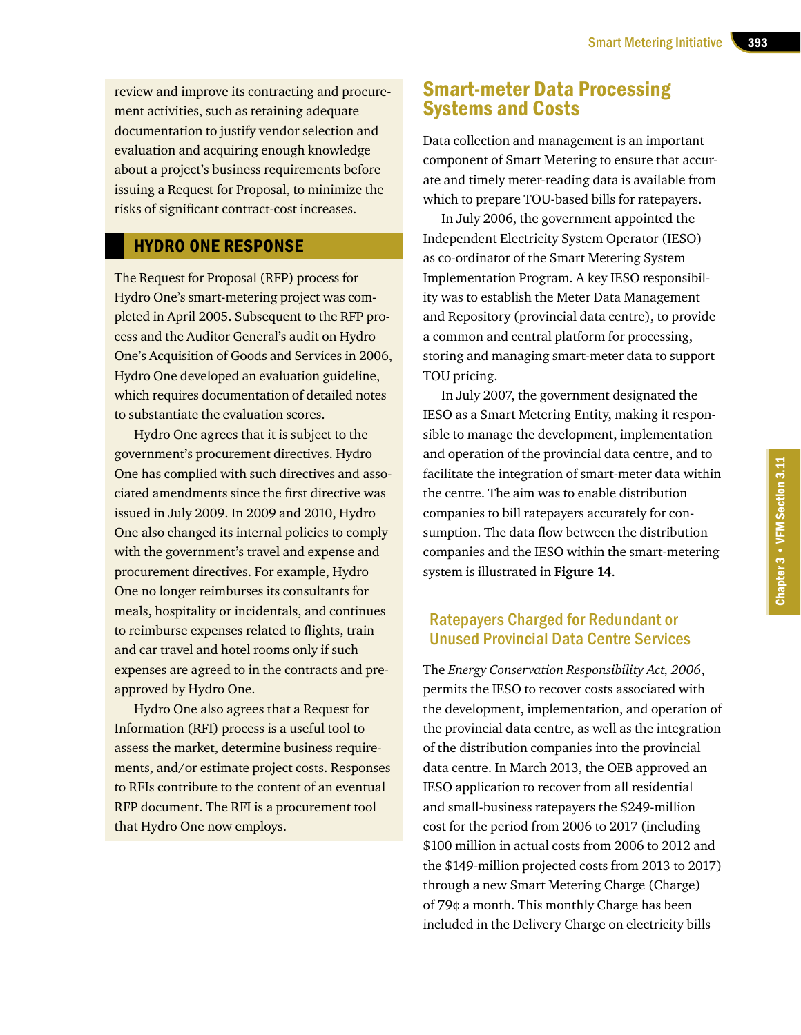review and improve its contracting and procurement activities, such as retaining adequate documentation to justify vendor selection and evaluation and acquiring enough knowledge about a project's business requirements before issuing a Request for Proposal, to minimize the risks of significant contract-cost increases.

## HYDRO ONE RESPONSE

The Request for Proposal (RFP) process for Hydro One's smart-metering project was completed in April 2005. Subsequent to the RFP process and the Auditor General's audit on Hydro One's Acquisition of Goods and Services in 2006, Hydro One developed an evaluation guideline, which requires documentation of detailed notes to substantiate the evaluation scores.

Hydro One agrees that it is subject to the government's procurement directives. Hydro One has complied with such directives and associated amendments since the first directive was issued in July 2009. In 2009 and 2010, Hydro One also changed its internal policies to comply with the government's travel and expense and procurement directives. For example, Hydro One no longer reimburses its consultants for meals, hospitality or incidentals, and continues to reimburse expenses related to flights, train and car travel and hotel rooms only if such expenses are agreed to in the contracts and pre-approved by Hydro One.

Hydro One also agrees that a Request for Information (RFI) process is a useful tool to assess the market, determine business requirements, and/or estimate project costs. Responses to RFIs contribute to the content of an eventual RFP document. The RFI is a procurement tool that Hydro One now employs.

# Smart-meter Data Processing Systems and Costs

Data collection and management is an important component of Smart Metering to ensure that accurate and timely meter-reading data is available from which to prepare TOU-based bills for ratepayers.

In July 2006, the government appointed the Independent Electricity System Operator (IESO) as co-ordinator of the Smart Metering System Implementation Program. A key IESO responsibility was to establish the Meter Data Management and Repository (provincial data centre), to provide a common and central platform for processing, storing and managing smart-meter data to support TOU pricing.

In July 2007, the government designated the IESO as a Smart Metering Entity, making it responsible to manage the development, implementation and operation of the provincial data centre, and to facilitate the integration of smart-meter data within the centre. The aim was to enable distribution companies to bill ratepayers accurately for consumption. The data flow between the distribution companies and the IESO within the smart-metering system is illustrated in **Figure 14**.

## Ratepayers Charged for Redundant or Unused Provincial Data Centre Services

The *Energy Conservation Responsibility Act, 2006*, permits the IESO to recover costs associated with the development, implementation, and operation of the provincial data centre, as well as the integration of the distribution companies into the provincial data centre. In March 2013, the OEB approved an IESO application to recover from all residential and small-business ratepayers the $249-million cost for the period from 2006 to 2017 (including $100 million in actual costs from 2006 to 2012 and the $149-million projected costs from 2013 to 2017) through a new Smart Metering Charge (Charge) of 79¢ a month. This monthly Charge has been included in the Delivery Charge on electricity bills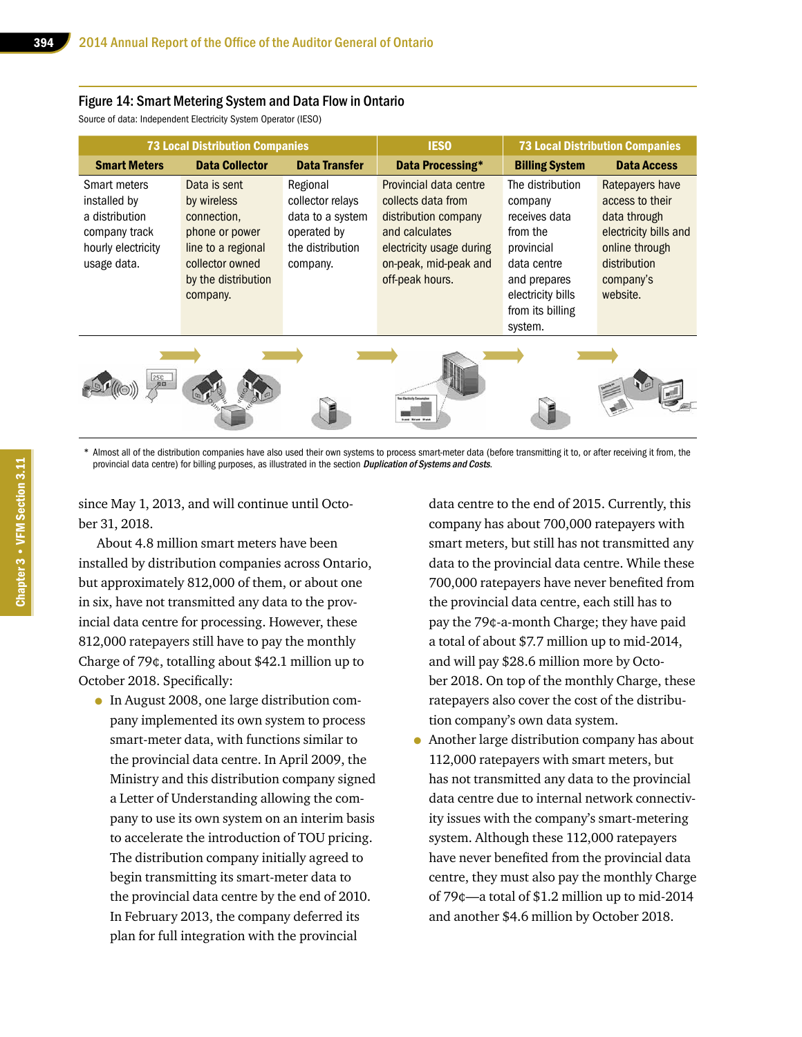Figure 14: Smart Metering System and Data Flow in Ontario

Source of data: Independent Electricity System Operator (IESO)

| 73 Local Distribution Companies | | | IESO | 73 Local Distribution Companies | |
|---|---|---|---|---|---|
| **Smart Meters** | **Data Collector** | **Data Transfer** | **Data Processing*** | **Billing System** | **Data Access** |
| Smart meters installed by a distribution company track hourly electricity usage data. | Data is sent by wireless connection, phone or power line to a regional collector owned by the distribution company. | Regional collector relays data to a system operated by the distribution company. | Provincial data centre collects data from distribution company and calculates electricity usage during on-peak, mid-peak and off-peak hours. | The distribution company receives data from the provincial data centre and prepares electricity bills from its billing system. | Ratepayers have access to their data through electricity bills and online through distribution company's website. |

\* Almost all of the distribution companies have also used their own systems to process smart-meter data (before transmitting it to, or after receiving it from, the provincial data centre) for billing purposes, as illustrated in the section ***Duplication of Systems and Costs***.

since May 1, 2013, and will continue until October 31, 2018.

About 4.8 million smart meters have been installed by distribution companies across Ontario, but approximately 812,000 of them, or about one in six, have not transmitted any data to the provincial data centre for processing. However, these 812,000 ratepayers still have to pay the monthly Charge of 79¢, totalling about $42.1 million up to October 2018. Specifically:

- In August 2008, one large distribution company implemented its own system to process smart-meter data, with functions similar to the provincial data centre. In April 2009, the Ministry and this distribution company signed a Letter of Understanding allowing the company to use its own system on an interim basis to accelerate the introduction of TOU pricing. The distribution company initially agreed to begin transmitting its smart-meter data to the provincial data centre by the end of 2010. In February 2013, the company deferred its plan for full integration with the provincial data centre to the end of 2015. Currently, this company has about 700,000 ratepayers with smart meters, but still has not transmitted any data to the provincial data centre. While these 700,000 ratepayers have never benefited from the provincial data centre, each still has to pay the 79¢-a-month Charge; they have paid a total of about $7.7 million up to mid-2014, and will pay $28.6 million more by October 2018. On top of the monthly Charge, these ratepayers also cover the cost of the distribution company's own data system.
- Another large distribution company has about 112,000 ratepayers with smart meters, but has not transmitted any data to the provincial data centre due to internal network connectivity issues with the company's smart-metering system. Although these 112,000 ratepayers have never benefited from the provincial data centre, they must also pay the monthly Charge of 79¢—a total of $1.2 million up to mid-2014 and another $4.6 million by October 2018.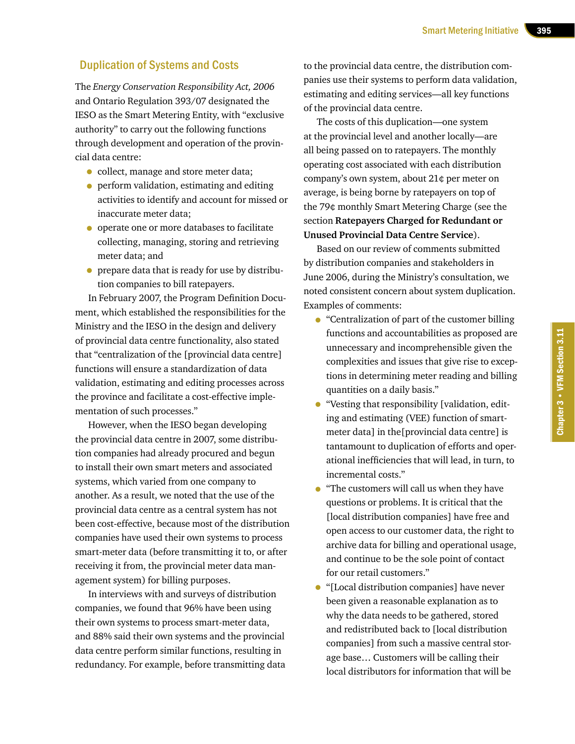## Duplication of Systems and Costs

The *Energy Conservation Responsibility Act, 2006* and Ontario Regulation 393/07 designated the IESO as the Smart Metering Entity, with "exclusive authority" to carry out the following functions through development and operation of the provincial data centre:

- collect, manage and store meter data;
- perform validation, estimating and editing activities to identify and account for missed or inaccurate meter data;
- operate one or more databases to facilitate collecting, managing, storing and retrieving meter data; and
- prepare data that is ready for use by distribution companies to bill ratepayers.

In February 2007, the Program Definition Document, which established the responsibilities for the Ministry and the IESO in the design and delivery of provincial data centre functionality, also stated that "centralization of the [provincial data centre] functions will ensure a standardization of data validation, estimating and editing processes across the province and facilitate a cost-effective implementation of such processes."

However, when the IESO began developing the provincial data centre in 2007, some distribution companies had already procured and begun to install their own smart meters and associated systems, which varied from one company to another. As a result, we noted that the use of the provincial data centre as a central system has not been cost-effective, because most of the distribution companies have used their own systems to process smart-meter data (before transmitting it to, or after receiving it from, the provincial meter data management system) for billing purposes.

In interviews with and surveys of distribution companies, we found that 96% have been using their own systems to process smart-meter data, and 88% said their own systems and the provincial data centre perform similar functions, resulting in redundancy. For example, before transmitting data to the provincial data centre, the distribution companies use their systems to perform data validation, estimating and editing services—all key functions of the provincial data centre.

The costs of this duplication—one system at the provincial level and another locally—are all being passed on to ratepayers. The monthly operating cost associated with each distribution company's own system, about 21¢ per meter on average, is being borne by ratepayers on top of the 79¢ monthly Smart Metering Charge (see the section **Ratepayers Charged for Redundant or Unused Provincial Data Centre Service**).

Based on our review of comments submitted by distribution companies and stakeholders in June 2006, during the Ministry's consultation, we noted consistent concern about system duplication. Examples of comments:

- "Centralization of part of the customer billing functions and accountabilities as proposed are unnecessary and incomprehensible given the complexities and issues that give rise to exceptions in determining meter reading and billing quantities on a daily basis."
- "Vesting that responsibility [validation, editing and estimating (VEE) function of smart-meter data] in the[provincial data centre] is tantamount to duplication of efforts and operational inefficiencies that will lead, in turn, to incremental costs."
- "The customers will call us when they have questions or problems. It is critical that the [local distribution companies] have free and open access to our customer data, the right to archive data for billing and operational usage, and continue to be the sole point of contact for our retail customers."
- "[Local distribution companies] have never been given a reasonable explanation as to why the data needs to be gathered, stored and redistributed back to [local distribution companies] from such a massive central storage base… Customers will be calling their local distributors for information that will be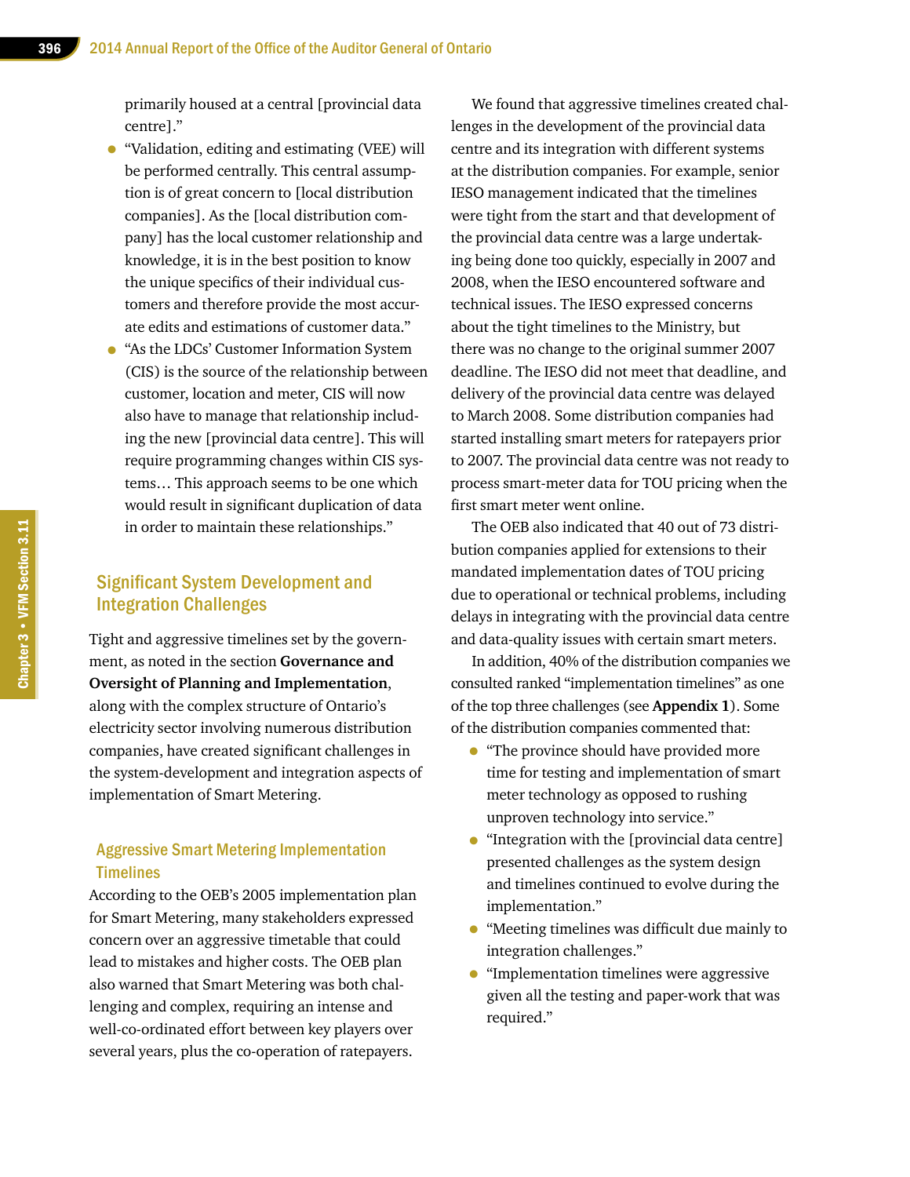primarily housed at a central [provincial data centre]."

- "Validation, editing and estimating (VEE) will be performed centrally. This central assumption is of great concern to [local distribution companies]. As the [local distribution company] has the local customer relationship and knowledge, it is in the best position to know the unique specifics of their individual customers and therefore provide the most accurate edits and estimations of customer data."
- "As the LDCs' Customer Information System (CIS) is the source of the relationship between customer, location and meter, CIS will now also have to manage that relationship including the new [provincial data centre]. This will require programming changes within CIS systems… This approach seems to be one which would result in significant duplication of data in order to maintain these relationships."

## Significant System Development and Integration Challenges

Tight and aggressive timelines set by the government, as noted in the section **Governance and Oversight of Planning and Implementation**, along with the complex structure of Ontario's electricity sector involving numerous distribution companies, have created significant challenges in the system-development and integration aspects of implementation of Smart Metering.

### Aggressive Smart Metering Implementation Timelines

According to the OEB's 2005 implementation plan for Smart Metering, many stakeholders expressed concern over an aggressive timetable that could lead to mistakes and higher costs. The OEB plan also warned that Smart Metering was both challenging and complex, requiring an intense and well-co-ordinated effort between key players over several years, plus the co-operation of ratepayers.

We found that aggressive timelines created challenges in the development of the provincial data centre and its integration with different systems at the distribution companies. For example, senior IESO management indicated that the timelines were tight from the start and that development of the provincial data centre was a large undertaking being done too quickly, especially in 2007 and 2008, when the IESO encountered software and technical issues. The IESO expressed concerns about the tight timelines to the Ministry, but there was no change to the original summer 2007 deadline. The IESO did not meet that deadline, and delivery of the provincial data centre was delayed to March 2008. Some distribution companies had started installing smart meters for ratepayers prior to 2007. The provincial data centre was not ready to process smart-meter data for TOU pricing when the first smart meter went online.

The OEB also indicated that 40 out of 73 distribution companies applied for extensions to their mandated implementation dates of TOU pricing due to operational or technical problems, including delays in integrating with the provincial data centre and data-quality issues with certain smart meters.

In addition, 40% of the distribution companies we consulted ranked "implementation timelines" as one of the top three challenges (see **Appendix 1**). Some of the distribution companies commented that:

- "The province should have provided more time for testing and implementation of smart meter technology as opposed to rushing unproven technology into service."
- "Integration with the [provincial data centre] presented challenges as the system design and timelines continued to evolve during the implementation."
- "Meeting timelines was difficult due mainly to integration challenges."
- "Implementation timelines were aggressive given all the testing and paper-work that was required."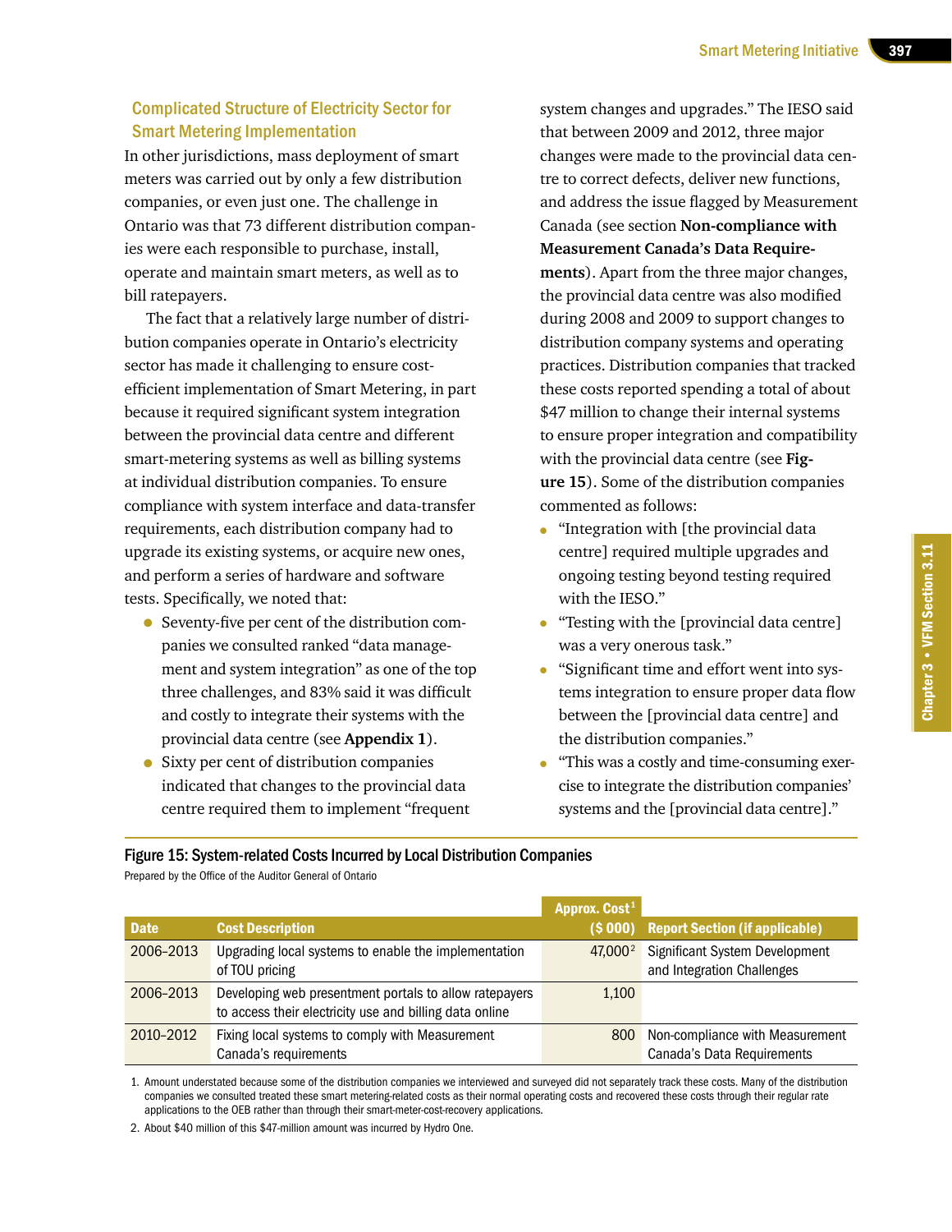## Complicated Structure of Electricity Sector for Smart Metering Implementation

In other jurisdictions, mass deployment of smart meters was carried out by only a few distribution companies, or even just one. The challenge in Ontario was that 73 different distribution companies were each responsible to purchase, install, operate and maintain smart meters, as well as to bill ratepayers.

The fact that a relatively large number of distribution companies operate in Ontario's electricity sector has made it challenging to ensure cost-efficient implementation of Smart Metering, in part because it required significant system integration between the provincial data centre and different smart-metering systems as well as billing systems at individual distribution companies. To ensure compliance with system interface and data-transfer requirements, each distribution company had to upgrade its existing systems, or acquire new ones, and perform a series of hardware and software tests. Specifically, we noted that:

- Seventy-five per cent of the distribution companies we consulted ranked "data management and system integration" as one of the top three challenges, and 83% said it was difficult and costly to integrate their systems with the provincial data centre (see **Appendix 1**).
- Sixty per cent of distribution companies indicated that changes to the provincial data centre required them to implement "frequent system changes and upgrades." The IESO said that between 2009 and 2012, three major changes were made to the provincial data centre to correct defects, deliver new functions, and address the issue flagged by Measurement Canada (see section **Non-compliance with Measurement Canada's Data Requirements**). Apart from the three major changes, the provincial data centre was also modified during 2008 and 2009 to support changes to distribution company systems and operating practices. Distribution companies that tracked these costs reported spending a total of about $47 million to change their internal systems to ensure proper integration and compatibility with the provincial data centre (see **Figure 15**). Some of the distribution companies commented as follows:
  - "Integration with [the provincial data centre] required multiple upgrades and ongoing testing beyond testing required with the IESO."
  - "Testing with the [provincial data centre] was a very onerous task."
  - "Significant time and effort went into systems integration to ensure proper data flow between the [provincial data centre] and the distribution companies."
  - "This was a costly and time-consuming exercise to integrate the distribution companies' systems and the [provincial data centre]."

**Figure 15: System-related Costs Incurred by Local Distribution Companies**

Prepared by the Office of the Auditor General of Ontario

| Date | Cost Description | Approx. Cost[1] ($ 000) | Report Section (if applicable) |
|---|---|---|---|
| 2006–2013 | Upgrading local systems to enable the implementation of TOU pricing | 47,000[2] | Significant System Development and Integration Challenges |
| 2006–2013 | Developing web presentment portals to allow ratepayers to access their electricity use and billing data online | 1,100 | |
| 2010–2012 | Fixing local systems to comply with Measurement Canada's requirements | 800 | Non-compliance with Measurement Canada's Data Requirements |

1. Amount understated because some of the distribution companies we interviewed and surveyed did not separately track these costs. Many of the distribution companies we consulted treated these smart metering-related costs as their normal operating costs and recovered these costs through their regular rate applications to the OEB rather than through their smart-meter-cost-recovery applications.
2. About $40 million of this $47-million amount was incurred by Hydro One.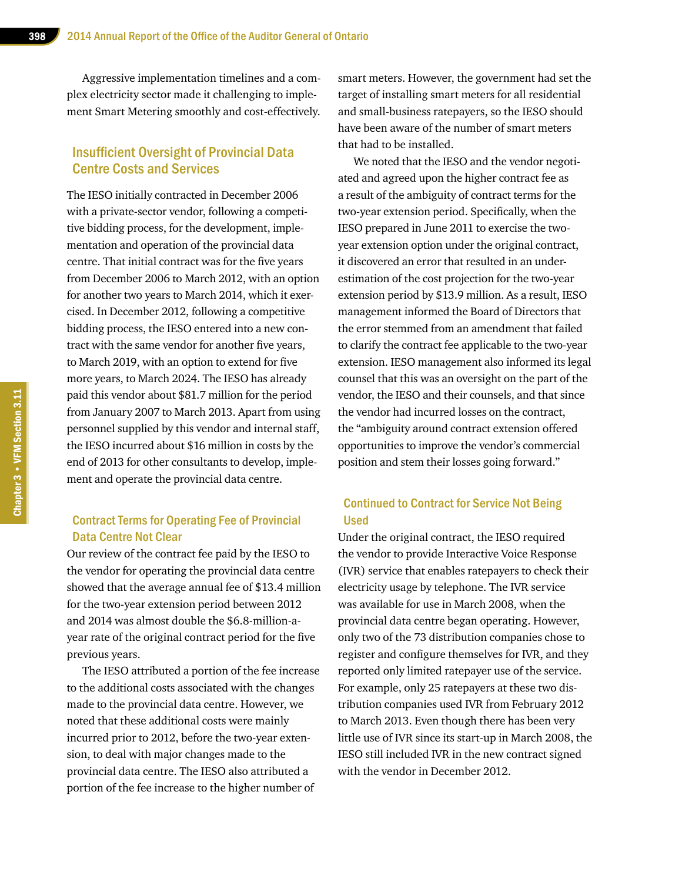Aggressive implementation timelines and a complex electricity sector made it challenging to implement Smart Metering smoothly and cost-effectively.

## Insufficient Oversight of Provincial Data Centre Costs and Services

The IESO initially contracted in December 2006 with a private-sector vendor, following a competitive bidding process, for the development, implementation and operation of the provincial data centre. That initial contract was for the five years from December 2006 to March 2012, with an option for another two years to March 2014, which it exercised. In December 2012, following a competitive bidding process, the IESO entered into a new contract with the same vendor for another five years, to March 2019, with an option to extend for five more years, to March 2024. The IESO has already paid this vendor about $81.7 million for the period from January 2007 to March 2013. Apart from using personnel supplied by this vendor and internal staff, the IESO incurred about $16 million in costs by the end of 2013 for other consultants to develop, implement and operate the provincial data centre.

### Contract Terms for Operating Fee of Provincial Data Centre Not Clear

Our review of the contract fee paid by the IESO to the vendor for operating the provincial data centre showed that the average annual fee of $13.4 million for the two-year extension period between 2012 and 2014 was almost double the $6.8-million-a-year rate of the original contract period for the five previous years.

The IESO attributed a portion of the fee increase to the additional costs associated with the changes made to the provincial data centre. However, we noted that these additional costs were mainly incurred prior to 2012, before the two-year extension, to deal with major changes made to the provincial data centre. The IESO also attributed a portion of the fee increase to the higher number of smart meters. However, the government had set the target of installing smart meters for all residential and small-business ratepayers, so the IESO should have been aware of the number of smart meters that had to be installed.

We noted that the IESO and the vendor negotiated and agreed upon the higher contract fee as a result of the ambiguity of contract terms for the two-year extension period. Specifically, when the IESO prepared in June 2011 to exercise the two-year extension option under the original contract, it discovered an error that resulted in an underestimation of the cost projection for the two-year extension period by $13.9 million. As a result, IESO management informed the Board of Directors that the error stemmed from an amendment that failed to clarify the contract fee applicable to the two-year extension. IESO management also informed its legal counsel that this was an oversight on the part of the vendor, the IESO and their counsels, and that since the vendor had incurred losses on the contract, the "ambiguity around contract extension offered opportunities to improve the vendor's commercial position and stem their losses going forward."

### Continued to Contract for Service Not Being Used

Under the original contract, the IESO required the vendor to provide Interactive Voice Response (IVR) service that enables ratepayers to check their electricity usage by telephone. The IVR service was available for use in March 2008, when the provincial data centre began operating. However, only two of the 73 distribution companies chose to register and configure themselves for IVR, and they reported only limited ratepayer use of the service. For example, only 25 ratepayers at these two distribution companies used IVR from February 2012 to March 2013. Even though there has been very little use of IVR since its start-up in March 2008, the IESO still included IVR in the new contract signed with the vendor in December 2012.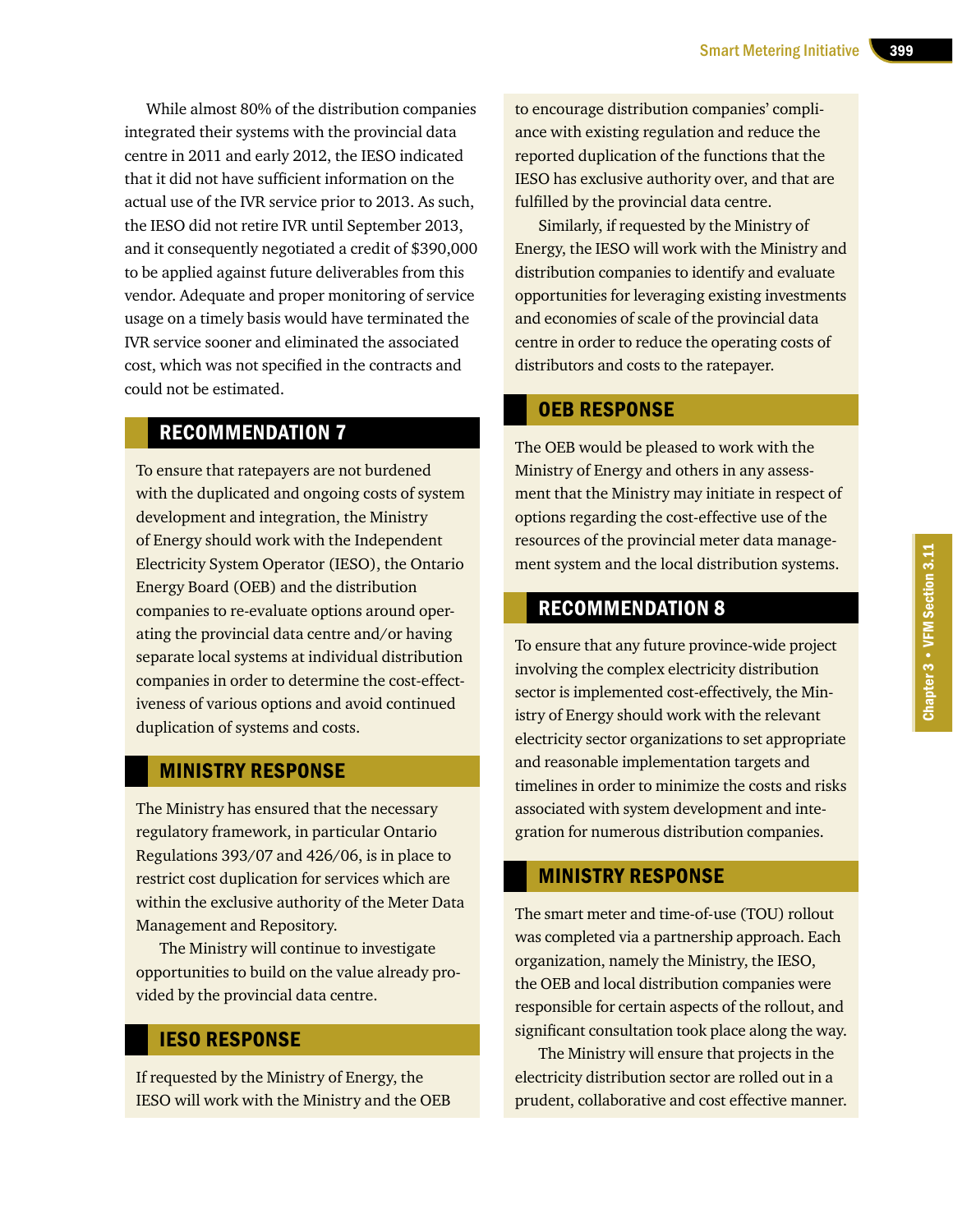While almost 80% of the distribution companies integrated their systems with the provincial data centre in 2011 and early 2012, the IESO indicated that it did not have sufficient information on the actual use of the IVR service prior to 2013. As such, the IESO did not retire IVR until September 2013, and it consequently negotiated a credit of $390,000 to be applied against future deliverables from this vendor. Adequate and proper monitoring of service usage on a timely basis would have terminated the IVR service sooner and eliminated the associated cost, which was not specified in the contracts and could not be estimated.

## RECOMMENDATION 7

To ensure that ratepayers are not burdened with the duplicated and ongoing costs of system development and integration, the Ministry of Energy should work with the Independent Electricity System Operator (IESO), the Ontario Energy Board (OEB) and the distribution companies to re-evaluate options around operating the provincial data centre and/or having separate local systems at individual distribution companies in order to determine the cost-effectiveness of various options and avoid continued duplication of systems and costs.

### MINISTRY RESPONSE

The Ministry has ensured that the necessary regulatory framework, in particular Ontario Regulations 393/07 and 426/06, is in place to restrict cost duplication for services which are within the exclusive authority of the Meter Data Management and Repository.

The Ministry will continue to investigate opportunities to build on the value already provided by the provincial data centre.

### IESO RESPONSE

If requested by the Ministry of Energy, the IESO will work with the Ministry and the OEB to encourage distribution companies' compliance with existing regulation and reduce the reported duplication of the functions that the IESO has exclusive authority over, and that are fulfilled by the provincial data centre.

Similarly, if requested by the Ministry of Energy, the IESO will work with the Ministry and distribution companies to identify and evaluate opportunities for leveraging existing investments and economies of scale of the provincial data centre in order to reduce the operating costs of distributors and costs to the ratepayer.

### OEB RESPONSE

The OEB would be pleased to work with the Ministry of Energy and others in any assessment that the Ministry may initiate in respect of options regarding the cost-effective use of the resources of the provincial meter data management system and the local distribution systems.

## RECOMMENDATION 8

To ensure that any future province-wide project involving the complex electricity distribution sector is implemented cost-effectively, the Ministry of Energy should work with the relevant electricity sector organizations to set appropriate and reasonable implementation targets and timelines in order to minimize the costs and risks associated with system development and integration for numerous distribution companies.

### MINISTRY RESPONSE

The smart meter and time-of-use (TOU) rollout was completed via a partnership approach. Each organization, namely the Ministry, the IESO, the OEB and local distribution companies were responsible for certain aspects of the rollout, and significant consultation took place along the way.

The Ministry will ensure that projects in the electricity distribution sector are rolled out in a prudent, collaborative and cost effective manner.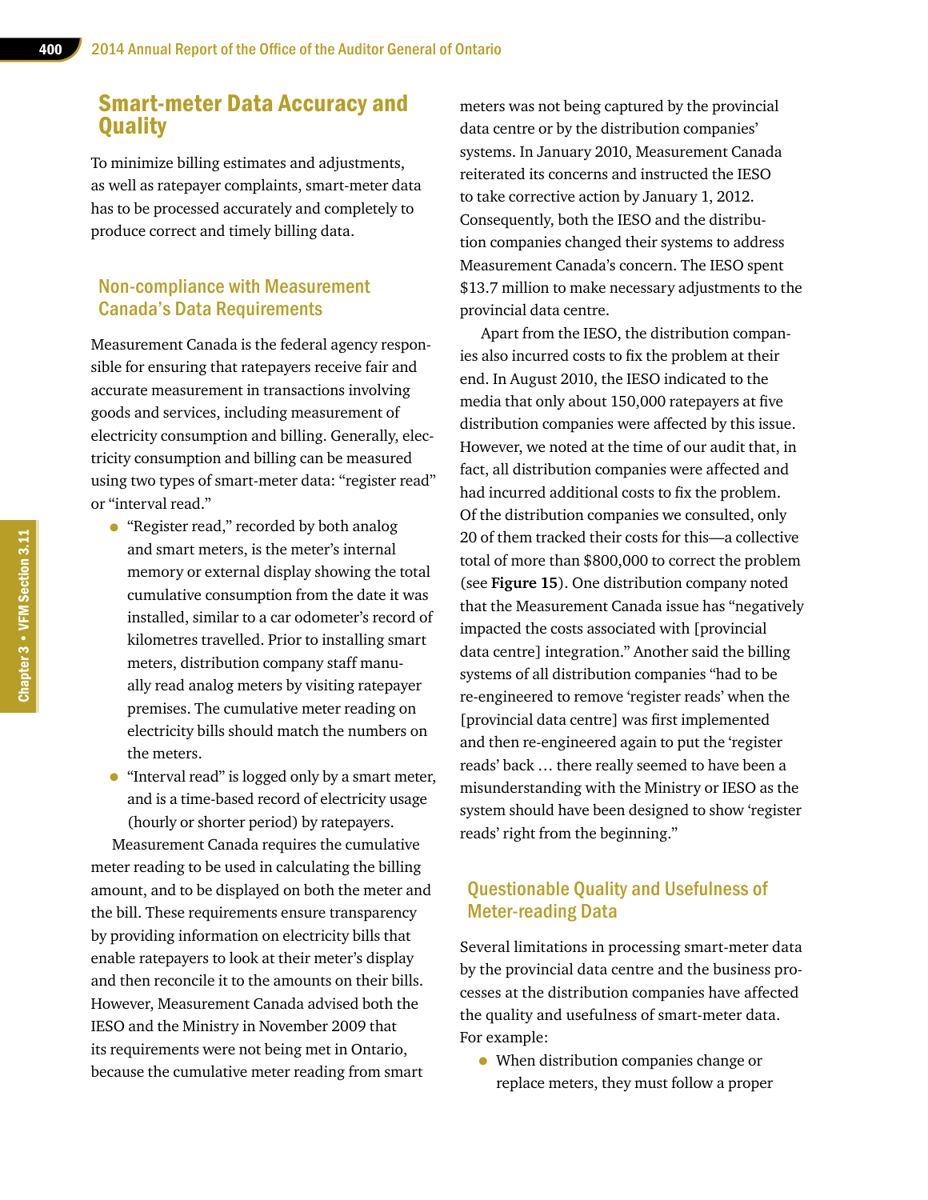## Smart-meter Data Accuracy and Quality

To minimize billing estimates and adjustments, as well as ratepayer complaints, smart-meter data has to be processed accurately and completely to produce correct and timely billing data.

### Non-compliance with Measurement Canada's Data Requirements

Measurement Canada is the federal agency responsible for ensuring that ratepayers receive fair and accurate measurement in transactions involving goods and services, including measurement of electricity consumption and billing. Generally, electricity consumption and billing can be measured using two types of smart-meter data: "register read" or "interval read."

- "Register read," recorded by both analog and smart meters, is the meter's internal memory or external display showing the total cumulative consumption from the date it was installed, similar to a car odometer's record of kilometres travelled. Prior to installing smart meters, distribution company staff manually read analog meters by visiting ratepayer premises. The cumulative meter reading on electricity bills should match the numbers on the meters.
- "Interval read" is logged only by a smart meter, and is a time-based record of electricity usage (hourly or shorter period) by ratepayers.

Measurement Canada requires the cumulative meter reading to be used in calculating the billing amount, and to be displayed on both the meter and the bill. These requirements ensure transparency by providing information on electricity bills that enable ratepayers to look at their meter's display and then reconcile it to the amounts on their bills. However, Measurement Canada advised both the IESO and the Ministry in November 2009 that its requirements were not being met in Ontario, because the cumulative meter reading from smart meters was not being captured by the provincial data centre or by the distribution companies' systems. In January 2010, Measurement Canada reiterated its concerns and instructed the IESO to take corrective action by January 1, 2012. Consequently, both the IESO and the distribution companies changed their systems to address Measurement Canada's concern. The IESO spent $13.7 million to make necessary adjustments to the provincial data centre.

Apart from the IESO, the distribution companies also incurred costs to fix the problem at their end. In August 2010, the IESO indicated to the media that only about 150,000 ratepayers at five distribution companies were affected by this issue. However, we noted at the time of our audit that, in fact, all distribution companies were affected and had incurred additional costs to fix the problem. Of the distribution companies we consulted, only 20 of them tracked their costs for this—a collective total of more than $800,000 to correct the problem (see **Figure 15**). One distribution company noted that the Measurement Canada issue has "negatively impacted the costs associated with [provincial data centre] integration." Another said the billing systems of all distribution companies "had to be re-engineered to remove 'register reads' when the [provincial data centre] was first implemented and then re-engineered again to put the 'register reads' back … there really seemed to have been a misunderstanding with the Ministry or IESO as the system should have been designed to show 'register reads' right from the beginning."

### Questionable Quality and Usefulness of Meter-reading Data

Several limitations in processing smart-meter data by the provincial data centre and the business processes at the distribution companies have affected the quality and usefulness of smart-meter data. For example:

- When distribution companies change or replace meters, they must follow a proper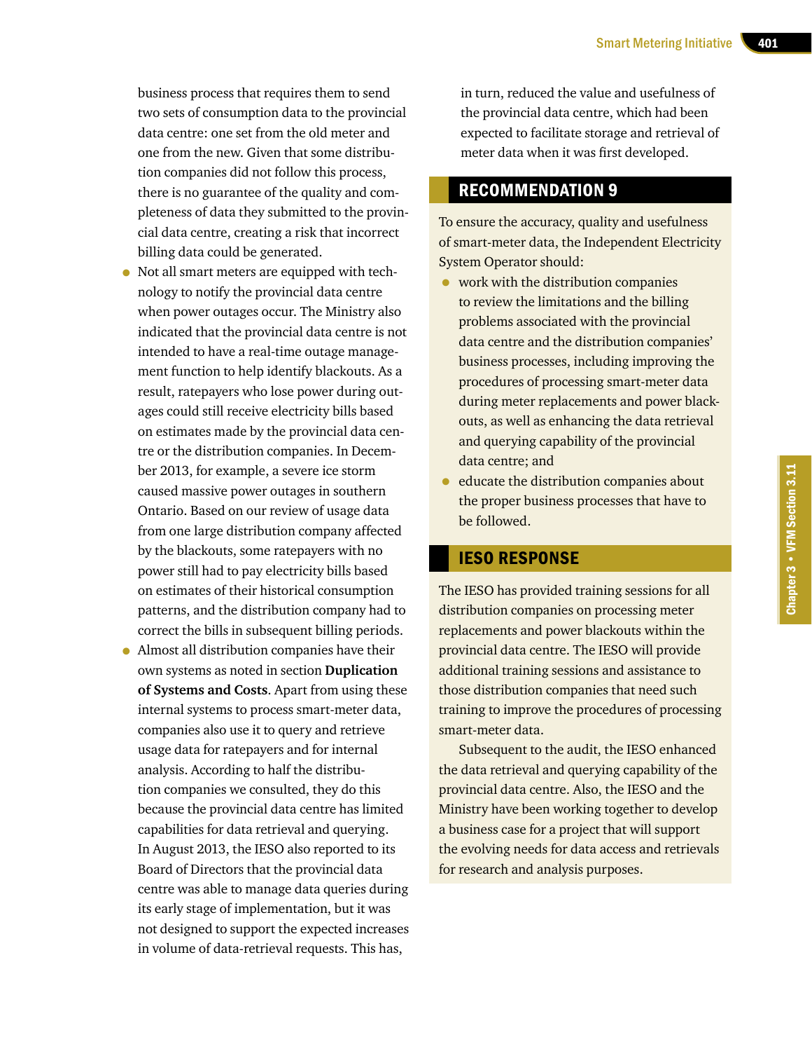business process that requires them to send two sets of consumption data to the provincial data centre: one set from the old meter and one from the new. Given that some distribution companies did not follow this process, there is no guarantee of the quality and completeness of data they submitted to the provincial data centre, creating a risk that incorrect billing data could be generated.

- Not all smart meters are equipped with technology to notify the provincial data centre when power outages occur. The Ministry also indicated that the provincial data centre is not intended to have a real-time outage management function to help identify blackouts. As a result, ratepayers who lose power during outages could still receive electricity bills based on estimates made by the provincial data centre or the distribution companies. In December 2013, for example, a severe ice storm caused massive power outages in southern Ontario. Based on our review of usage data from one large distribution company affected by the blackouts, some ratepayers with no power still had to pay electricity bills based on estimates of their historical consumption patterns, and the distribution company had to correct the bills in subsequent billing periods.
- Almost all distribution companies have their own systems as noted in section **Duplication of Systems and Costs**. Apart from using these internal systems to process smart-meter data, companies also use it to query and retrieve usage data for ratepayers and for internal analysis. According to half the distribution companies we consulted, they do this because the provincial data centre has limited capabilities for data retrieval and querying. In August 2013, the IESO also reported to its Board of Directors that the provincial data centre was able to manage data queries during its early stage of implementation, but it was not designed to support the expected increases in volume of data-retrieval requests. This has, in turn, reduced the value and usefulness of the provincial data centre, which had been expected to facilitate storage and retrieval of meter data when it was first developed.

## RECOMMENDATION 9

To ensure the accuracy, quality and usefulness of smart-meter data, the Independent Electricity System Operator should:

- work with the distribution companies to review the limitations and the billing problems associated with the provincial data centre and the distribution companies' business processes, including improving the procedures of processing smart-meter data during meter replacements and power blackouts, as well as enhancing the data retrieval and querying capability of the provincial data centre; and
- educate the distribution companies about the proper business processes that have to be followed.

## IESO RESPONSE

The IESO has provided training sessions for all distribution companies on processing meter replacements and power blackouts within the provincial data centre. The IESO will provide additional training sessions and assistance to those distribution companies that need such training to improve the procedures of processing smart-meter data.

Subsequent to the audit, the IESO enhanced the data retrieval and querying capability of the provincial data centre. Also, the IESO and the Ministry have been working together to develop a business case for a project that will support the evolving needs for data access and retrievals for research and analysis purposes.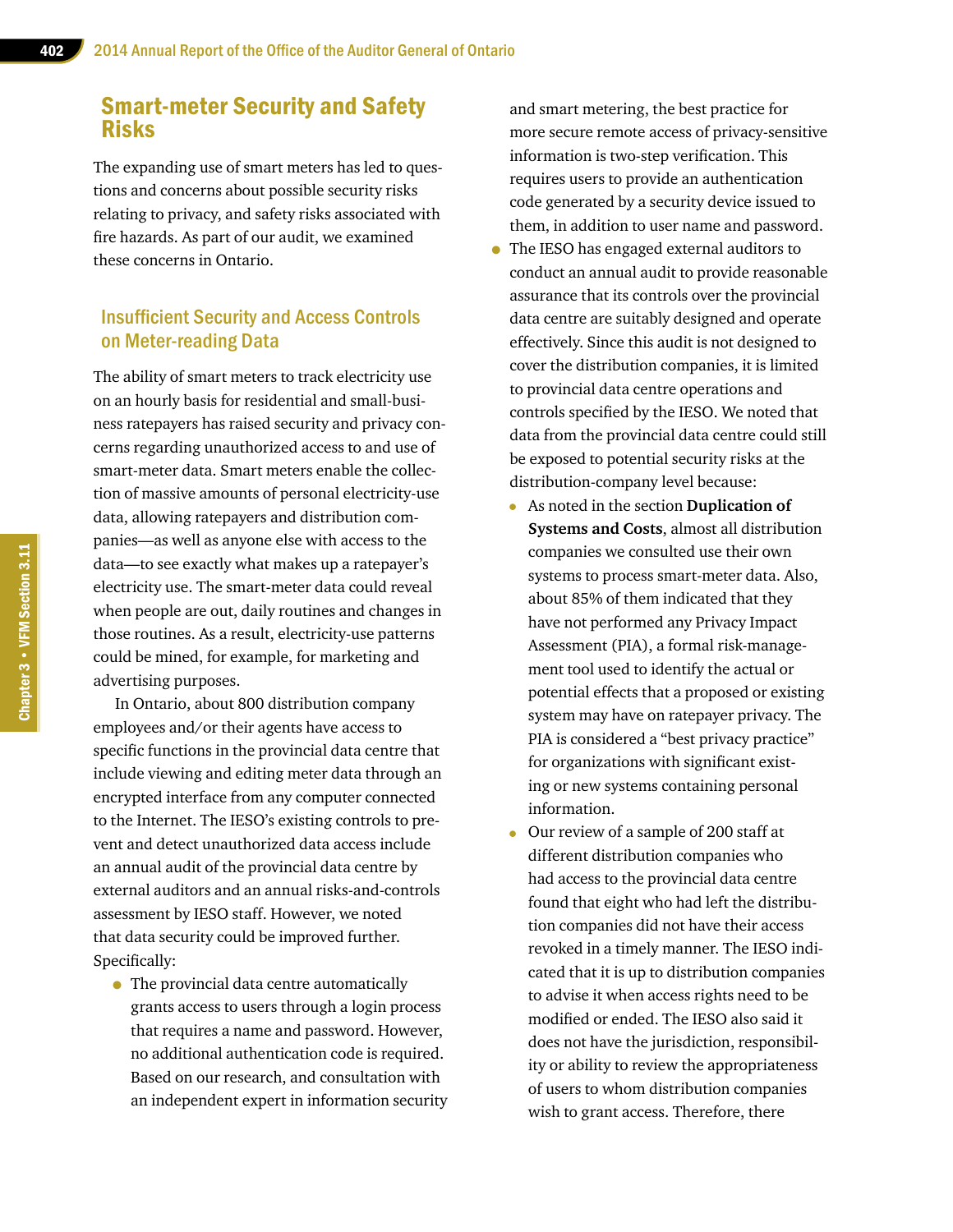## Smart-meter Security and Safety Risks

The expanding use of smart meters has led to questions and concerns about possible security risks relating to privacy, and safety risks associated with fire hazards. As part of our audit, we examined these concerns in Ontario.

### Insufficient Security and Access Controls on Meter-reading Data

The ability of smart meters to track electricity use on an hourly basis for residential and small-business ratepayers has raised security and privacy concerns regarding unauthorized access to and use of smart-meter data. Smart meters enable the collection of massive amounts of personal electricity-use data, allowing ratepayers and distribution companies—as well as anyone else with access to the data—to see exactly what makes up a ratepayer's electricity use. The smart-meter data could reveal when people are out, daily routines and changes in those routines. As a result, electricity-use patterns could be mined, for example, for marketing and advertising purposes.

In Ontario, about 800 distribution company employees and/or their agents have access to specific functions in the provincial data centre that include viewing and editing meter data through an encrypted interface from any computer connected to the Internet. The IESO's existing controls to prevent and detect unauthorized data access include an annual audit of the provincial data centre by external auditors and an annual risks-and-controls assessment by IESO staff. However, we noted that data security could be improved further. Specifically:

- The provincial data centre automatically grants access to users through a login process that requires a name and password. However, no additional authentication code is required. Based on our research, and consultation with an independent expert in information security and smart metering, the best practice for more secure remote access of privacy-sensitive information is two-step verification. This requires users to provide an authentication code generated by a security device issued to them, in addition to user name and password.
- The IESO has engaged external auditors to conduct an annual audit to provide reasonable assurance that its controls over the provincial data centre are suitably designed and operate effectively. Since this audit is not designed to cover the distribution companies, it is limited to provincial data centre operations and controls specified by the IESO. We noted that data from the provincial data centre could still be exposed to potential security risks at the distribution-company level because:
  - As noted in the section **Duplication of Systems and Costs**, almost all distribution companies we consulted use their own systems to process smart-meter data. Also, about 85% of them indicated that they have not performed any Privacy Impact Assessment (PIA), a formal risk-management tool used to identify the actual or potential effects that a proposed or existing system may have on ratepayer privacy. The PIA is considered a "best privacy practice" for organizations with significant existing or new systems containing personal information.
  - Our review of a sample of 200 staff at different distribution companies who had access to the provincial data centre found that eight who had left the distribution companies did not have their access revoked in a timely manner. The IESO indicated that it is up to distribution companies to advise it when access rights need to be modified or ended. The IESO also said it does not have the jurisdiction, responsibility or ability to review the appropriateness of users to whom distribution companies wish to grant access. Therefore, there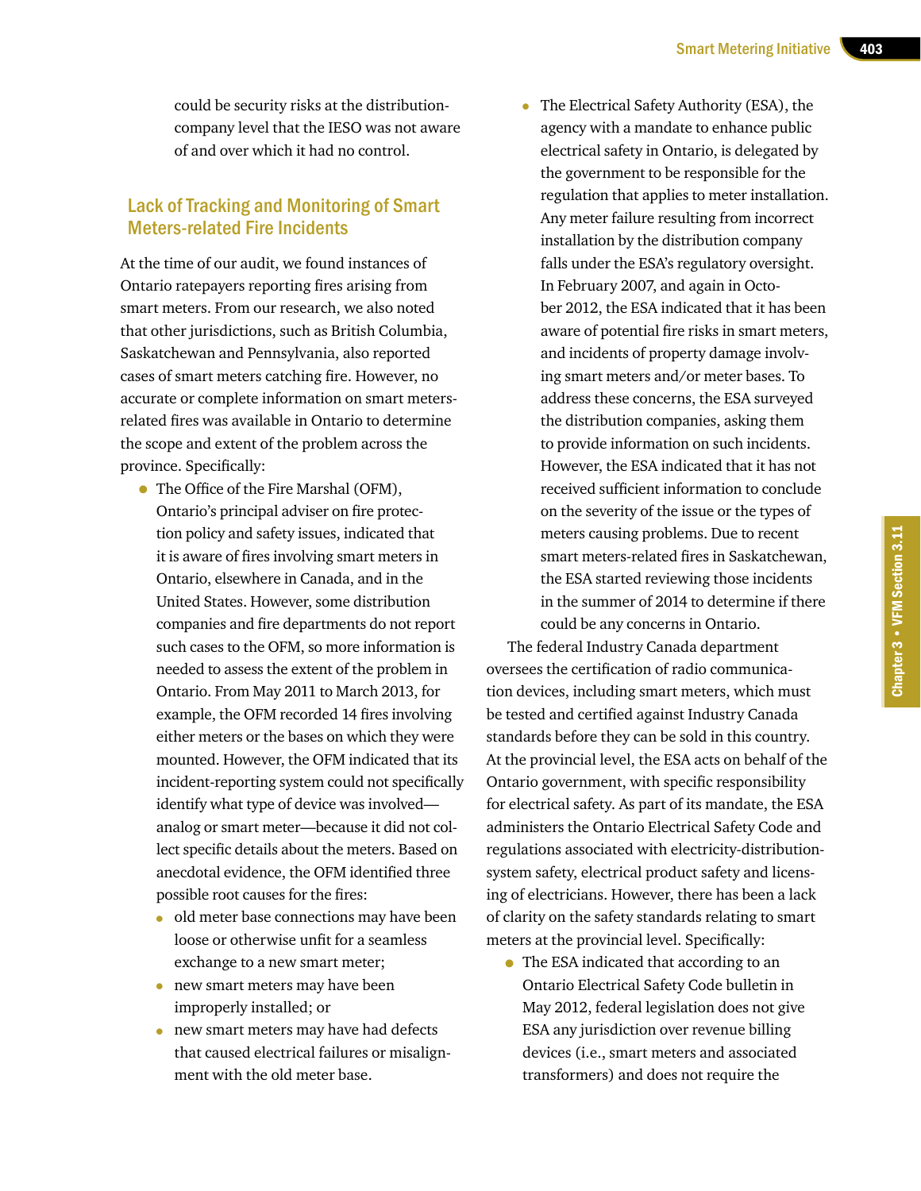could be security risks at the distribution-company level that the IESO was not aware of and over which it had no control.

## Lack of Tracking and Monitoring of Smart Meters-related Fire Incidents

At the time of our audit, we found instances of Ontario ratepayers reporting fires arising from smart meters. From our research, we also noted that other jurisdictions, such as British Columbia, Saskatchewan and Pennsylvania, also reported cases of smart meters catching fire. However, no accurate or complete information on smart meters-related fires was available in Ontario to determine the scope and extent of the problem across the province. Specifically:

- The Office of the Fire Marshal (OFM), Ontario's principal adviser on fire protection policy and safety issues, indicated that it is aware of fires involving smart meters in Ontario, elsewhere in Canada, and in the United States. However, some distribution companies and fire departments do not report such cases to the OFM, so more information is needed to assess the extent of the problem in Ontario. From May 2011 to March 2013, for example, the OFM recorded 14 fires involving either meters or the bases on which they were mounted. However, the OFM indicated that its incident-reporting system could not specifically identify what type of device was involved—analog or smart meter—because it did not collect specific details about the meters. Based on anecdotal evidence, the OFM identified three possible root causes for the fires:
  - old meter base connections may have been loose or otherwise unfit for a seamless exchange to a new smart meter;
  - new smart meters may have been improperly installed; or
  - new smart meters may have had defects that caused electrical failures or misalignment with the old meter base.
- The Electrical Safety Authority (ESA), the agency with a mandate to enhance public electrical safety in Ontario, is delegated by the government to be responsible for the regulation that applies to meter installation. Any meter failure resulting from incorrect installation by the distribution company falls under the ESA's regulatory oversight. In February 2007, and again in October 2012, the ESA indicated that it has been aware of potential fire risks in smart meters, and incidents of property damage involving smart meters and/or meter bases. To address these concerns, the ESA surveyed the distribution companies, asking them to provide information on such incidents. However, the ESA indicated that it has not received sufficient information to conclude on the severity of the issue or the types of meters causing problems. Due to recent smart meters-related fires in Saskatchewan, the ESA started reviewing those incidents in the summer of 2014 to determine if there could be any concerns in Ontario.

The federal Industry Canada department oversees the certification of radio communication devices, including smart meters, which must be tested and certified against Industry Canada standards before they can be sold in this country. At the provincial level, the ESA acts on behalf of the Ontario government, with specific responsibility for electrical safety. As part of its mandate, the ESA administers the Ontario Electrical Safety Code and regulations associated with electricity-distribution-system safety, electrical product safety and licensing of electricians. However, there has been a lack of clarity on the safety standards relating to smart meters at the provincial level. Specifically:

- The ESA indicated that according to an Ontario Electrical Safety Code bulletin in May 2012, federal legislation does not give ESA any jurisdiction over revenue billing devices (i.e., smart meters and associated transformers) and does not require the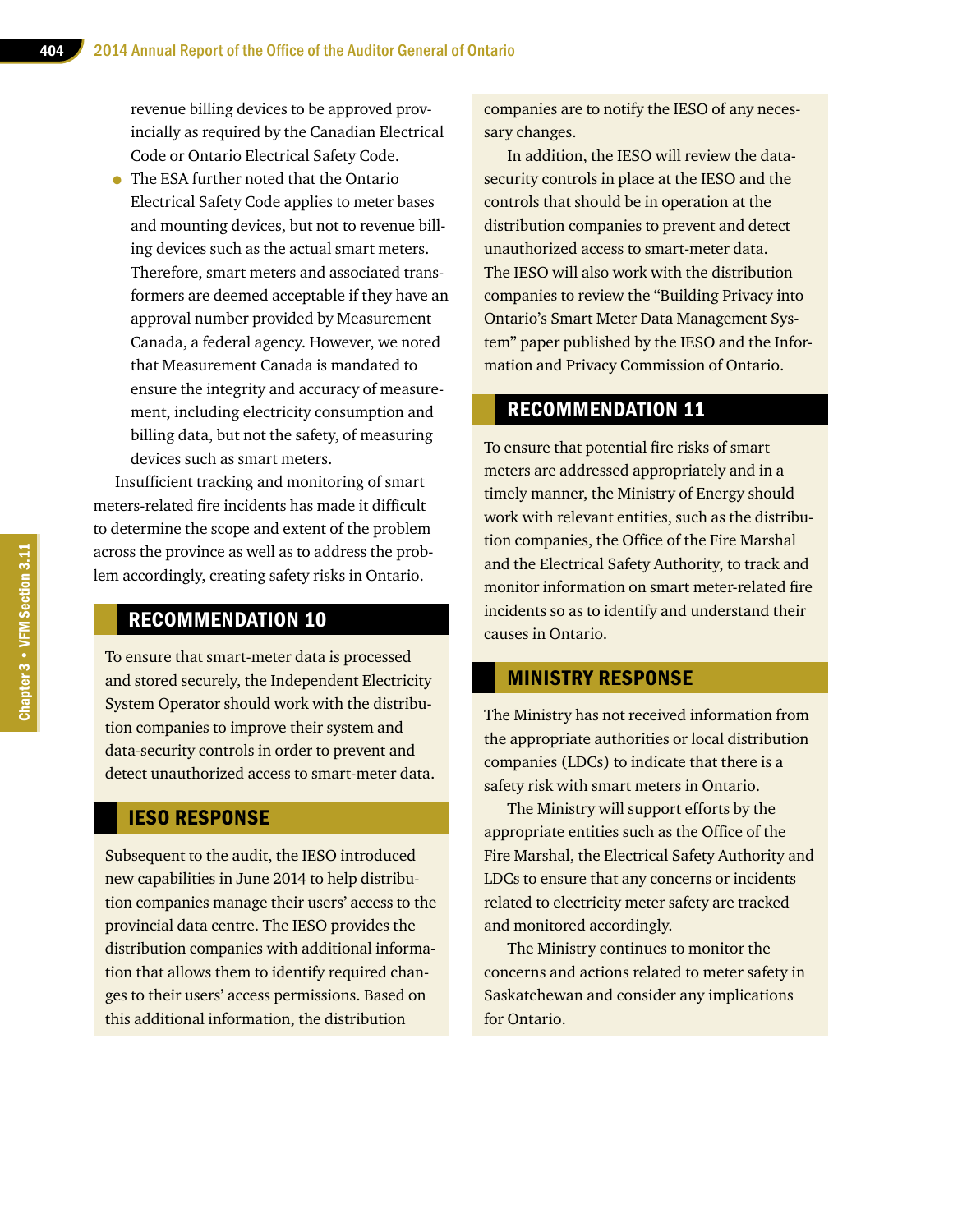revenue billing devices to be approved provincially as required by the Canadian Electrical Code or Ontario Electrical Safety Code.

- The ESA further noted that the Ontario Electrical Safety Code applies to meter bases and mounting devices, but not to revenue billing devices such as the actual smart meters. Therefore, smart meters and associated transformers are deemed acceptable if they have an approval number provided by Measurement Canada, a federal agency. However, we noted that Measurement Canada is mandated to ensure the integrity and accuracy of measurement, including electricity consumption and billing data, but not the safety, of measuring devices such as smart meters.

Insufficient tracking and monitoring of smart meters-related fire incidents has made it difficult to determine the scope and extent of the problem across the province as well as to address the problem accordingly, creating safety risks in Ontario.

## RECOMMENDATION 10

To ensure that smart-meter data is processed and stored securely, the Independent Electricity System Operator should work with the distribution companies to improve their system and data-security controls in order to prevent and detect unauthorized access to smart-meter data.

## IESO RESPONSE

Subsequent to the audit, the IESO introduced new capabilities in June 2014 to help distribution companies manage their users' access to the provincial data centre. The IESO provides the distribution companies with additional information that allows them to identify required changes to their users' access permissions. Based on this additional information, the distribution companies are to notify the IESO of any necessary changes.

In addition, the IESO will review the data-security controls in place at the IESO and the controls that should be in operation at the distribution companies to prevent and detect unauthorized access to smart-meter data. The IESO will also work with the distribution companies to review the "Building Privacy into Ontario's Smart Meter Data Management System" paper published by the IESO and the Information and Privacy Commission of Ontario.

## RECOMMENDATION 11

To ensure that potential fire risks of smart meters are addressed appropriately and in a timely manner, the Ministry of Energy should work with relevant entities, such as the distribution companies, the Office of the Fire Marshal and the Electrical Safety Authority, to track and monitor information on smart meter-related fire incidents so as to identify and understand their causes in Ontario.

## MINISTRY RESPONSE

The Ministry has not received information from the appropriate authorities or local distribution companies (LDCs) to indicate that there is a safety risk with smart meters in Ontario.

The Ministry will support efforts by the appropriate entities such as the Office of the Fire Marshal, the Electrical Safety Authority and LDCs to ensure that any concerns or incidents related to electricity meter safety are tracked and monitored accordingly.

The Ministry continues to monitor the concerns and actions related to meter safety in Saskatchewan and consider any implications for Ontario.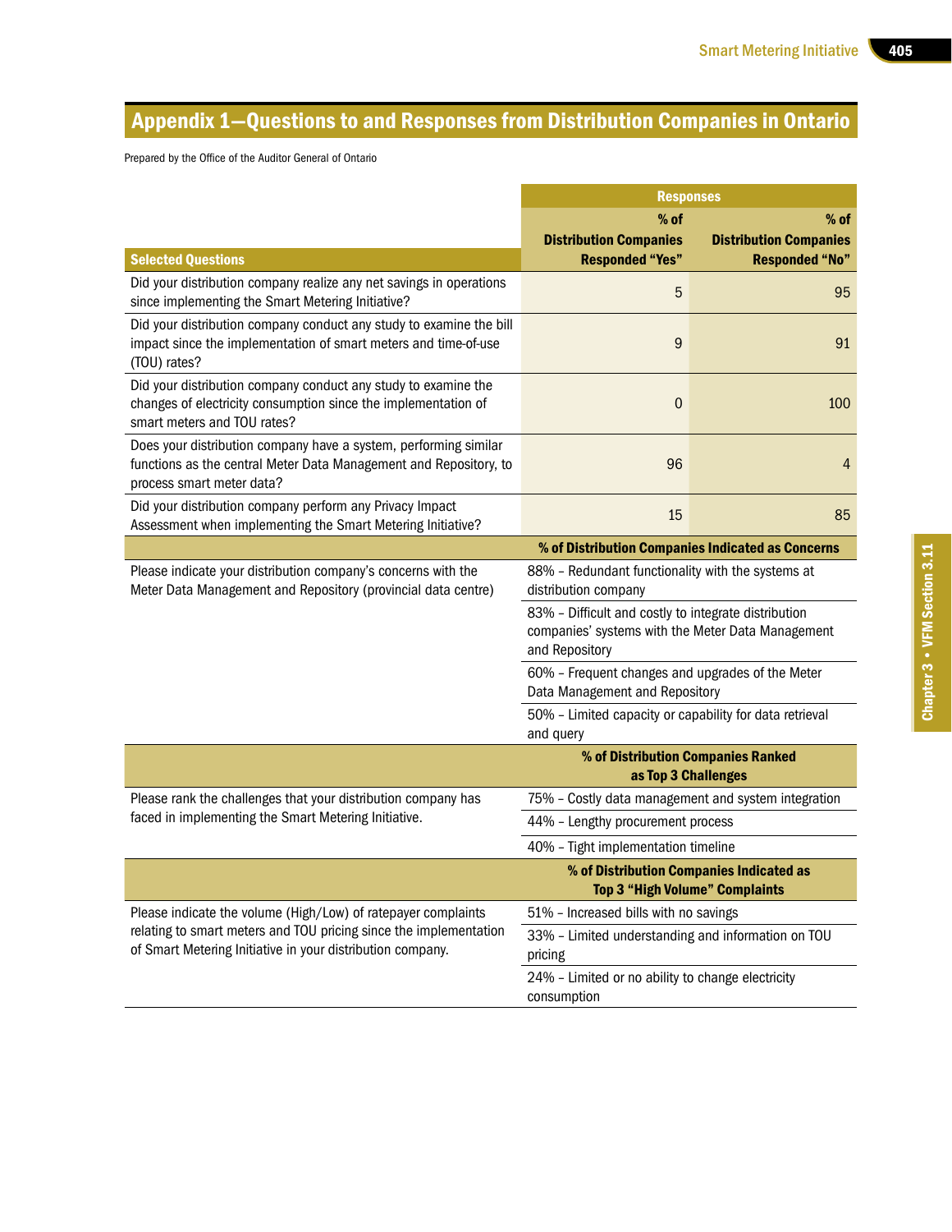# Appendix 1—Questions to and Responses from Distribution Companies in Ontario

Prepared by the Office of the Auditor General of Ontario

| Selected Questions | Responses | |
|---|---|---|
| | **% of Distribution Companies Responded "Yes"** | **% of Distribution Companies Responded "No"** |
| Did your distribution company realize any net savings in operations since implementing the Smart Metering Initiative? | 5 | 95 |
| Did your distribution company conduct any study to examine the bill impact since the implementation of smart meters and time-of-use (TOU) rates? | 9 | 91 |
| Did your distribution company conduct any study to examine the changes of electricity consumption since the implementation of smart meters and TOU rates? | 0 | 100 |
| Does your distribution company have a system, performing similar functions as the central Meter Data Management and Repository, to process smart meter data? | 96 | 4 |
| Did your distribution company perform any Privacy Impact Assessment when implementing the Smart Metering Initiative? | 15 | 85 |
| | **% of Distribution Companies Indicated as Concerns** | |
| Please indicate your distribution company's concerns with the Meter Data Management and Repository (provincial data centre) | 88% – Redundant functionality with the systems at distribution company | |
| | 83% – Difficult and costly to integrate distribution companies' systems with the Meter Data Management and Repository | |
| | 60% – Frequent changes and upgrades of the Meter Data Management and Repository | |
| | 50% – Limited capacity or capability for data retrieval and query | |
| | **% of Distribution Companies Ranked as Top 3 Challenges** | |
| Please rank the challenges that your distribution company has faced in implementing the Smart Metering Initiative. | 75% – Costly data management and system integration | |
| | 44% – Lengthy procurement process | |
| | 40% – Tight implementation timeline | |
| | **% of Distribution Companies Indicated as Top 3 "High Volume" Complaints** | |
| Please indicate the volume (High/Low) of ratepayer complaints relating to smart meters and TOU pricing since the implementation of Smart Metering Initiative in your distribution company. | 51% – Increased bills with no savings | |
| | 33% – Limited understanding and information on TOU pricing | |
| | 24% – Limited or no ability to change electricity consumption | |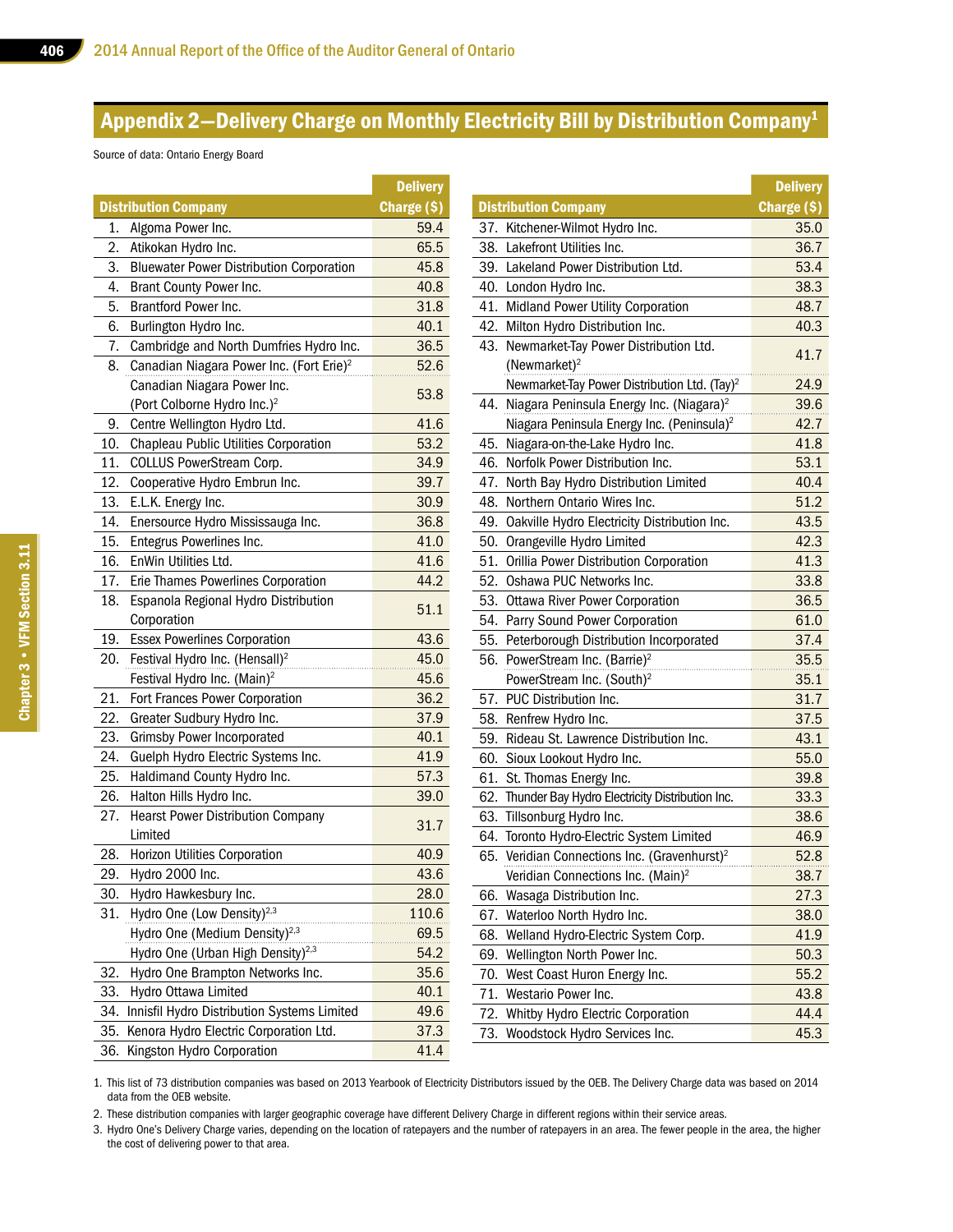## Appendix 2—Delivery Charge on Monthly Electricity Bill by Distribution Company[1]

Source of data: Ontario Energy Board

| Distribution Company | Delivery Charge ($) |
|---|---|
| 1. Algoma Power Inc. | 59.4 |
| 2. Atikokan Hydro Inc. | 65.5 |
| 3. Bluewater Power Distribution Corporation | 45.8 |
| 4. Brant County Power Inc. | 40.8 |
| 5. Brantford Power Inc. | 31.8 |
| 6. Burlington Hydro Inc. | 40.1 |
| 7. Cambridge and North Dumfries Hydro Inc. | 36.5 |
| 8. Canadian Niagara Power Inc. (Fort Erie)[2] | 52.6 |
| Canadian Niagara Power Inc. (Port Colborne Hydro Inc.)[2] | 53.8 |
| 9. Centre Wellington Hydro Ltd. | 41.6 |
| 10. Chapleau Public Utilities Corporation | 53.2 |
| 11. COLLUS PowerStream Corp. | 34.9 |
| 12. Cooperative Hydro Embrun Inc. | 39.7 |
| 13. E.L.K. Energy Inc. | 30.9 |
| 14. Enersource Hydro Mississauga Inc. | 36.8 |
| 15. Entegrus Powerlines Inc. | 41.0 |
| 16. EnWin Utilities Ltd. | 41.6 |
| 17. Erie Thames Powerlines Corporation | 44.2 |
| 18. Espanola Regional Hydro Distribution Corporation | 51.1 |
| 19. Essex Powerlines Corporation | 43.6 |
| 20. Festival Hydro Inc. (Hensall)[2] | 45.0 |
| Festival Hydro Inc. (Main)[2] | 45.6 |
| 21. Fort Frances Power Corporation | 36.2 |
| 22. Greater Sudbury Hydro Inc. | 37.9 |
| 23. Grimsby Power Incorporated | 40.1 |
| 24. Guelph Hydro Electric Systems Inc. | 41.9 |
| 25. Haldimand County Hydro Inc. | 57.3 |
| 26. Halton Hills Hydro Inc. | 39.0 |
| 27. Hearst Power Distribution Company Limited | 31.7 |
| 28. Horizon Utilities Corporation | 40.9 |
| 29. Hydro 2000 Inc. | 43.6 |
| 30. Hydro Hawkesbury Inc. | 28.0 |
| 31. Hydro One (Low Density)[2,3] | 110.6 |
| Hydro One (Medium Density)[2,3] | 69.5 |
| Hydro One (Urban High Density)[2,3] | 54.2 |
| 32. Hydro One Brampton Networks Inc. | 35.6 |
| 33. Hydro Ottawa Limited | 40.1 |
| 34. Innisfil Hydro Distribution Systems Limited | 49.6 |
| 35. Kenora Hydro Electric Corporation Ltd. | 37.3 |
| 36. Kingston Hydro Corporation | 41.4 |
| 37. Kitchener-Wilmot Hydro Inc. | 35.0 |
| 38. Lakefront Utilities Inc. | 36.7 |
| 39. Lakeland Power Distribution Ltd. | 53.4 |
| 40. London Hydro Inc. | 38.3 |
| 41. Midland Power Utility Corporation | 48.7 |
| 42. Milton Hydro Distribution Inc. | 40.3 |
| 43. Newmarket-Tay Power Distribution Ltd. (Newmarket)[2] | 41.7 |
| Newmarket-Tay Power Distribution Ltd. (Tay)[2] | 24.9 |
| 44. Niagara Peninsula Energy Inc. (Niagara)[2] | 39.6 |
| Niagara Peninsula Energy Inc. (Peninsula)[2] | 42.7 |
| 45. Niagara-on-the-Lake Hydro Inc. | 41.8 |
| 46. Norfolk Power Distribution Inc. | 53.1 |
| 47. North Bay Hydro Distribution Limited | 40.4 |
| 48. Northern Ontario Wires Inc. | 51.2 |
| 49. Oakville Hydro Electricity Distribution Inc. | 43.5 |
| 50. Orangeville Hydro Limited | 42.3 |
| 51. Orillia Power Distribution Corporation | 41.3 |
| 52. Oshawa PUC Networks Inc. | 33.8 |
| 53. Ottawa River Power Corporation | 36.5 |
| 54. Parry Sound Power Corporation | 61.0 |
| 55. Peterborough Distribution Incorporated | 37.4 |
| 56. PowerStream Inc. (Barrie)[2] | 35.5 |
| PowerStream Inc. (South)[2] | 35.1 |
| 57. PUC Distribution Inc. | 31.7 |
| 58. Renfrew Hydro Inc. | 37.5 |
| 59. Rideau St. Lawrence Distribution Inc. | 43.1 |
| 60. Sioux Lookout Hydro Inc. | 55.0 |
| 61. St. Thomas Energy Inc. | 39.8 |
| 62. Thunder Bay Hydro Electricity Distribution Inc. | 33.3 |
| 63. Tillsonburg Hydro Inc. | 38.6 |
| 64. Toronto Hydro-Electric System Limited | 46.9 |
| 65. Veridian Connections Inc. (Gravenhurst)[2] | 52.8 |
| Veridian Connections Inc. (Main)[2] | 38.7 |
| 66. Wasaga Distribution Inc. | 27.3 |
| 67. Waterloo North Hydro Inc. | 38.0 |
| 68. Welland Hydro-Electric System Corp. | 41.9 |
| 69. Wellington North Power Inc. | 50.3 |
| 70. West Coast Huron Energy Inc. | 55.2 |
| 71. Westario Power Inc. | 43.8 |
| 72. Whitby Hydro Electric Corporation | 44.4 |
| 73. Woodstock Hydro Services Inc. | 45.3 |

1. This list of 73 distribution companies was based on 2013 Yearbook of Electricity Distributors issued by the OEB. The Delivery Charge data was based on 2014 data from the OEB website.
2. These distribution companies with larger geographic coverage have different Delivery Charge in different regions within their service areas.
3. Hydro One's Delivery Charge varies, depending on the location of ratepayers and the number of ratepayers in an area. The fewer people in the area, the higher the cost of delivering power to that area.